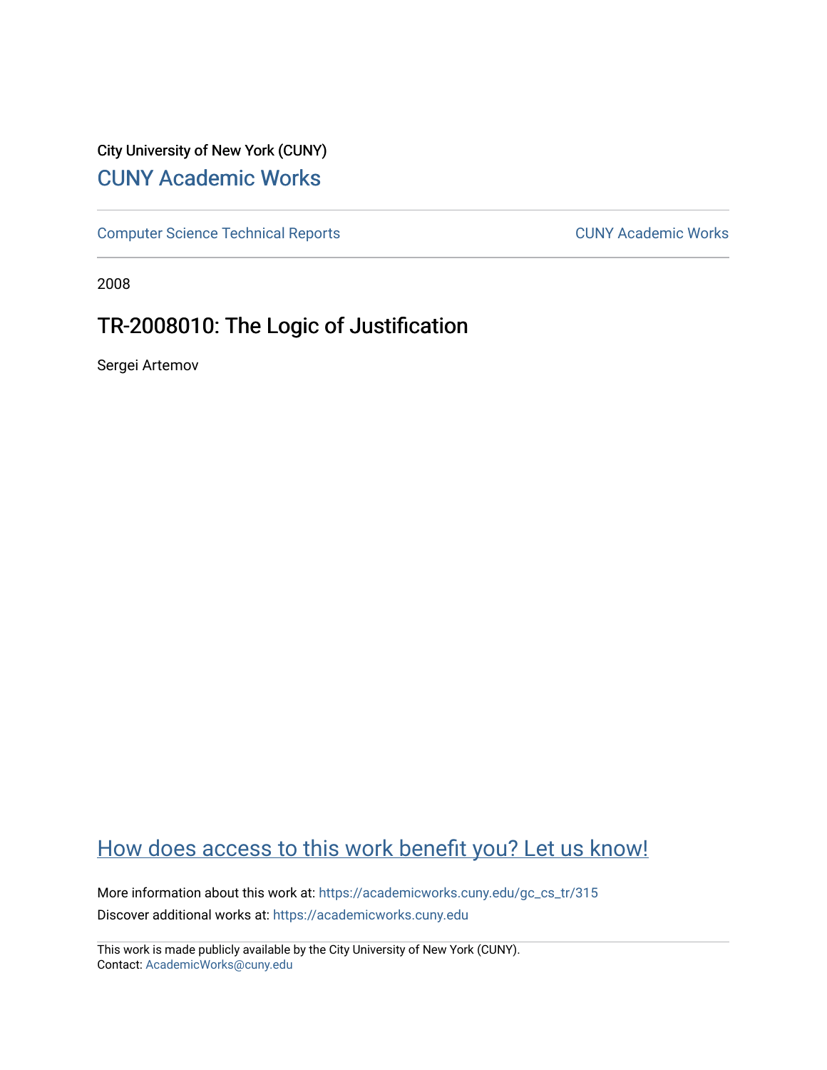City University of New York (CUNY)

[CUNY Academic Works](https://academicworks.cuny.edu)

[Computer Science Technical Reports](https://academicworks.cuny.edu/gc_cs_tr) | [CUNY Academic Works](https://academicworks.cuny.edu)

2008

# TR-2008010: The Logic of Justification

Sergei Artemov

[How does access to this work benefit you? Let us know!](https://academicworks.cuny.edu)

More information about this work at: https://academicworks.cuny.edu/gc_cs_tr/315

Discover additional works at: https://academicworks.cuny.edu

This work is made publicly available by the City University of New York (CUNY).
Contact: AcademicWorks@cuny.edu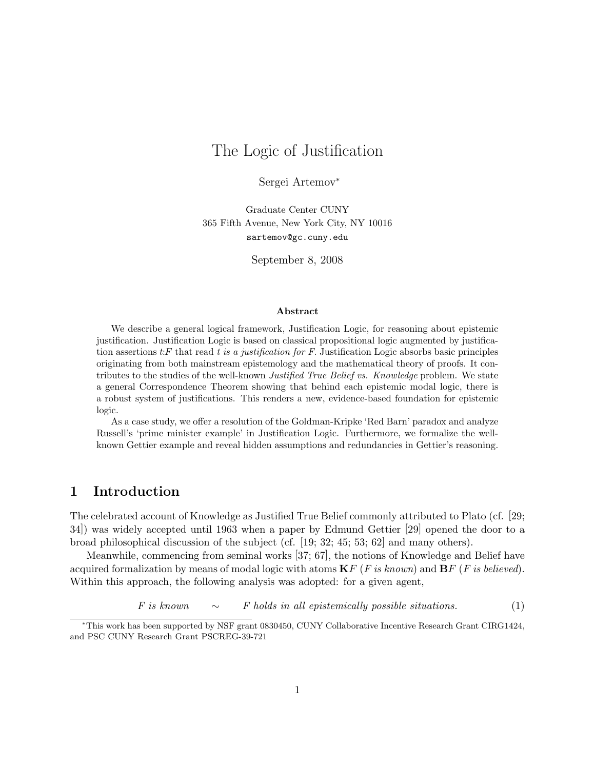# The Logic of Justification

Sergei Artemov*

Graduate Center CUNY
365 Fifth Avenue, New York City, NY 10016
`sartemov@gc.cuny.edu`

September 8, 2008

### Abstract

We describe a general logical framework, Justification Logic, for reasoning about epistemic justification. Justification Logic is based on classical propositional logic augmented by justification assertions $t{:}F$ that read *t is a justification for F*. Justification Logic absorbs basic principles originating from both mainstream epistemology and the mathematical theory of proofs. It contributes to the studies of the well-known *Justified True Belief vs. Knowledge* problem. We state a general Correspondence Theorem showing that behind each epistemic modal logic, there is a robust system of justifications. This renders a new, evidence-based foundation for epistemic logic.

As a case study, we offer a resolution of the Goldman-Kripke 'Red Barn' paradox and analyze Russell's 'prime minister example' in Justification Logic. Furthermore, we formalize the well-known Gettier example and reveal hidden assumptions and redundancies in Gettier's reasoning.

## 1 Introduction

The celebrated account of Knowledge as Justified True Belief commonly attributed to Plato (cf. [29; 34]) was widely accepted until 1963 when a paper by Edmund Gettier [29] opened the door to a broad philosophical discussion of the subject (cf. [19; 32; 45; 53; 62] and many others).

Meanwhile, commencing from seminal works [37; 67], the notions of Knowledge and Belief have acquired formalization by means of modal logic with atoms $\mathbf{K}F$ (*F is known*) and $\mathbf{B}F$ (*F is believed*). Within this approach, the following analysis was adopted: for a given agent,

$$F \textit{ is known} \quad \sim \quad F \textit{ holds in all epistemically possible situations.} \qquad (1)$$

*This work has been supported by NSF grant 0830450, CUNY Collaborative Incentive Research Grant CIRG1424, and PSC CUNY Research Grant PSCREG-39-721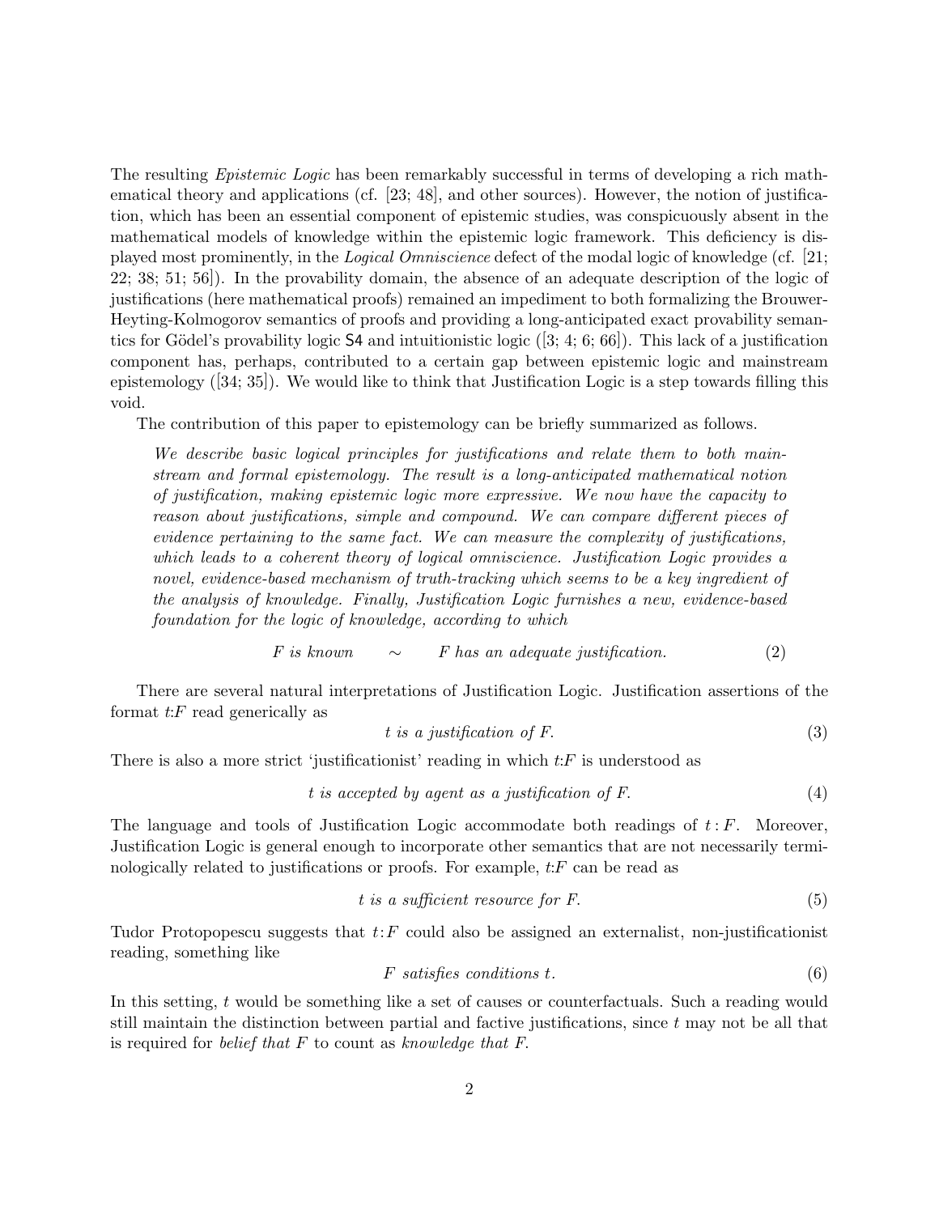The resulting *Epistemic Logic* has been remarkably successful in terms of developing a rich mathematical theory and applications (cf. [23; 48], and other sources). However, the notion of justification, which has been an essential component of epistemic studies, was conspicuously absent in the mathematical models of knowledge within the epistemic logic framework. This deficiency is displayed most prominently, in the *Logical Omniscience* defect of the modal logic of knowledge (cf. [21; 22; 38; 51; 56]). In the provability domain, the absence of an adequate description of the logic of justifications (here mathematical proofs) remained an impediment to both formalizing the Brouwer-Heyting-Kolmogorov semantics of proofs and providing a long-anticipated exact provability semantics for Gödel's provability logic S4 and intuitionistic logic ([3; 4; 6; 66]). This lack of a justification component has, perhaps, contributed to a certain gap between epistemic logic and mainstream epistemology ([34; 35]). We would like to think that Justification Logic is a step towards filling this void.

The contribution of this paper to epistemology can be briefly summarized as follows.

> *We describe basic logical principles for justifications and relate them to both mainstream and formal epistemology. The result is a long-anticipated mathematical notion of justification, making epistemic logic more expressive. We now have the capacity to reason about justifications, simple and compound. We can compare different pieces of evidence pertaining to the same fact. We can measure the complexity of justifications, which leads to a coherent theory of logical omniscience. Justification Logic provides a novel, evidence-based mechanism of truth-tracking which seems to be a key ingredient of the analysis of knowledge. Finally, Justification Logic furnishes a new, evidence-based foundation for the logic of knowledge, according to which*
>
> $$F \text{ is known} \qquad \sim \qquad F \text{ has an adequate justification.} \tag{2}$$

There are several natural interpretations of Justification Logic. Justification assertions of the format $t{:}F$ read generically as

$$t \text{ is a justification of } F. \tag{3}$$

There is also a more strict 'justificationist' reading in which $t{:}F$ is understood as

$$t \text{ is accepted by agent as a justification of } F. \tag{4}$$

The language and tools of Justification Logic accommodate both readings of $t:F$. Moreover, Justification Logic is general enough to incorporate other semantics that are not necessarily terminologically related to justifications or proofs. For example, $t{:}F$ can be read as

$$t \text{ is a sufficient resource for } F. \tag{5}$$

Tudor Protopopescu suggests that $t:F$ could also be assigned an externalist, non-justificationist reading, something like

$$F \text{ satisfies conditions } t. \tag{6}$$

In this setting, $t$ would be something like a set of causes or counterfactuals. Such a reading would still maintain the distinction between partial and factive justifications, since $t$ may not be all that is required for *belief that* $F$ to count as *knowledge that* $F$.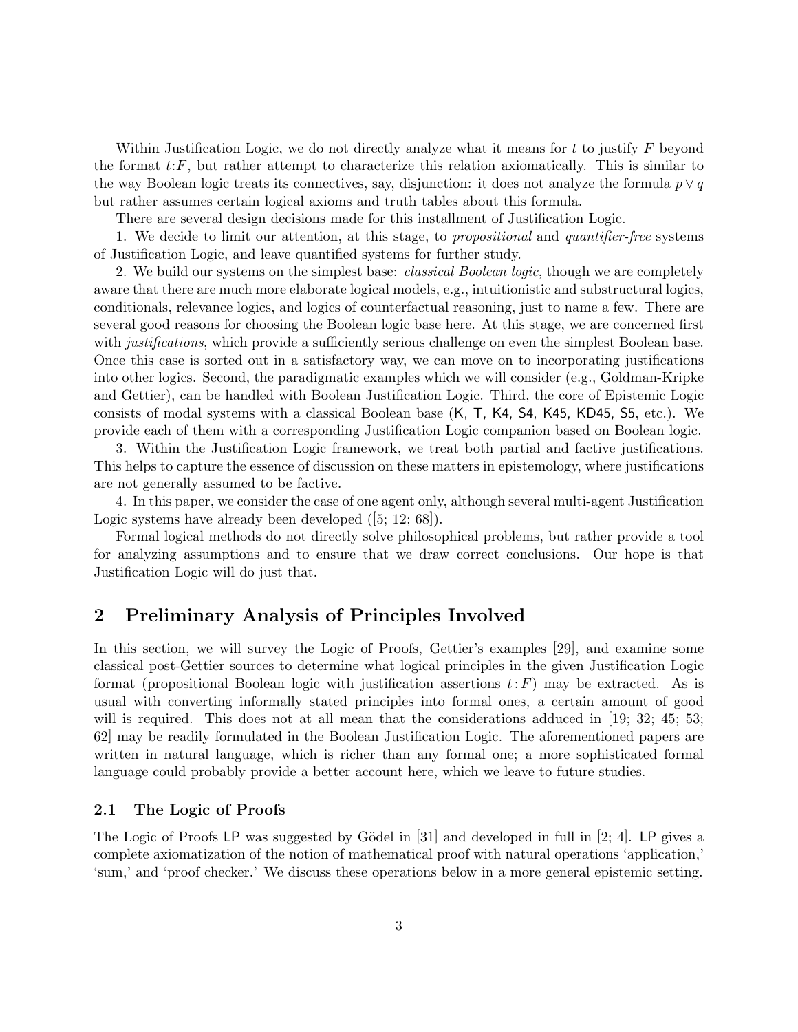Within Justification Logic, we do not directly analyze what it means for $t$ to justify $F$ beyond the format $t{:}F$, but rather attempt to characterize this relation axiomatically. This is similar to the way Boolean logic treats its connectives, say, disjunction: it does not analyze the formula $p \vee q$ but rather assumes certain logical axioms and truth tables about this formula.

There are several design decisions made for this installment of Justification Logic.

1. We decide to limit our attention, at this stage, to *propositional* and *quantifier-free* systems of Justification Logic, and leave quantified systems for further study.

2. We build our systems on the simplest base: *classical Boolean logic*, though we are completely aware that there are much more elaborate logical models, e.g., intuitionistic and substructural logics, conditionals, relevance logics, and logics of counterfactual reasoning, just to name a few. There are several good reasons for choosing the Boolean logic base here. At this stage, we are concerned first with *justifications*, which provide a sufficiently serious challenge on even the simplest Boolean base. Once this case is sorted out in a satisfactory way, we can move on to incorporating justifications into other logics. Second, the paradigmatic examples which we will consider (e.g., Goldman-Kripke and Gettier), can be handled with Boolean Justification Logic. Third, the core of Epistemic Logic consists of modal systems with a classical Boolean base (K, T, K4, S4, K45, KD45, S5, etc.). We provide each of them with a corresponding Justification Logic companion based on Boolean logic.

3. Within the Justification Logic framework, we treat both partial and factive justifications. This helps to capture the essence of discussion on these matters in epistemology, where justifications are not generally assumed to be factive.

4. In this paper, we consider the case of one agent only, although several multi-agent Justification Logic systems have already been developed ([5; 12; 68]).

Formal logical methods do not directly solve philosophical problems, but rather provide a tool for analyzing assumptions and to ensure that we draw correct conclusions. Our hope is that Justification Logic will do just that.

## 2 Preliminary Analysis of Principles Involved

In this section, we will survey the Logic of Proofs, Gettier's examples [29], and examine some classical post-Gettier sources to determine what logical principles in the given Justification Logic format (propositional Boolean logic with justification assertions $t:F$) may be extracted. As is usual with converting informally stated principles into formal ones, a certain amount of good will is required. This does not at all mean that the considerations adduced in [19; 32; 45; 53; 62] may be readily formulated in the Boolean Justification Logic. The aforementioned papers are written in natural language, which is richer than any formal one; a more sophisticated formal language could probably provide a better account here, which we leave to future studies.

### 2.1 The Logic of Proofs

The Logic of Proofs LP was suggested by Gödel in [31] and developed in full in [2; 4]. LP gives a complete axiomatization of the notion of mathematical proof with natural operations 'application,' 'sum,' and 'proof checker.' We discuss these operations below in a more general epistemic setting.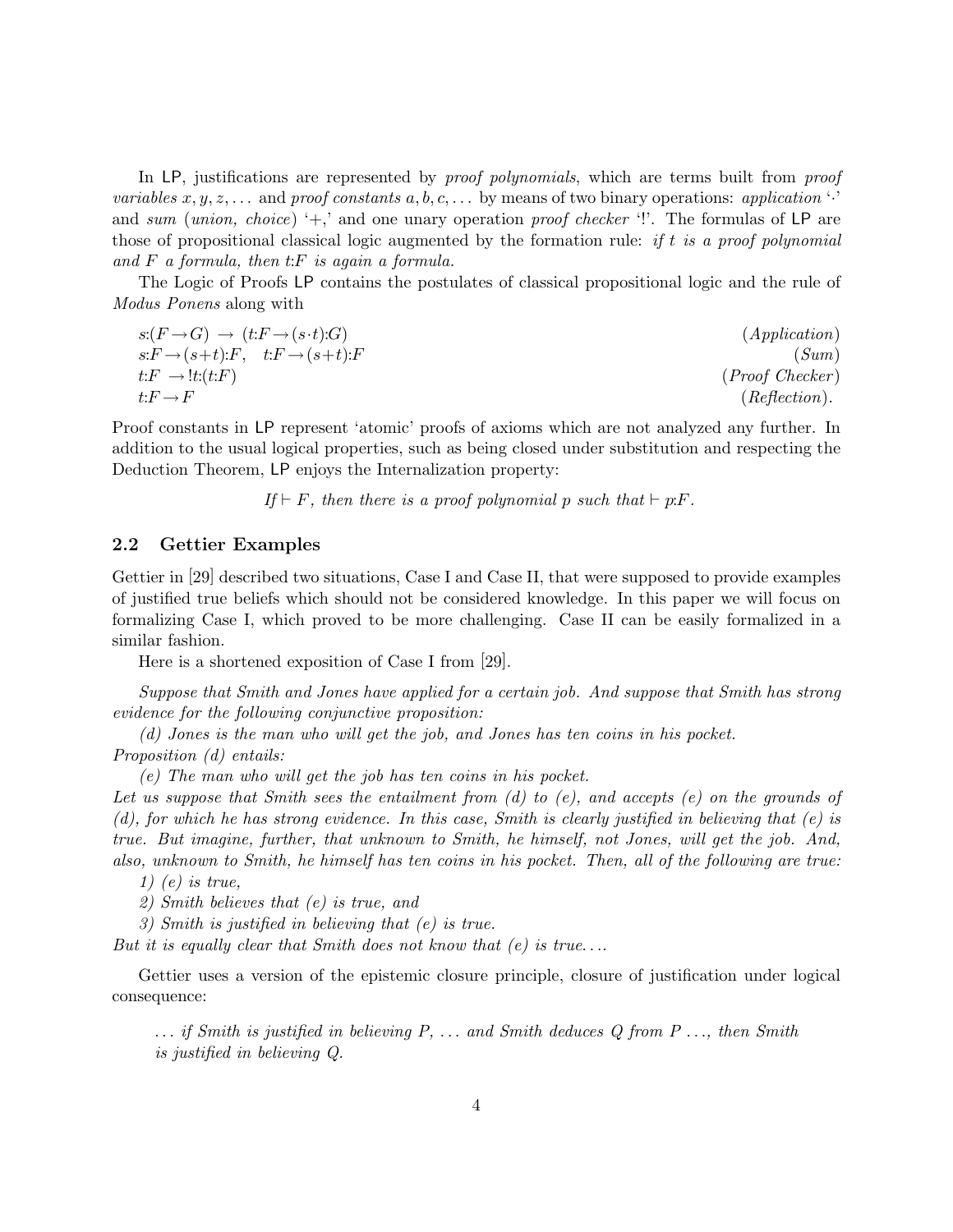In LP, justifications are represented by *proof polynomials*, which are terms built from *proof variables* $x, y, z, \ldots$ and *proof constants* $a, b, c, \ldots$ by means of two binary operations: *application* '$\cdot$' and *sum* (*union, choice*) '$+$,' and one unary operation *proof checker* '$!$'. The formulas of LP are those of propositional classical logic augmented by the formation rule: *if $t$ is a proof polynomial and $F$ a formula, then $t{:}F$ is again a formula.*

The Logic of Proofs LP contains the postulates of classical propositional logic and the rule of *Modus Ponens* along with

$$s{:}(F \rightarrow G) \rightarrow (t{:}F \rightarrow (s{\cdot}t){:}G) \qquad (Application)$$

$$s{:}F \rightarrow (s{+}t){:}F, \quad t{:}F \rightarrow (s{+}t){:}F \qquad (Sum)$$

$$t{:}F \rightarrow\, !t{:}(t{:}F) \qquad (Proof\ Checker)$$

$$t{:}F \rightarrow F \qquad (Reflection).$$

Proof constants in LP represent 'atomic' proofs of axioms which are not analyzed any further. In addition to the usual logical properties, such as being closed under substitution and respecting the Deduction Theorem, LP enjoys the Internalization property:

*If $\vdash F$, then there is a proof polynomial $p$ such that $\vdash p{:}F$.*

## 2.2 Gettier Examples

Gettier in [29] described two situations, Case I and Case II, that were supposed to provide examples of justified true beliefs which should not be considered knowledge. In this paper we will focus on formalizing Case I, which proved to be more challenging. Case II can be easily formalized in a similar fashion.

Here is a shortened exposition of Case I from [29].

*Suppose that Smith and Jones have applied for a certain job. And suppose that Smith has strong evidence for the following conjunctive proposition:*

*(d) Jones is the man who will get the job, and Jones has ten coins in his pocket.*

*Proposition (d) entails:*

*(e) The man who will get the job has ten coins in his pocket.*

*Let us suppose that Smith sees the entailment from (d) to (e), and accepts (e) on the grounds of (d), for which he has strong evidence. In this case, Smith is clearly justified in believing that (e) is true. But imagine, further, that unknown to Smith, he himself, not Jones, will get the job. And, also, unknown to Smith, he himself has ten coins in his pocket. Then, all of the following are true:*

*1) (e) is true,*

*2) Smith believes that (e) is true, and*

*3) Smith is justified in believing that (e) is true.*

*But it is equally clear that Smith does not know that (e) is true....*

Gettier uses a version of the epistemic closure principle, closure of justification under logical consequence:

> ... *if Smith is justified in believing P, ... and Smith deduces Q from P ..., then Smith is justified in believing Q.*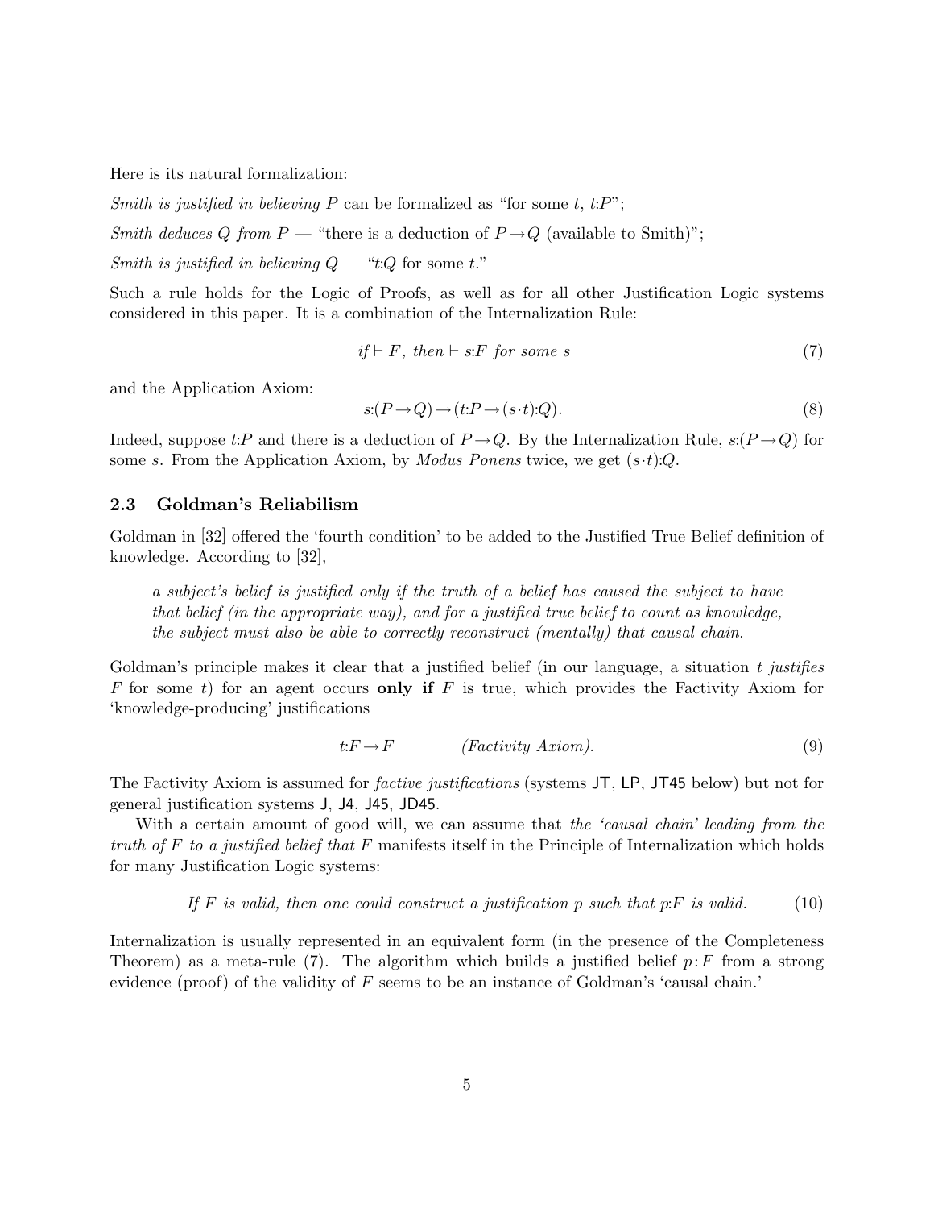Here is its natural formalization:

*Smith is justified in believing P* can be formalized as "for some $t$, $t{:}P$";

*Smith deduces Q from P* — "there is a deduction of $P \rightarrow Q$ (available to Smith)";

*Smith is justified in believing Q* — "$t{:}Q$ for some $t$."

Such a rule holds for the Logic of Proofs, as well as for all other Justification Logic systems considered in this paper. It is a combination of the Internalization Rule:

$$\textit{if} \vdash F, \textit{ then} \vdash s{:}F \textit{ for some } s \tag{7}$$

and the Application Axiom:

$$s{:}(P \rightarrow Q) \rightarrow (t{:}P \rightarrow (s \cdot t){:}Q). \tag{8}$$

Indeed, suppose $t{:}P$ and there is a deduction of $P \rightarrow Q$. By the Internalization Rule, $s{:}(P \rightarrow Q)$ for some $s$. From the Application Axiom, by *Modus Ponens* twice, we get $(s \cdot t){:}Q$.

### 2.3 Goldman's Reliabilism

Goldman in [32] offered the 'fourth condition' to be added to the Justified True Belief definition of knowledge. According to [32],

> *a subject's belief is justified only if the truth of a belief has caused the subject to have that belief (in the appropriate way), and for a justified true belief to count as knowledge, the subject must also be able to correctly reconstruct (mentally) that causal chain.*

Goldman's principle makes it clear that a justified belief (in our language, a situation *t justifies F* for some $t$) for an agent occurs **only if** $F$ is true, which provides the Factivity Axiom for 'knowledge-producing' justifications

$$t{:}F \rightarrow F \qquad\qquad \textit{(Factivity Axiom)}. \tag{9}$$

The Factivity Axiom is assumed for *factive justifications* (systems JT, LP, JT45 below) but not for general justification systems J, J4, J45, JD45.

With a certain amount of good will, we can assume that *the 'causal chain' leading from the truth of F to a justified belief that F* manifests itself in the Principle of Internalization which holds for many Justification Logic systems:

$$\textit{If } F \textit{ is valid, then one could construct a justification } p \textit{ such that } p{:}F \textit{ is valid.} \tag{10}$$

Internalization is usually represented in an equivalent form (in the presence of the Completeness Theorem) as a meta-rule (7). The algorithm which builds a justified belief $p : F$ from a strong evidence (proof) of the validity of $F$ seems to be an instance of Goldman's 'causal chain.'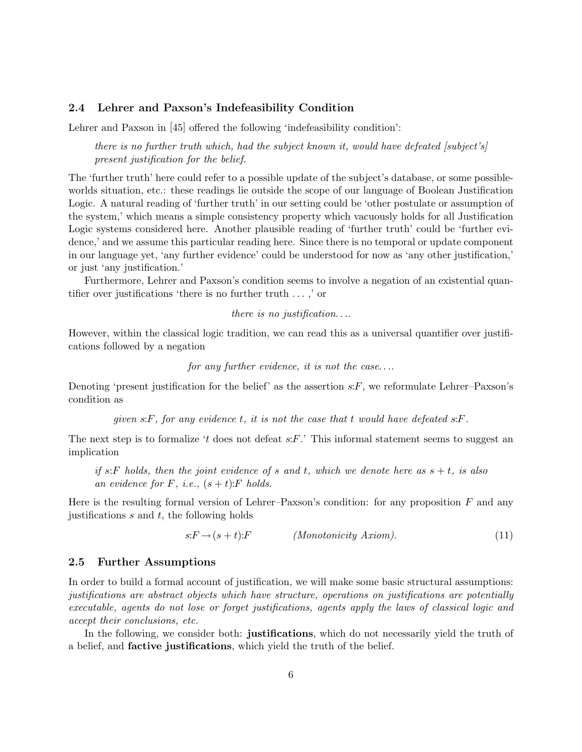### 2.4 Lehrer and Paxson's Indefeasibility Condition

Lehrer and Paxson in [45] offered the following 'indefeasibility condition':

> *there is no further truth which, had the subject known it, would have defeated [subject's] present justification for the belief.*

The 'further truth' here could refer to a possible update of the subject's database, or some possible-worlds situation, etc.: these readings lie outside the scope of our language of Boolean Justification Logic. A natural reading of 'further truth' in our setting could be 'other postulate or assumption of the system,' which means a simple consistency property which vacuously holds for all Justification Logic systems considered here. Another plausible reading of 'further truth' could be 'further evidence,' and we assume this particular reading here. Since there is no temporal or update component in our language yet, 'any further evidence' could be understood for now as 'any other justification,' or just 'any justification.'

Furthermore, Lehrer and Paxson's condition seems to involve a negation of an existential quantifier over justifications 'there is no further truth ... ,' or

*there is no justification....*

However, within the classical logic tradition, we can read this as a universal quantifier over justifications followed by a negation

*for any further evidence, it is not the case....*

Denoting 'present justification for the belief' as the assertion $s{:}F$, we reformulate Lehrer–Paxson's condition as

*given $s{:}F$, for any evidence $t$, it is not the case that $t$ would have defeated $s{:}F$.*

The next step is to formalize '$t$ does not defeat $s{:}F$.' This informal statement seems to suggest an implication

> *if $s{:}F$ holds, then the joint evidence of $s$ and $t$, which we denote here as $s+t$, is also an evidence for $F$, i.e., $(s+t){:}F$ holds.*

Here is the resulting formal version of Lehrer–Paxson's condition: for any proposition $F$ and any justifications $s$ and $t$, the following holds

$$s{:}F \rightarrow (s+t){:}F \qquad \textit{(Monotonicity Axiom)}. \tag{11}$$

### 2.5 Further Assumptions

In order to build a formal account of justification, we will make some basic structural assumptions: *justifications are abstract objects which have structure, operations on justifications are potentially executable, agents do not lose or forget justifications, agents apply the laws of classical logic and accept their conclusions, etc.*

In the following, we consider both: **justifications**, which do not necessarily yield the truth of a belief, and **factive justifications**, which yield the truth of the belief.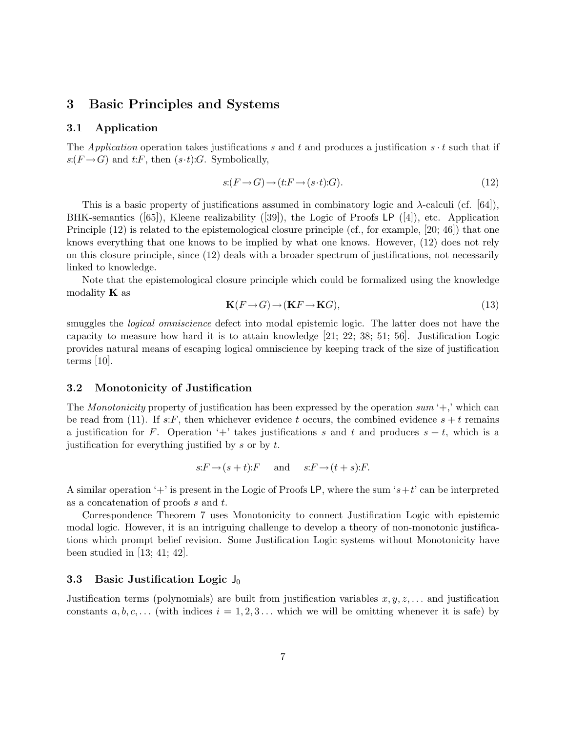## 3 Basic Principles and Systems

### 3.1 Application

The *Application* operation takes justifications $s$ and $t$ and produces a justification $s \cdot t$ such that if $s{:}(F \to G)$ and $t{:}F$, then $(s \cdot t){:}G$. Symbolically,

$$s{:}(F \to G) \to (t{:}F \to (s \cdot t){:}G). \tag{12}$$

This is a basic property of justifications assumed in combinatory logic and $\lambda$-calculi (cf. [64]), BHK-semantics ([65]), Kleene realizability ([39]), the Logic of Proofs $\mathsf{LP}$ ([4]), etc. Application Principle (12) is related to the epistemological closure principle (cf., for example, [20; 46]) that one knows everything that one knows to be implied by what one knows. However, (12) does not rely on this closure principle, since (12) deals with a broader spectrum of justifications, not necessarily linked to knowledge.

Note that the epistemological closure principle which could be formalized using the knowledge modality $\mathbf{K}$ as

$$\mathbf{K}(F \to G) \to (\mathbf{K}F \to \mathbf{K}G), \tag{13}$$

smuggles the *logical omniscience* defect into modal epistemic logic. The latter does not have the capacity to measure how hard it is to attain knowledge [21; 22; 38; 51; 56]. Justification Logic provides natural means of escaping logical omniscience by keeping track of the size of justification terms [10].

### 3.2 Monotonicity of Justification

The *Monotonicity* property of justification has been expressed by the operation *sum* '+,' which can be read from (11). If $s{:}F$, then whichever evidence $t$ occurs, the combined evidence $s + t$ remains a justification for $F$. Operation '+' takes justifications $s$ and $t$ and produces $s + t$, which is a justification for everything justified by $s$ or by $t$.

$$s{:}F \to (s+t){:}F \quad \text{and} \quad s{:}F \to (t+s){:}F.$$

A similar operation '+' is present in the Logic of Proofs $\mathsf{LP}$, where the sum '$s+t$' can be interpreted as a concatenation of proofs $s$ and $t$.

Correspondence Theorem 7 uses Monotonicity to connect Justification Logic with epistemic modal logic. However, it is an intriguing challenge to develop a theory of non-monotonic justifications which prompt belief revision. Some Justification Logic systems without Monotonicity have been studied in [13; 41; 42].

### 3.3 Basic Justification Logic $\mathsf{J}_0$

Justification terms (polynomials) are built from justification variables $x, y, z, \ldots$ and justification constants $a, b, c, \ldots$ (with indices $i = 1, 2, 3 \ldots$ which we will be omitting whenever it is safe) by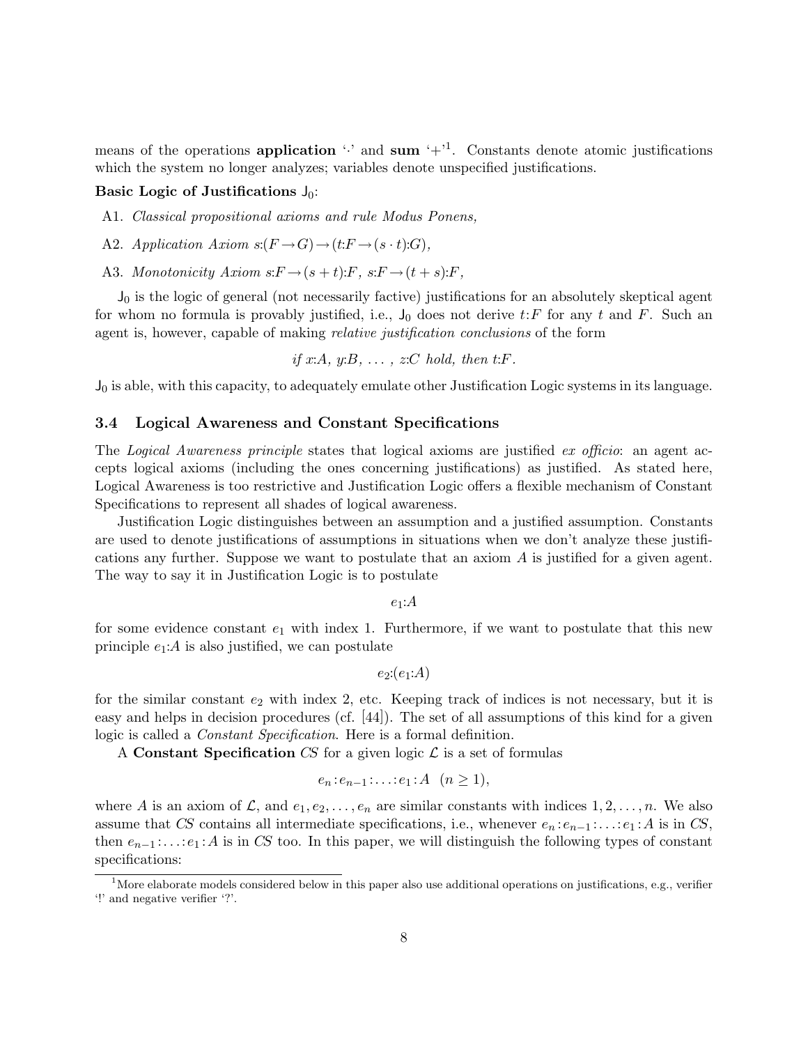means of the operations **application** '$\cdot$' and **sum** '$+$'[1]. Constants denote atomic justifications which the system no longer analyzes; variables denote unspecified justifications.

**Basic Logic of Justifications $\mathsf{J}_0$:**

A1. *Classical propositional axioms and rule Modus Ponens,*

A2. *Application Axiom* $s{:}(F \rightarrow G) \rightarrow (t{:}F \rightarrow (s \cdot t){:}G)$,

A3. *Monotonicity Axiom* $s{:}F \rightarrow (s+t){:}F$, $s{:}F \rightarrow (t+s){:}F$,

$\mathsf{J}_0$ is the logic of general (not necessarily factive) justifications for an absolutely skeptical agent for whom no formula is provably justified, i.e., $\mathsf{J}_0$ does not derive $t{:}F$ for any $t$ and $F$. Such an agent is, however, capable of making *relative justification conclusions* of the form

$$\textit{if } x{:}A,\ y{:}B,\ \ldots,\ z{:}C \textit{ hold, then } t{:}F.$$

$\mathsf{J}_0$ is able, with this capacity, to adequately emulate other Justification Logic systems in its language.

### 3.4 Logical Awareness and Constant Specifications

The *Logical Awareness principle* states that logical axioms are justified *ex officio*: an agent accepts logical axioms (including the ones concerning justifications) as justified. As stated here, Logical Awareness is too restrictive and Justification Logic offers a flexible mechanism of Constant Specifications to represent all shades of logical awareness.

Justification Logic distinguishes between an assumption and a justified assumption. Constants are used to denote justifications of assumptions in situations when we don't analyze these justifications any further. Suppose we want to postulate that an axiom $A$ is justified for a given agent. The way to say it in Justification Logic is to postulate

$$e_1{:}A$$

for some evidence constant $e_1$ with index 1. Furthermore, if we want to postulate that this new principle $e_1{:}A$ is also justified, we can postulate

$$e_2{:}(e_1{:}A)$$

for the similar constant $e_2$ with index 2, etc. Keeping track of indices is not necessary, but it is easy and helps in decision procedures (cf. [44]). The set of all assumptions of this kind for a given logic is called a *Constant Specification*. Here is a formal definition.

A **Constant Specification** $\mathit{CS}$ for a given logic $\mathcal{L}$ is a set of formulas

$$e_n{:}e_{n-1}{:}\ldots{:}e_1{:}A \quad (n \geq 1),$$

where $A$ is an axiom of $\mathcal{L}$, and $e_1, e_2, \ldots, e_n$ are similar constants with indices $1, 2, \ldots, n$. We also assume that $\mathit{CS}$ contains all intermediate specifications, i.e., whenever $e_n{:}e_{n-1}{:}\ldots{:}e_1{:}A$ is in $\mathit{CS}$, then $e_{n-1}{:}\ldots{:}e_1{:}A$ is in $\mathit{CS}$ too. In this paper, we will distinguish the following types of constant specifications:

[1] More elaborate models considered below in this paper also use additional operations on justifications, e.g., verifier '!' and negative verifier '?'.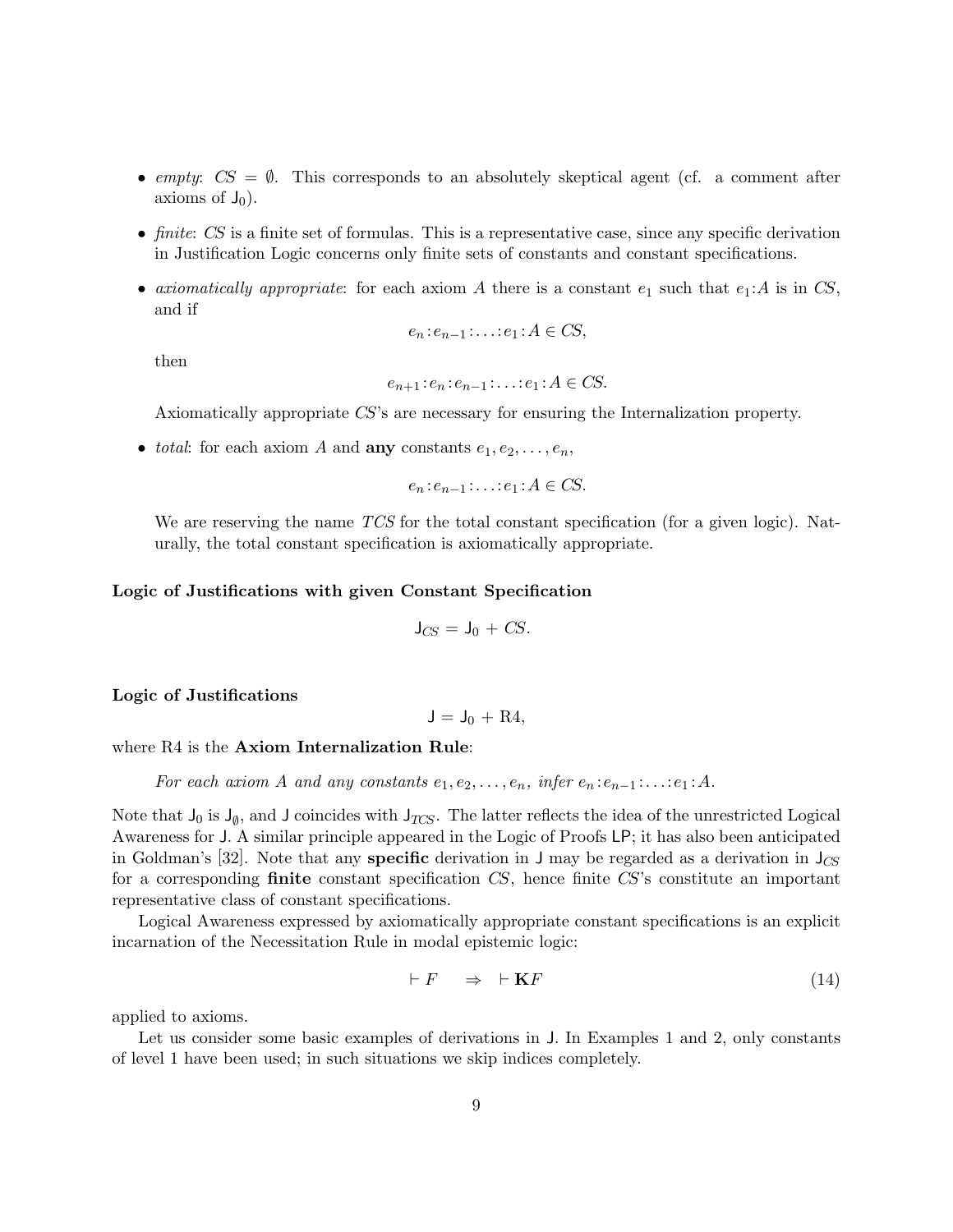- *empty*: $CS = \emptyset$. This corresponds to an absolutely skeptical agent (cf. a comment after axioms of $\mathsf{J}_0$).
- *finite*: *CS* is a finite set of formulas. This is a representative case, since any specific derivation in Justification Logic concerns only finite sets of constants and constant specifications.
- *axiomatically appropriate*: for each axiom $A$ there is a constant $e_1$ such that $e_1{:}A$ is in *CS*, and if

  $$e_n{:}e_{n-1}{:}\ldots{:}e_1{:}A \in CS,$$

  then

  $$e_{n+1}{:}e_n{:}e_{n-1}{:}\ldots{:}e_1{:}A \in CS.$$

  Axiomatically appropriate *CS*'s are necessary for ensuring the Internalization property.
- *total*: for each axiom $A$ and **any** constants $e_1, e_2, \ldots, e_n$,

  $$e_n{:}e_{n-1}{:}\ldots{:}e_1{:}A \in CS.$$

  We are reserving the name *TCS* for the total constant specification (for a given logic). Naturally, the total constant specification is axiomatically appropriate.

**Logic of Justifications with given Constant Specification**

$$\mathsf{J}_{CS} = \mathsf{J}_0 + CS.$$

**Logic of Justifications**

$$\mathsf{J} = \mathsf{J}_0 + \text{R4},$$

where R4 is the **Axiom Internalization Rule**:

> *For each axiom $A$ and any constants $e_1, e_2, \ldots, e_n$, infer $e_n{:}e_{n-1}{:}\ldots{:}e_1{:}A$.*

Note that $\mathsf{J}_0$ is $\mathsf{J}_\emptyset$, and $\mathsf{J}$ coincides with $\mathsf{J}_{TCS}$. The latter reflects the idea of the unrestricted Logical Awareness for $\mathsf{J}$. A similar principle appeared in the Logic of Proofs $\mathsf{LP}$; it has also been anticipated in Goldman's [32]. Note that any **specific** derivation in $\mathsf{J}$ may be regarded as a derivation in $\mathsf{J}_{CS}$ for a corresponding **finite** constant specification *CS*, hence finite *CS*'s constitute an important representative class of constant specifications.

Logical Awareness expressed by axiomatically appropriate constant specifications is an explicit incarnation of the Necessitation Rule in modal epistemic logic:

$$\vdash F \quad \Rightarrow \quad \vdash \mathbf{K}F \tag{14}$$

applied to axioms.

Let us consider some basic examples of derivations in $\mathsf{J}$. In Examples 1 and 2, only constants of level 1 have been used; in such situations we skip indices completely.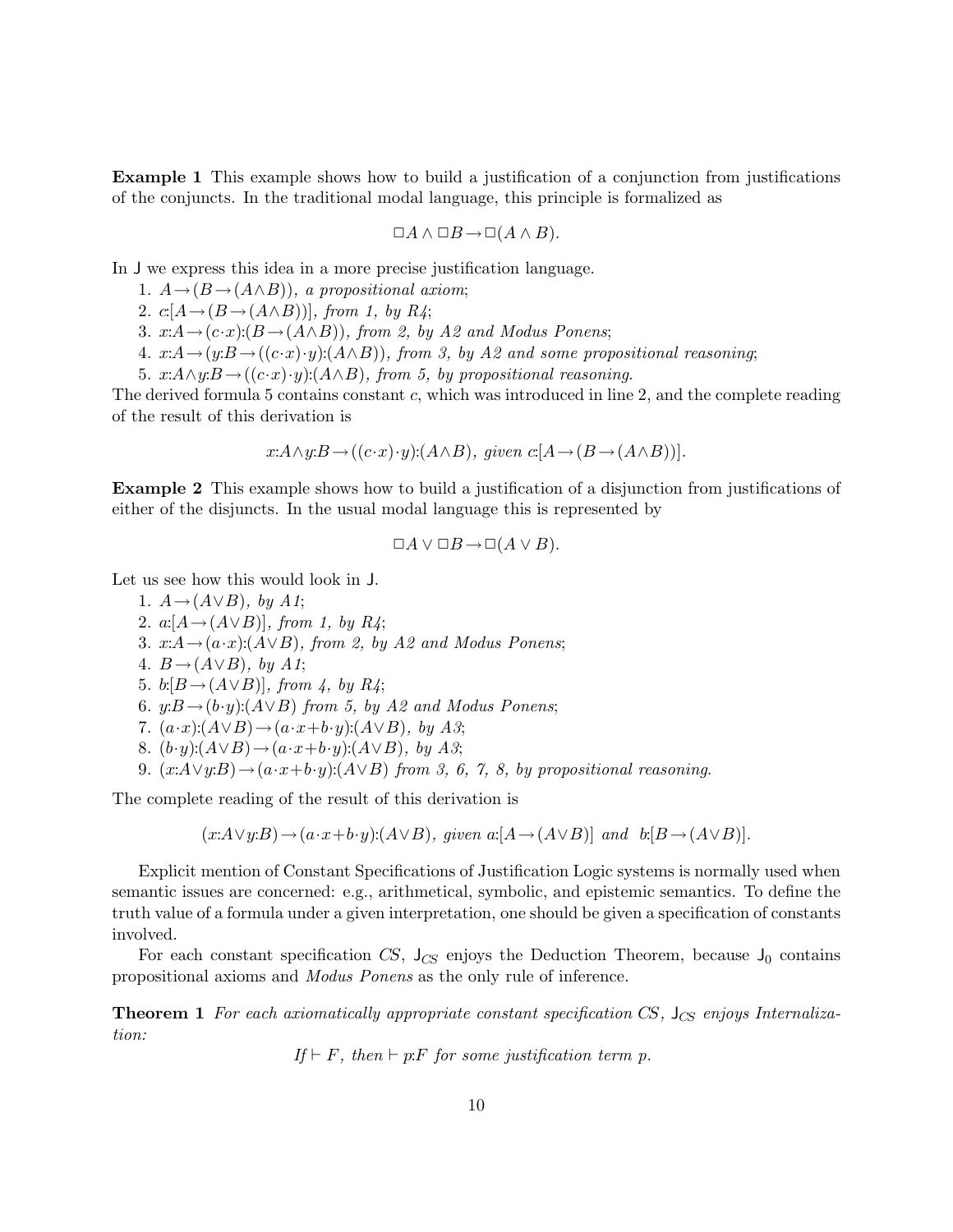**Example 1** This example shows how to build a justification of a conjunction from justifications of the conjuncts. In the traditional modal language, this principle is formalized as

$$\Box A \wedge \Box B \rightarrow \Box (A \wedge B).$$

In J we express this idea in a more precise justification language.

1. $A \rightarrow (B \rightarrow (A \wedge B))$, *a propositional axiom*;
2. $c{:}[A \rightarrow (B \rightarrow (A \wedge B))]$, *from 1, by R4*;
3. $x{:}A \rightarrow (c{\cdot}x){:}(B \rightarrow (A \wedge B))$, *from 2, by A2 and Modus Ponens*;
4. $x{:}A \rightarrow (y{:}B \rightarrow ((c{\cdot}x){\cdot}y){:}(A \wedge B))$, *from 3, by A2 and some propositional reasoning*;
5. $x{:}A \wedge y{:}B \rightarrow ((c{\cdot}x){\cdot}y){:}(A \wedge B)$, *from 5, by propositional reasoning*.

The derived formula 5 contains constant $c$, which was introduced in line 2, and the complete reading of the result of this derivation is

$$x{:}A \wedge y{:}B \rightarrow ((c{\cdot}x){\cdot}y){:}(A \wedge B),\ \textit{given}\ c{:}[A \rightarrow (B \rightarrow (A \wedge B))].$$

**Example 2** This example shows how to build a justification of a disjunction from justifications of either of the disjuncts. In the usual modal language this is represented by

$$\Box A \vee \Box B \rightarrow \Box (A \vee B).$$

Let us see how this would look in J.

1. $A \rightarrow (A \vee B)$, *by A1*;
2. $a{:}[A \rightarrow (A \vee B)]$, *from 1, by R4*;
3. $x{:}A \rightarrow (a{\cdot}x){:}(A \vee B)$, *from 2, by A2 and Modus Ponens*;
4. $B \rightarrow (A \vee B)$, *by A1*;
5. $b{:}[B \rightarrow (A \vee B)]$, *from 4, by R4*;
6. $y{:}B \rightarrow (b{\cdot}y){:}(A \vee B)$ *from 5, by A2 and Modus Ponens*;
7. $(a{\cdot}x){:}(A \vee B) \rightarrow (a{\cdot}x + b{\cdot}y){:}(A \vee B)$, *by A3*;
8. $(b{\cdot}y){:}(A \vee B) \rightarrow (a{\cdot}x + b{\cdot}y){:}(A \vee B)$, *by A3*;
9. $(x{:}A \vee y{:}B) \rightarrow (a{\cdot}x + b{\cdot}y){:}(A \vee B)$ *from 3, 6, 7, 8, by propositional reasoning*.

The complete reading of the result of this derivation is

$$(x{:}A \vee y{:}B) \rightarrow (a{\cdot}x + b{\cdot}y){:}(A \vee B),\ \textit{given}\ a{:}[A \rightarrow (A \vee B)]\ \textit{and}\ \ b{:}[B \rightarrow (A \vee B)].$$

Explicit mention of Constant Specifications of Justification Logic systems is normally used when semantic issues are concerned: e.g., arithmetical, symbolic, and epistemic semantics. To define the truth value of a formula under a given interpretation, one should be given a specification of constants involved.

For each constant specification $CS$, $\mathsf{J}_{CS}$ enjoys the Deduction Theorem, because $\mathsf{J}_0$ contains propositional axioms and *Modus Ponens* as the only rule of inference.

**Theorem 1** *For each axiomatically appropriate constant specification CS,* $\mathsf{J}_{CS}$ *enjoys Internalization:*

$$\textit{If} \vdash F,\ \textit{then} \vdash p{:}F\ \textit{for some justification term}\ p.$$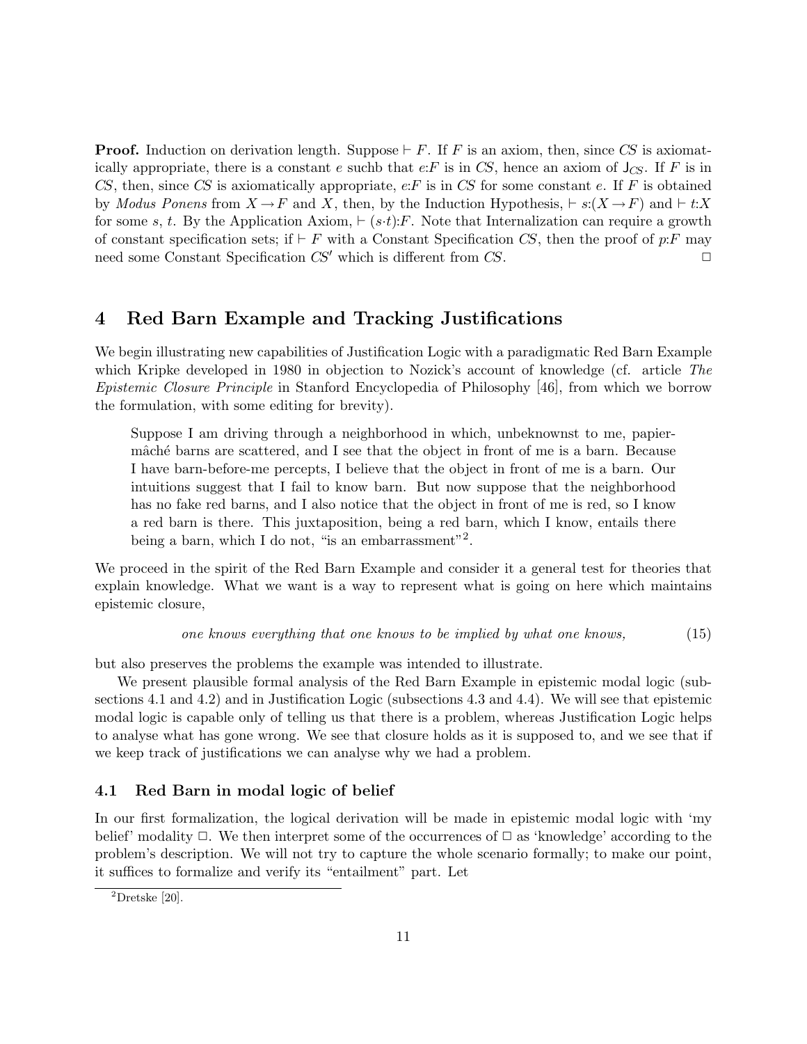**Proof.** Induction on derivation length. Suppose $\vdash F$. If $F$ is an axiom, then, since $CS$ is axiomatically appropriate, there is a constant $e$ suchb that $e{:}F$ is in $CS$, hence an axiom of $\mathsf{J}_{CS}$. If $F$ is in $CS$, then, since $CS$ is axiomatically appropriate, $e{:}F$ is in $CS$ for some constant $e$. If $F$ is obtained by *Modus Ponens* from $X \to F$ and $X$, then, by the Induction Hypothesis, $\vdash s{:}(X \to F)$ and $\vdash t{:}X$ for some $s$, $t$. By the Application Axiom, $\vdash (s{\cdot}t){:}F$. Note that Internalization can require a growth of constant specification sets; if $\vdash F$ with a Constant Specification $CS$, then the proof of $p{:}F$ may need some Constant Specification $CS'$ which is different from $CS$. $\Box$

## 4 Red Barn Example and Tracking Justifications

We begin illustrating new capabilities of Justification Logic with a paradigmatic Red Barn Example which Kripke developed in 1980 in objection to Nozick's account of knowledge (cf. article *The Epistemic Closure Principle* in Stanford Encyclopedia of Philosophy [46], from which we borrow the formulation, with some editing for brevity).

> Suppose I am driving through a neighborhood in which, unbeknownst to me, papier-mâché barns are scattered, and I see that the object in front of me is a barn. Because I have barn-before-me percepts, I believe that the object in front of me is a barn. Our intuitions suggest that I fail to know barn. But now suppose that the neighborhood has no fake red barns, and I also notice that the object in front of me is red, so I know a red barn is there. This juxtaposition, being a red barn, which I know, entails there being a barn, which I do not, "is an embarrassment"[2].

We proceed in the spirit of the Red Barn Example and consider it a general test for theories that explain knowledge. What we want is a way to represent what is going on here which maintains epistemic closure,

$$\textit{one knows everything that one knows to be implied by what one knows,} \tag{15}$$

but also preserves the problems the example was intended to illustrate.

We present plausible formal analysis of the Red Barn Example in epistemic modal logic (subsections 4.1 and 4.2) and in Justification Logic (subsections 4.3 and 4.4). We will see that epistemic modal logic is capable only of telling us that there is a problem, whereas Justification Logic helps to analyse what has gone wrong. We see that closure holds as it is supposed to, and we see that if we keep track of justifications we can analyse why we had a problem.

### 4.1 Red Barn in modal logic of belief

In our first formalization, the logical derivation will be made in epistemic modal logic with 'my belief' modality $\Box$. We then interpret some of the occurrences of $\Box$ as 'knowledge' according to the problem's description. We will not try to capture the whole scenario formally; to make our point, it suffices to formalize and verify its "entailment" part. Let

[2] Dretske [20].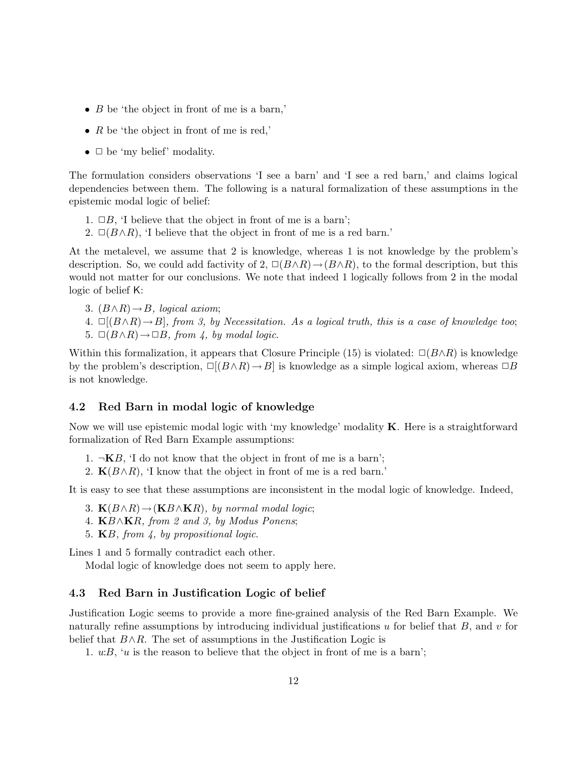- $B$ be 'the object in front of me is a barn,'
- $R$ be 'the object in front of me is red,'
- $\Box$ be 'my belief' modality.

The formulation considers observations 'I see a barn' and 'I see a red barn,' and claims logical dependencies between them. The following is a natural formalization of these assumptions in the epistemic modal logic of belief:

1. $\Box B$, 'I believe that the object in front of me is a barn';
2. $\Box(B\wedge R)$, 'I believe that the object in front of me is a red barn.'

At the metalevel, we assume that 2 is knowledge, whereas 1 is not knowledge by the problem's description. So, we could add factivity of 2, $\Box(B\wedge R)\rightarrow(B\wedge R)$, to the formal description, but this would not matter for our conclusions. We note that indeed 1 logically follows from 2 in the modal logic of belief $\mathsf{K}$:

3. $(B\wedge R)\rightarrow B$, *logical axiom*;
4. $\Box[(B\wedge R)\rightarrow B]$, *from 3, by Necessitation. As a logical truth, this is a case of knowledge too*;
5. $\Box(B\wedge R)\rightarrow\Box B$, *from 4, by modal logic*.

Within this formalization, it appears that Closure Principle (15) is violated: $\Box(B\wedge R)$ is knowledge by the problem's description, $\Box[(B\wedge R)\rightarrow B]$ is knowledge as a simple logical axiom, whereas $\Box B$ is not knowledge.

### 4.2 Red Barn in modal logic of knowledge

Now we will use epistemic modal logic with 'my knowledge' modality $\mathbf{K}$. Here is a straightforward formalization of Red Barn Example assumptions:

1. $\neg\mathbf{K}B$, 'I do not know that the object in front of me is a barn';
2. $\mathbf{K}(B\wedge R)$, 'I know that the object in front of me is a red barn.'

It is easy to see that these assumptions are inconsistent in the modal logic of knowledge. Indeed,

3. $\mathbf{K}(B\wedge R)\rightarrow(\mathbf{K}B\wedge\mathbf{K}R)$, *by normal modal logic*;
4. $\mathbf{K}B\wedge\mathbf{K}R$, *from 2 and 3, by Modus Ponens*;
5. $\mathbf{K}B$, *from 4, by propositional logic*.

Lines 1 and 5 formally contradict each other.

Modal logic of knowledge does not seem to apply here.

### 4.3 Red Barn in Justification Logic of belief

Justification Logic seems to provide a more fine-grained analysis of the Red Barn Example. We naturally refine assumptions by introducing individual justifications $u$ for belief that $B$, and $v$ for belief that $B\wedge R$. The set of assumptions in the Justification Logic is

1. $u{:}B$, '$u$ is the reason to believe that the object in front of me is a barn';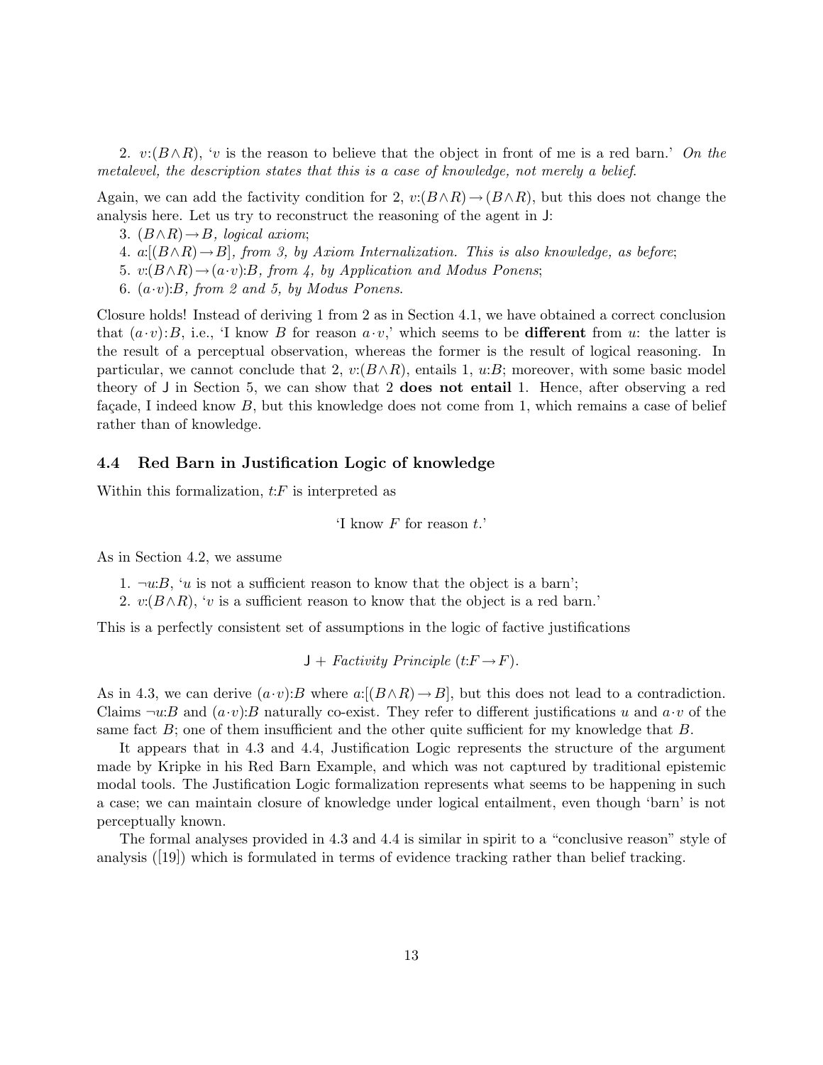2. $v{:}(B \wedge R)$, '$v$ is the reason to believe that the object in front of me is a red barn.' *On the metalevel, the description states that this is a case of knowledge, not merely a belief.*

Again, we can add the factivity condition for 2, $v{:}(B \wedge R) \rightarrow (B \wedge R)$, but this does not change the analysis here. Let us try to reconstruct the reasoning of the agent in J:

3. $(B \wedge R) \rightarrow B$, *logical axiom*;
4. $a{:}[(B \wedge R) \rightarrow B]$, *from 3, by Axiom Internalization. This is also knowledge, as before*;
5. $v{:}(B \wedge R) \rightarrow (a \cdot v){:}B$, *from 4, by Application and Modus Ponens*;
6. $(a \cdot v){:}B$, *from 2 and 5, by Modus Ponens.*

Closure holds! Instead of deriving 1 from 2 as in Section 4.1, we have obtained a correct conclusion that $(a \cdot v){:}B$, i.e., 'I know $B$ for reason $a \cdot v$,' which seems to be **different** from $u$: the latter is the result of a perceptual observation, whereas the former is the result of logical reasoning. In particular, we cannot conclude that 2, $v{:}(B \wedge R)$, entails 1, $u{:}B$; moreover, with some basic model theory of J in Section 5, we can show that 2 **does not entail** 1. Hence, after observing a red façade, I indeed know $B$, but this knowledge does not come from 1, which remains a case of belief rather than of knowledge.

### 4.4 Red Barn in Justification Logic of knowledge

Within this formalization, $t{:}F$ is interpreted as

'I know $F$ for reason $t$.'

As in Section 4.2, we assume

1. $\neg u{:}B$, '$u$ is not a sufficient reason to know that the object is a barn';
2. $v{:}(B \wedge R)$, '$v$ is a sufficient reason to know that the object is a red barn.'

This is a perfectly consistent set of assumptions in the logic of factive justifications

$$\mathsf{J} + \textit{Factivity Principle } (t{:}F \rightarrow F).$$

As in 4.3, we can derive $(a \cdot v){:}B$ where $a{:}[(B \wedge R) \rightarrow B]$, but this does not lead to a contradiction. Claims $\neg u{:}B$ and $(a \cdot v){:}B$ naturally co-exist. They refer to different justifications $u$ and $a \cdot v$ of the same fact $B$; one of them insufficient and the other quite sufficient for my knowledge that $B$.

It appears that in 4.3 and 4.4, Justification Logic represents the structure of the argument made by Kripke in his Red Barn Example, and which was not captured by traditional epistemic modal tools. The Justification Logic formalization represents what seems to be happening in such a case; we can maintain closure of knowledge under logical entailment, even though 'barn' is not perceptually known.

The formal analyses provided in 4.3 and 4.4 is similar in spirit to a "conclusive reason" style of analysis ([19]) which is formulated in terms of evidence tracking rather than belief tracking.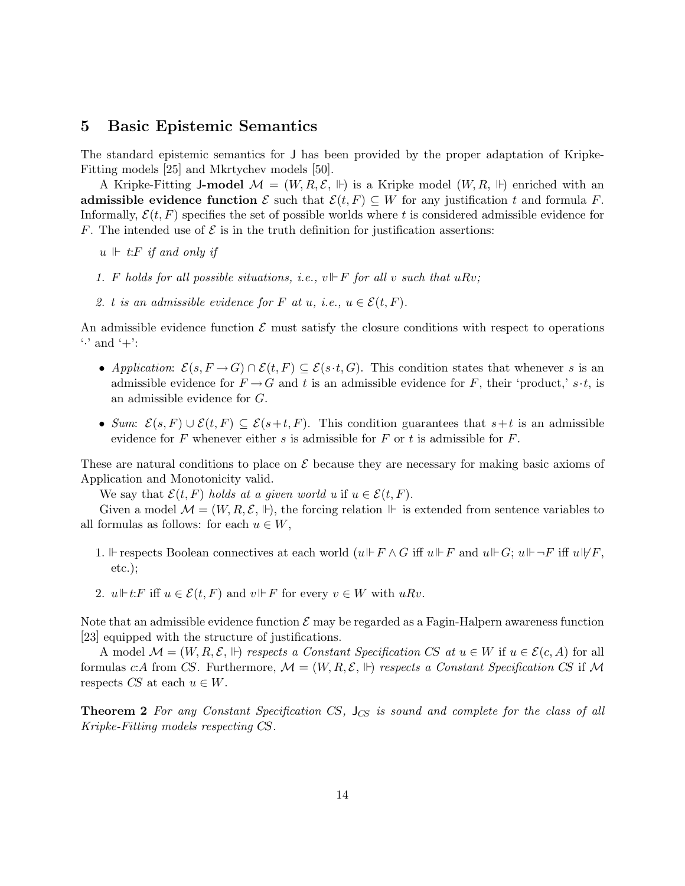## 5 Basic Epistemic Semantics

The standard epistemic semantics for J has been provided by the proper adaptation of Kripke-Fitting models [25] and Mkrtychev models [50].

A Kripke-Fitting **J-model** $\mathcal{M} = (W, R, \mathcal{E}, \Vdash)$ is a Kripke model $(W, R, \Vdash)$ enriched with an **admissible evidence function** $\mathcal{E}$ such that $\mathcal{E}(t, F) \subseteq W$ for any justification $t$ and formula $F$. Informally, $\mathcal{E}(t, F)$ specifies the set of possible worlds where $t$ is considered admissible evidence for $F$. The intended use of $\mathcal{E}$ is in the truth definition for justification assertions:

*$u \Vdash t{:}F$ if and only if*

1. *$F$ holds for all possible situations, i.e., $v \Vdash F$ for all $v$ such that $uRv$;*
2. *$t$ is an admissible evidence for $F$ at $u$, i.e., $u \in \mathcal{E}(t, F)$.*

An admissible evidence function $\mathcal{E}$ must satisfy the closure conditions with respect to operations '$\cdot$' and '$+$':

- *Application*: $\mathcal{E}(s, F \to G) \cap \mathcal{E}(t, F) \subseteq \mathcal{E}(s \cdot t, G)$. This condition states that whenever $s$ is an admissible evidence for $F \to G$ and $t$ is an admissible evidence for $F$, their 'product,' $s \cdot t$, is an admissible evidence for $G$.
- *Sum*: $\mathcal{E}(s, F) \cup \mathcal{E}(t, F) \subseteq \mathcal{E}(s + t, F)$. This condition guarantees that $s + t$ is an admissible evidence for $F$ whenever either $s$ is admissible for $F$ or $t$ is admissible for $F$.

These are natural conditions to place on $\mathcal{E}$ because they are necessary for making basic axioms of Application and Monotonicity valid.

We say that *$\mathcal{E}(t, F)$ holds at a given world $u$* if $u \in \mathcal{E}(t, F)$.

Given a model $\mathcal{M} = (W, R, \mathcal{E}, \Vdash)$, the forcing relation $\Vdash$ is extended from sentence variables to all formulas as follows: for each $u \in W$,

1. $\Vdash$ respects Boolean connectives at each world ($u \Vdash F \wedge G$ iff $u \Vdash F$ and $u \Vdash G$; $u \Vdash \neg F$ iff $u \nVdash F$, etc.);
2. $u \Vdash t{:}F$ iff $u \in \mathcal{E}(t, F)$ and $v \Vdash F$ for every $v \in W$ with $uRv$.

Note that an admissible evidence function $\mathcal{E}$ may be regarded as a Fagin-Halpern awareness function [23] equipped with the structure of justifications.

A model $\mathcal{M} = (W, R, \mathcal{E}, \Vdash)$ *respects a Constant Specification CS at $u \in W$* if $u \in \mathcal{E}(c, A)$ for all formulas $c{:}A$ from $CS$. Furthermore, $\mathcal{M} = (W, R, \mathcal{E}, \Vdash)$ *respects a Constant Specification CS* if $\mathcal{M}$ respects $CS$ at each $u \in W$.

**Theorem 2** *For any Constant Specification CS, $\mathsf{J}_{CS}$ is sound and complete for the class of all Kripke-Fitting models respecting CS.*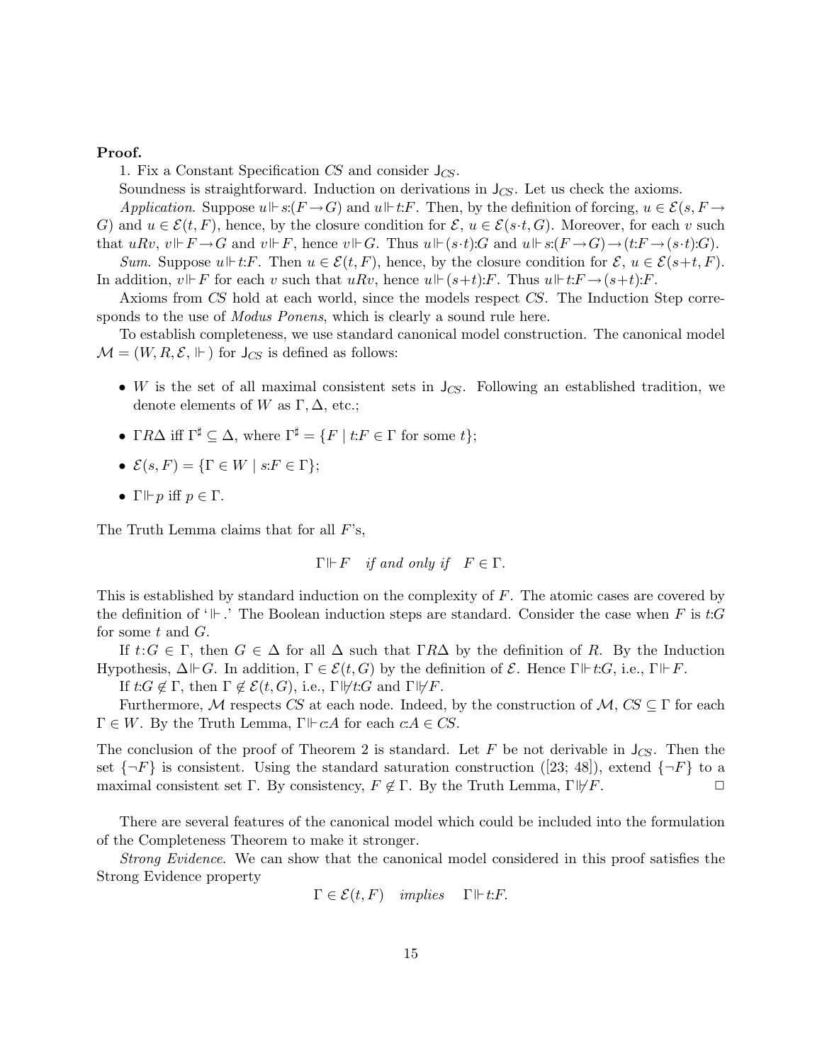**Proof.**

1. Fix a Constant Specification $CS$ and consider $\mathsf{J}_{CS}$.

Soundness is straightforward. Induction on derivations in $\mathsf{J}_{CS}$. Let us check the axioms.

*Application.* Suppose $u \Vdash s{:}(F \rightarrow G)$ and $u \Vdash t{:}F$. Then, by the definition of forcing, $u \in \mathcal{E}(s, F \rightarrow G)$ and $u \in \mathcal{E}(t, F)$, hence, by the closure condition for $\mathcal{E}$, $u \in \mathcal{E}(s{\cdot}t, G)$. Moreover, for each $v$ such that $uRv$, $v \Vdash F \rightarrow G$ and $v \Vdash F$, hence $v \Vdash G$. Thus $u \Vdash (s{\cdot}t){:}G$ and $u \Vdash s{:}(F \rightarrow G) \rightarrow (t{:}F \rightarrow (s{\cdot}t){:}G)$.

*Sum.* Suppose $u \Vdash t{:}F$. Then $u \in \mathcal{E}(t, F)$, hence, by the closure condition for $\mathcal{E}$, $u \in \mathcal{E}(s{+}t, F)$. In addition, $v \Vdash F$ for each $v$ such that $uRv$, hence $u \Vdash (s{+}t){:}F$. Thus $u \Vdash t{:}F \rightarrow (s{+}t){:}F$.

Axioms from $CS$ hold at each world, since the models respect $CS$. The Induction Step corresponds to the use of *Modus Ponens*, which is clearly a sound rule here.

To establish completeness, we use standard canonical model construction. The canonical model $\mathcal{M} = (W, R, \mathcal{E}, \Vdash)$ for $\mathsf{J}_{CS}$ is defined as follows:

- $W$ is the set of all maximal consistent sets in $\mathsf{J}_{CS}$. Following an established tradition, we denote elements of $W$ as $\Gamma, \Delta$, etc.;
- $\Gamma R \Delta$ iff $\Gamma^{\sharp} \subseteq \Delta$, where $\Gamma^{\sharp} = \{F \mid t{:}F \in \Gamma \text{ for some } t\}$;
- $\mathcal{E}(s, F) = \{\Gamma \in W \mid s{:}F \in \Gamma\}$;
- $\Gamma \Vdash p$ iff $p \in \Gamma$.

The Truth Lemma claims that for all $F$'s,

$$\Gamma \Vdash F \quad \textit{if and only if} \quad F \in \Gamma.$$

This is established by standard induction on the complexity of $F$. The atomic cases are covered by the definition of '$\Vdash$.' The Boolean induction steps are standard. Consider the case when $F$ is $t{:}G$ for some $t$ and $G$.

If $t{:}G \in \Gamma$, then $G \in \Delta$ for all $\Delta$ such that $\Gamma R \Delta$ by the definition of $R$. By the Induction Hypothesis, $\Delta \Vdash G$. In addition, $\Gamma \in \mathcal{E}(t, G)$ by the definition of $\mathcal{E}$. Hence $\Gamma \Vdash t{:}G$, i.e., $\Gamma \Vdash F$.

If $t{:}G \notin \Gamma$, then $\Gamma \notin \mathcal{E}(t, G)$, i.e., $\Gamma \not\Vdash t{:}G$ and $\Gamma \not\Vdash F$.

Furthermore, $\mathcal{M}$ respects $CS$ at each node. Indeed, by the construction of $\mathcal{M}$, $CS \subseteq \Gamma$ for each $\Gamma \in W$. By the Truth Lemma, $\Gamma \Vdash c{:}A$ for each $c{:}A \in CS$.

The conclusion of the proof of Theorem 2 is standard. Let $F$ be not derivable in $\mathsf{J}_{CS}$. Then the set $\{\neg F\}$ is consistent. Using the standard saturation construction ([23; 48]), extend $\{\neg F\}$ to a maximal consistent set $\Gamma$. By consistency, $F \notin \Gamma$. By the Truth Lemma, $\Gamma \not\Vdash F$. $\square$

There are several features of the canonical model which could be included into the formulation of the Completeness Theorem to make it stronger.

*Strong Evidence.* We can show that the canonical model considered in this proof satisfies the Strong Evidence property

$$\Gamma \in \mathcal{E}(t, F) \quad \textit{implies} \quad \Gamma \Vdash t{:}F.$$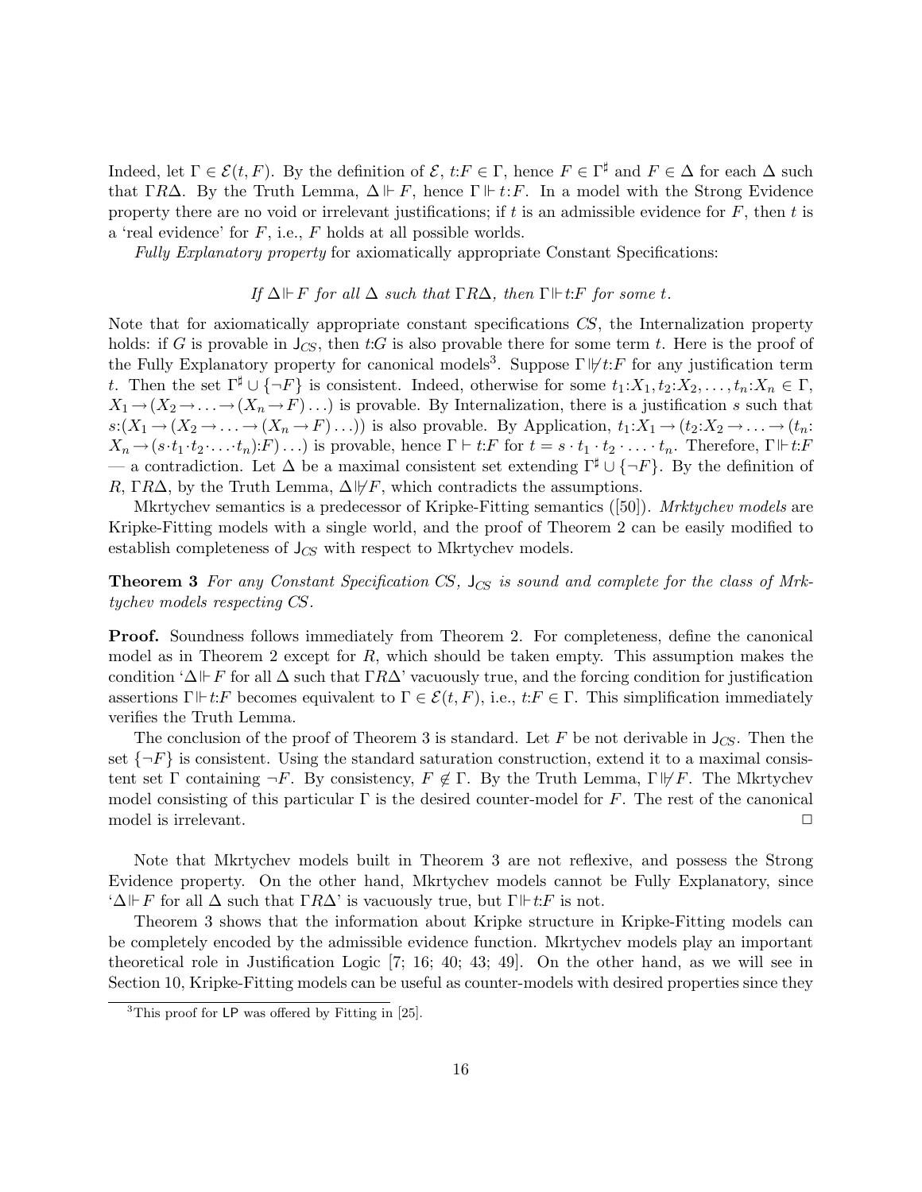Indeed, let $\Gamma \in \mathcal{E}(t, F)$. By the definition of $\mathcal{E}$, $t{:}F \in \Gamma$, hence $F \in \Gamma^\sharp$ and $F \in \Delta$ for each $\Delta$ such that $\Gamma R \Delta$. By the Truth Lemma, $\Delta \Vdash F$, hence $\Gamma \Vdash t{:}F$. In a model with the Strong Evidence property there are no void or irrelevant justifications; if $t$ is an admissible evidence for $F$, then $t$ is a 'real evidence' for $F$, i.e., $F$ holds at all possible worlds.

*Fully Explanatory property* for axiomatically appropriate Constant Specifications:

$$\textit{If } \Delta \Vdash F \textit{ for all } \Delta \textit{ such that } \Gamma R \Delta, \textit{ then } \Gamma \Vdash t{:}F \textit{ for some } t.$$

Note that for axiomatically appropriate constant specifications $CS$, the Internalization property holds: if $G$ is provable in $\mathsf{J}_{CS}$, then $t{:}G$ is also provable there for some term $t$. Here is the proof of the Fully Explanatory property for canonical models[3]. Suppose $\Gamma \not\Vdash t{:}F$ for any justification term $t$. Then the set $\Gamma^\sharp \cup \{\neg F\}$ is consistent. Indeed, otherwise for some $t_1{:}X_1, t_2{:}X_2, \ldots, t_n{:}X_n \in \Gamma$, $X_1 \to (X_2 \to \ldots \to (X_n \to F) \ldots)$ is provable. By Internalization, there is a justification $s$ such that $s{:}(X_1 \to (X_2 \to \ldots \to (X_n \to F) \ldots))$ is also provable. By Application, $t_1{:}X_1 \to (t_2{:}X_2 \to \ldots \to (t_n{:} X_n \to (s \cdot t_1 \cdot t_2 \cdot \ldots \cdot t_n){:}F) \ldots)$ is provable, hence $\Gamma \vdash t{:}F$ for $t = s \cdot t_1 \cdot t_2 \cdot \ldots \cdot t_n$. Therefore, $\Gamma \Vdash t{:}F$ — a contradiction. Let $\Delta$ be a maximal consistent set extending $\Gamma^\sharp \cup \{\neg F\}$. By the definition of $R$, $\Gamma R \Delta$, by the Truth Lemma, $\Delta \not\Vdash F$, which contradicts the assumptions.

Mkrtychev semantics is a predecessor of Kripke-Fitting semantics ([50]). *Mrktychev models* are Kripke-Fitting models with a single world, and the proof of Theorem 2 can be easily modified to establish completeness of $\mathsf{J}_{CS}$ with respect to Mkrtychev models.

**Theorem 3** *For any Constant Specification CS, $\mathsf{J}_{CS}$ is sound and complete for the class of Mrktychev models respecting CS.*

**Proof.** Soundness follows immediately from Theorem 2. For completeness, define the canonical model as in Theorem 2 except for $R$, which should be taken empty. This assumption makes the condition '$\Delta \Vdash F$ for all $\Delta$ such that $\Gamma R \Delta$' vacuously true, and the forcing condition for justification assertions $\Gamma \Vdash t{:}F$ becomes equivalent to $\Gamma \in \mathcal{E}(t, F)$, i.e., $t{:}F \in \Gamma$. This simplification immediately verifies the Truth Lemma.

The conclusion of the proof of Theorem 3 is standard. Let $F$ be not derivable in $\mathsf{J}_{CS}$. Then the set $\{\neg F\}$ is consistent. Using the standard saturation construction, extend it to a maximal consistent set $\Gamma$ containing $\neg F$. By consistency, $F \notin \Gamma$. By the Truth Lemma, $\Gamma \not\Vdash F$. The Mkrtychev model consisting of this particular $\Gamma$ is the desired counter-model for $F$. The rest of the canonical model is irrelevant. $\Box$

Note that Mkrtychev models built in Theorem 3 are not reflexive, and possess the Strong Evidence property. On the other hand, Mkrtychev models cannot be Fully Explanatory, since '$\Delta \Vdash F$ for all $\Delta$ such that $\Gamma R \Delta$' is vacuously true, but $\Gamma \Vdash t{:}F$ is not.

Theorem 3 shows that the information about Kripke structure in Kripke-Fitting models can be completely encoded by the admissible evidence function. Mkrtychev models play an important theoretical role in Justification Logic [7; 16; 40; 43; 49]. On the other hand, as we will see in Section 10, Kripke-Fitting models can be useful as counter-models with desired properties since they

[3] This proof for $\mathsf{LP}$ was offered by Fitting in [25].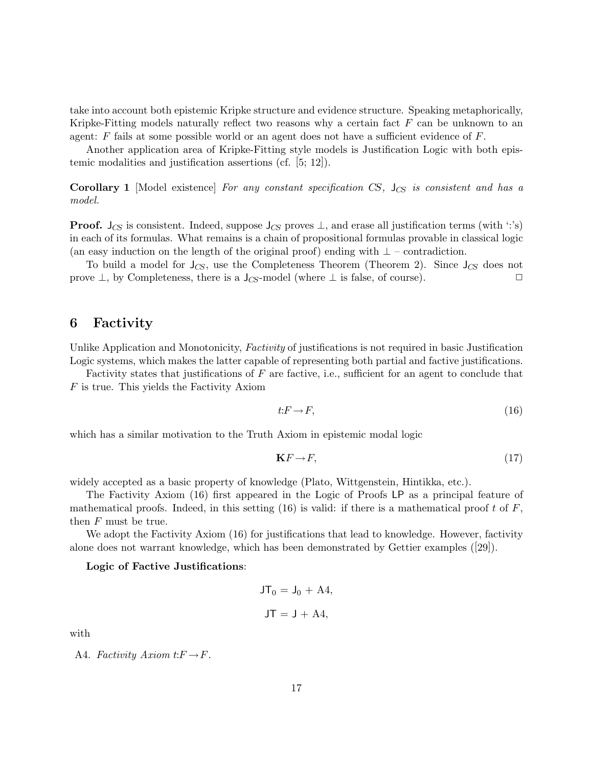take into account both epistemic Kripke structure and evidence structure. Speaking metaphorically, Kripke-Fitting models naturally reflect two reasons why a certain fact $F$ can be unknown to an agent: $F$ fails at some possible world or an agent does not have a sufficient evidence of $F$.

Another application area of Kripke-Fitting style models is Justification Logic with both epistemic modalities and justification assertions (cf. [5; 12]).

**Corollary 1** [Model existence] *For any constant specification CS,* $\mathsf{J}_{CS}$ *is consistent and has a model.*

**Proof.** $\mathsf{J}_{CS}$ is consistent. Indeed, suppose $\mathsf{J}_{CS}$ proves $\bot$, and erase all justification terms (with ':'s) in each of its formulas. What remains is a chain of propositional formulas provable in classical logic (an easy induction on the length of the original proof) ending with $\bot$ – contradiction.

To build a model for $\mathsf{J}_{CS}$, use the Completeness Theorem (Theorem 2). Since $\mathsf{J}_{CS}$ does not prove $\bot$, by Completeness, there is a $\mathsf{J}_{CS}$-model (where $\bot$ is false, of course). □

## 6 Factivity

Unlike Application and Monotonicity, *Factivity* of justifications is not required in basic Justification Logic systems, which makes the latter capable of representing both partial and factive justifications.

Factivity states that justifications of $F$ are factive, i.e., sufficient for an agent to conclude that $F$ is true. This yields the Factivity Axiom

$$t{:}F \rightarrow F, \tag{16}$$

which has a similar motivation to the Truth Axiom in epistemic modal logic

$$\mathbf{K}F \rightarrow F, \tag{17}$$

widely accepted as a basic property of knowledge (Plato, Wittgenstein, Hintikka, etc.).

The Factivity Axiom (16) first appeared in the Logic of Proofs $\mathsf{LP}$ as a principal feature of mathematical proofs. Indeed, in this setting (16) is valid: if there is a mathematical proof $t$ of $F$, then $F$ must be true.

We adopt the Factivity Axiom (16) for justifications that lead to knowledge. However, factivity alone does not warrant knowledge, which has been demonstrated by Gettier examples ([29]).

**Logic of Factive Justifications**:

$$\mathsf{JT}_0 = \mathsf{J}_0 + \text{A4},$$

$$\mathsf{JT} = \mathsf{J} + \text{A4},$$

with

A4. *Factivity Axiom* $t{:}F \rightarrow F$.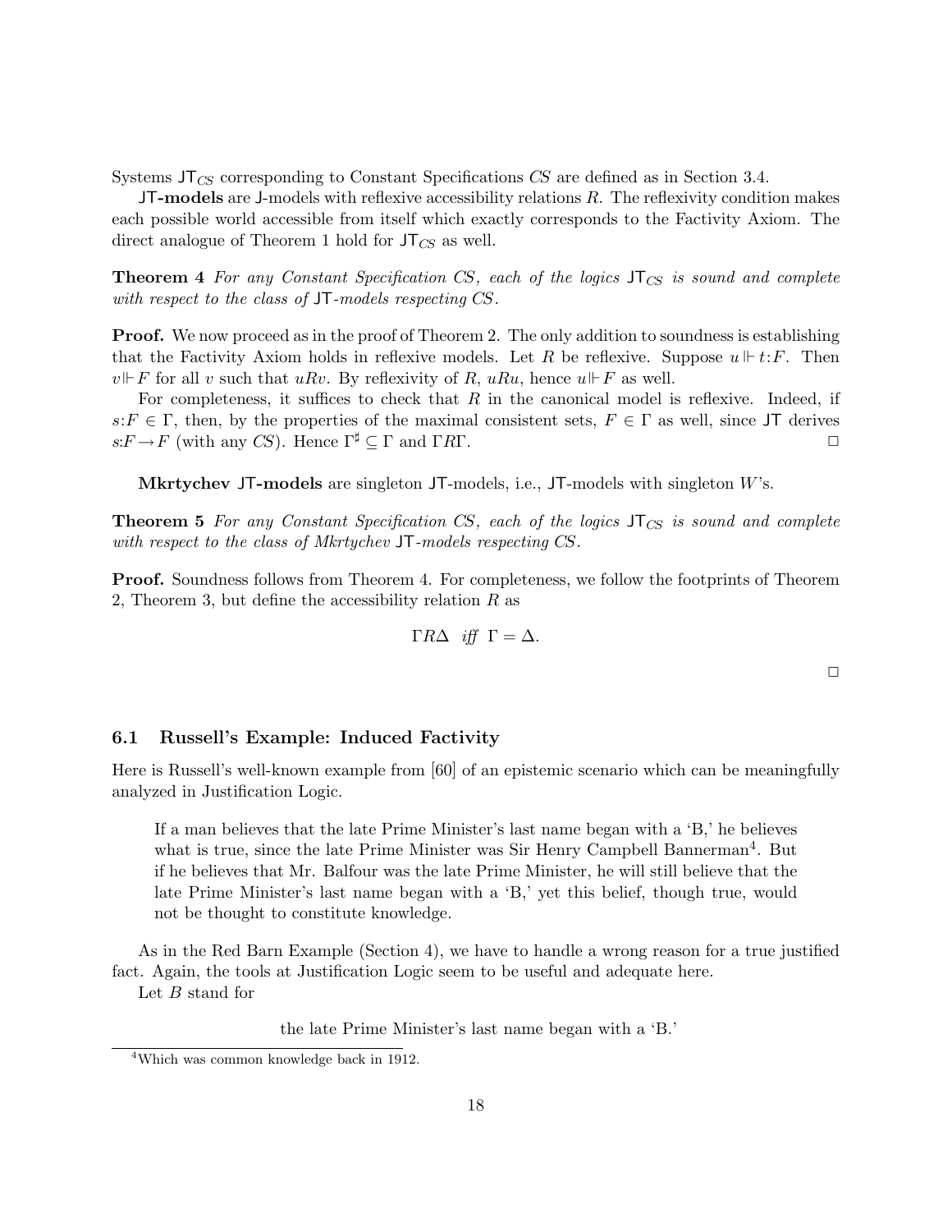Systems $\mathsf{JT}_{CS}$ corresponding to Constant Specifications $CS$ are defined as in Section 3.4.

**$\mathsf{JT}$-models** are $\mathsf{J}$-models with reflexive accessibility relations $R$. The reflexivity condition makes each possible world accessible from itself which exactly corresponds to the Factivity Axiom. The direct analogue of Theorem 1 hold for $\mathsf{JT}_{CS}$ as well.

**Theorem 4** *For any Constant Specification CS, each of the logics $\mathsf{JT}_{CS}$ is sound and complete with respect to the class of $\mathsf{JT}$-models respecting CS.*

**Proof.** We now proceed as in the proof of Theorem 2. The only addition to soundness is establishing that the Factivity Axiom holds in reflexive models. Let $R$ be reflexive. Suppose $u \Vdash t{:}F$. Then $v \Vdash F$ for all $v$ such that $uRv$. By reflexivity of $R$, $uRu$, hence $u \Vdash F$ as well.

For completeness, it suffices to check that $R$ in the canonical model is reflexive. Indeed, if $s{:}F \in \Gamma$, then, by the properties of the maximal consistent sets, $F \in \Gamma$ as well, since $\mathsf{JT}$ derives $s{:}F \rightarrow F$ (with any $CS$). Hence $\Gamma^{\sharp} \subseteq \Gamma$ and $\Gamma R \Gamma$. □

**Mkrtychev $\mathsf{JT}$-models** are singleton $\mathsf{JT}$-models, i.e., $\mathsf{JT}$-models with singleton $W$'s.

**Theorem 5** *For any Constant Specification CS, each of the logics $\mathsf{JT}_{CS}$ is sound and complete with respect to the class of Mkrtychev $\mathsf{JT}$-models respecting CS.*

**Proof.** Soundness follows from Theorem 4. For completeness, we follow the footprints of Theorem 2, Theorem 3, but define the accessibility relation $R$ as

$$\Gamma R \Delta \ \ \textit{iff} \ \ \Gamma = \Delta.$$

□

### 6.1 Russell's Example: Induced Factivity

Here is Russell's well-known example from [60] of an epistemic scenario which can be meaningfully analyzed in Justification Logic.

> If a man believes that the late Prime Minister's last name began with a 'B,' he believes what is true, since the late Prime Minister was Sir Henry Campbell Bannerman[4]. But if he believes that Mr. Balfour was the late Prime Minister, he will still believe that the late Prime Minister's last name began with a 'B,' yet this belief, though true, would not be thought to constitute knowledge.

As in the Red Barn Example (Section 4), we have to handle a wrong reason for a true justified fact. Again, the tools at Justification Logic seem to be useful and adequate here.

Let $B$ stand for

the late Prime Minister's last name began with a 'B.'

[4] Which was common knowledge back in 1912.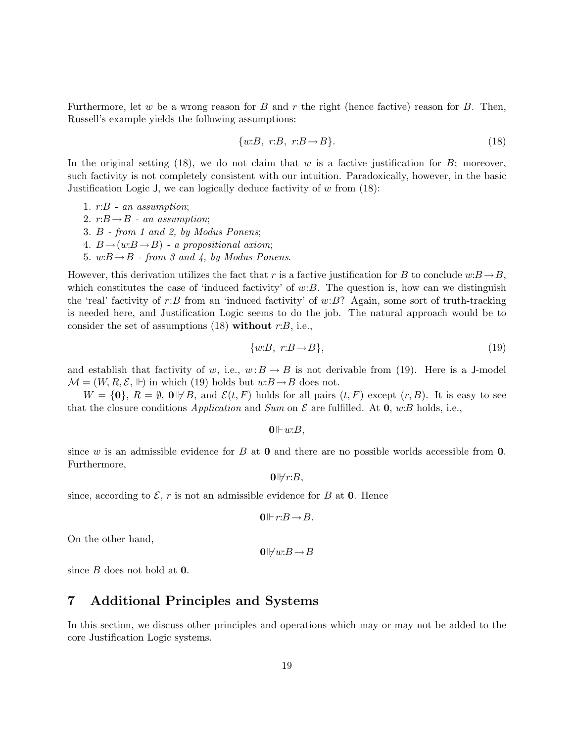Furthermore, let $w$ be a wrong reason for $B$ and $r$ the right (hence factive) reason for $B$. Then, Russell's example yields the following assumptions:

$$\{w{:}B,\ r{:}B,\ r{:}B \rightarrow B\}. \tag{18}$$

In the original setting (18), we do not claim that $w$ is a factive justification for $B$; moreover, such factivity is not completely consistent with our intuition. Paradoxically, however, in the basic Justification Logic $\mathsf{J}$, we can logically deduce factivity of $w$ from (18):

1. $r{:}B$ - *an assumption*;
2. $r{:}B \rightarrow B$ - *an assumption*;
3. $B$ - *from 1 and 2, by Modus Ponens*;
4. $B \rightarrow (w{:}B \rightarrow B)$ - *a propositional axiom*;
5. $w{:}B \rightarrow B$ - *from 3 and 4, by Modus Ponens*.

However, this derivation utilizes the fact that $r$ is a factive justification for $B$ to conclude $w{:}B \rightarrow B$, which constitutes the case of 'induced factivity' of $w{:}B$. The question is, how can we distinguish the 'real' factivity of $r{:}B$ from an 'induced factivity' of $w{:}B$? Again, some sort of truth-tracking is needed here, and Justification Logic seems to do the job. The natural approach would be to consider the set of assumptions (18) **without** $r{:}B$, i.e.,

$$\{w{:}B,\ r{:}B \rightarrow B\}, \tag{19}$$

and establish that factivity of $w$, i.e., $w : B \rightarrow B$ is not derivable from (19). Here is a $\mathsf{J}$-model $\mathcal{M} = (W, R, \mathcal{E}, \Vdash)$ in which (19) holds but $w{:}B \rightarrow B$ does not.

$W = \{\mathbf{0}\}$, $R = \emptyset$, $\mathbf{0} \not\Vdash B$, and $\mathcal{E}(t, F)$ holds for all pairs $(t, F)$ except $(r, B)$. It is easy to see that the closure conditions *Application* and *Sum* on $\mathcal{E}$ are fulfilled. At $\mathbf{0}$, $w{:}B$ holds, i.e.,

$$\mathbf{0} \Vdash w{:}B,$$

since $w$ is an admissible evidence for $B$ at $\mathbf{0}$ and there are no possible worlds accessible from $\mathbf{0}$. Furthermore,

$$\mathbf{0} \not\Vdash r{:}B,$$

since, according to $\mathcal{E}$, $r$ is not an admissible evidence for $B$ at $\mathbf{0}$. Hence

$$\mathbf{0} \Vdash r{:}B \rightarrow B.$$

On the other hand,

$$\mathbf{0} \not\Vdash w{:}B \rightarrow B$$

since $B$ does not hold at $\mathbf{0}$.

## 7 Additional Principles and Systems

In this section, we discuss other principles and operations which may or may not be added to the core Justification Logic systems.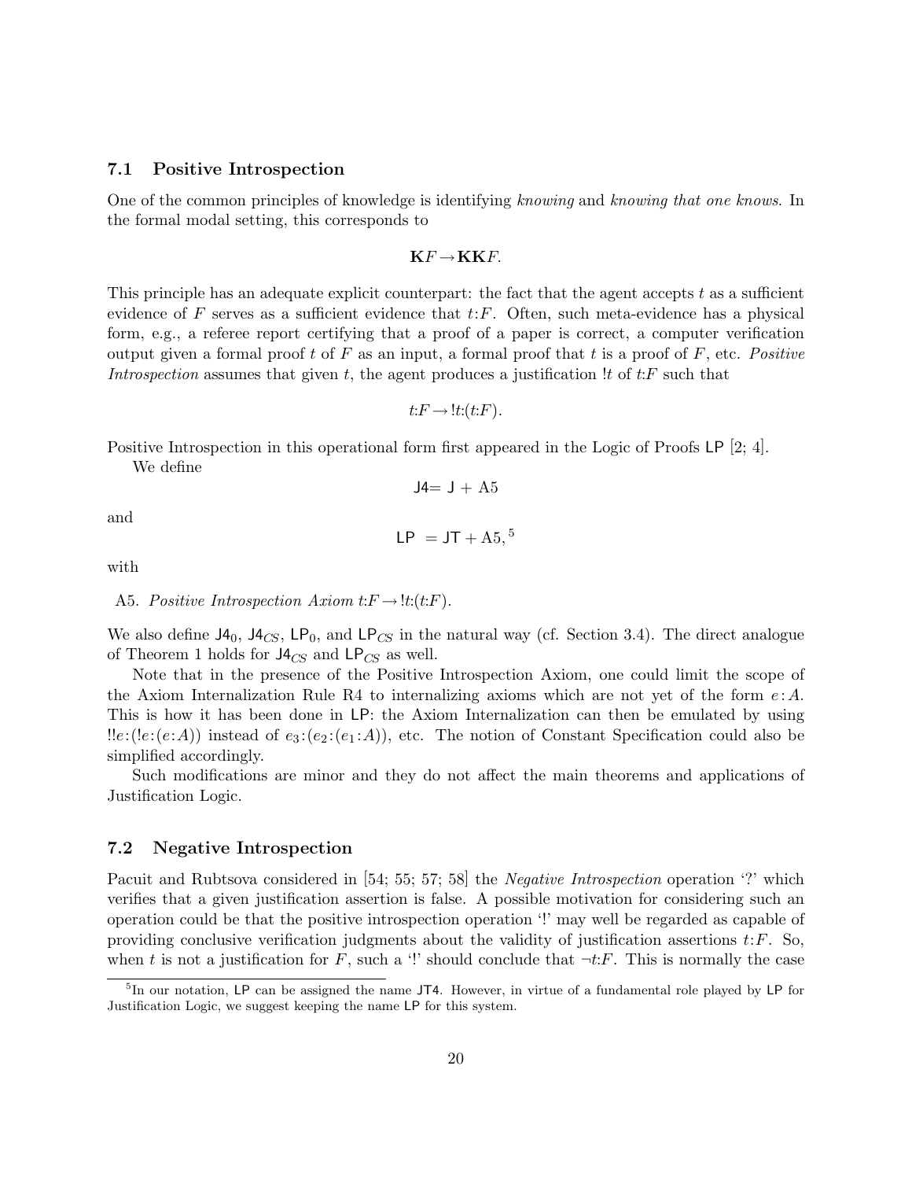### 7.1 Positive Introspection

One of the common principles of knowledge is identifying *knowing* and *knowing that one knows*. In the formal modal setting, this corresponds to

$$\mathbf{K}F \rightarrow \mathbf{KK}F.$$

This principle has an adequate explicit counterpart: the fact that the agent accepts $t$ as a sufficient evidence of $F$ serves as a sufficient evidence that $t{:}F$. Often, such meta-evidence has a physical form, e.g., a referee report certifying that a proof of a paper is correct, a computer verification output given a formal proof $t$ of $F$ as an input, a formal proof that $t$ is a proof of $F$, etc. *Positive Introspection* assumes that given $t$, the agent produces a justification $!t$ of $t{:}F$ such that

$$t{:}F \rightarrow !t{:}(t{:}F).$$

Positive Introspection in this operational form first appeared in the Logic of Proofs $\mathsf{LP}$ [2; 4].

We define

$$\mathsf{J4} = \mathsf{J} + \mathrm{A5}$$

and

$$\mathsf{LP} \; = \mathsf{JT} + \mathrm{A5},$$ [5]

with

A5. *Positive Introspection Axiom* $t{:}F \rightarrow !t{:}(t{:}F)$.

We also define $\mathsf{J4}_0$, $\mathsf{J4}_{CS}$, $\mathsf{LP}_0$, and $\mathsf{LP}_{CS}$ in the natural way (cf. Section 3.4). The direct analogue of Theorem 1 holds for $\mathsf{J4}_{CS}$ and $\mathsf{LP}_{CS}$ as well.

Note that in the presence of the Positive Introspection Axiom, one could limit the scope of the Axiom Internalization Rule R4 to internalizing axioms which are not yet of the form $e:A$. This is how it has been done in $\mathsf{LP}$: the Axiom Internalization can then be emulated by using $!!e{:}(!e{:}(e{:}A))$ instead of $e_3{:}(e_2{:}(e_1{:}A))$, etc. The notion of Constant Specification could also be simplified accordingly.

Such modifications are minor and they do not affect the main theorems and applications of Justification Logic.

### 7.2 Negative Introspection

Pacuit and Rubtsova considered in [54; 55; 57; 58] the *Negative Introspection* operation '?' which verifies that a given justification assertion is false. A possible motivation for considering such an operation could be that the positive introspection operation '!' may well be regarded as capable of providing conclusive verification judgments about the validity of justification assertions $t{:}F$. So, when $t$ is not a justification for $F$, such a '!' should conclude that $\neg t{:}F$. This is normally the case

[5] In our notation, $\mathsf{LP}$ can be assigned the name $\mathsf{JT4}$. However, in virtue of a fundamental role played by $\mathsf{LP}$ for Justification Logic, we suggest keeping the name $\mathsf{LP}$ for this system.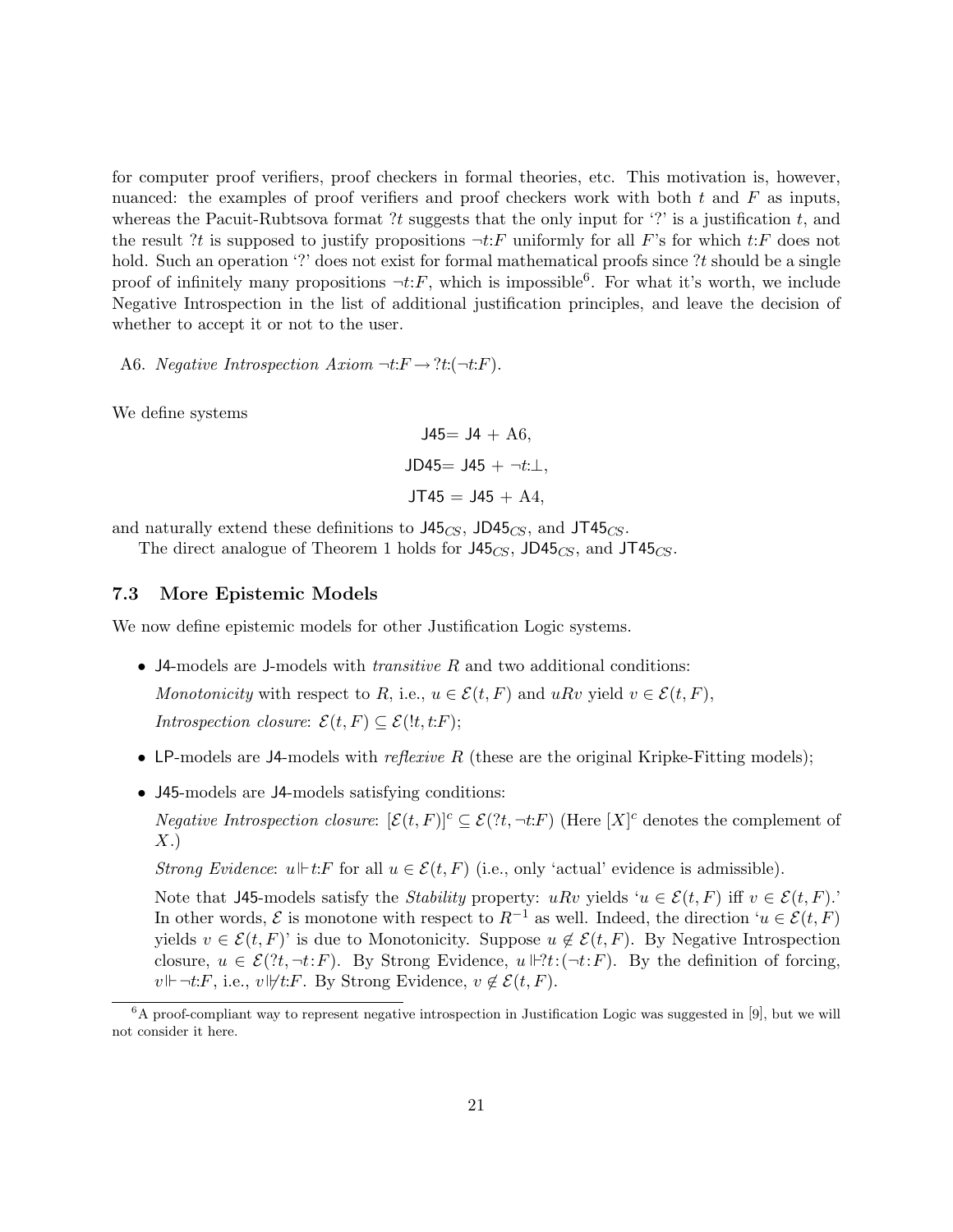for computer proof verifiers, proof checkers in formal theories, etc. This motivation is, however, nuanced: the examples of proof verifiers and proof checkers work with both $t$ and $F$ as inputs, whereas the Pacuit-Rubtsova format $?t$ suggests that the only input for '?' is a justification $t$, and the result $?t$ is supposed to justify propositions $\neg t{:}F$ uniformly for all $F$'s for which $t{:}F$ does not hold. Such an operation '?' does not exist for formal mathematical proofs since $?t$ should be a single proof of infinitely many propositions $\neg t{:}F$, which is impossible[6]. For what it's worth, we include Negative Introspection in the list of additional justification principles, and leave the decision of whether to accept it or not to the user.

A6. *Negative Introspection Axiom* $\neg t{:}F \rightarrow ?t{:}(\neg t{:}F)$.

We define systems

$$\mathsf{J45} = \mathsf{J4} + \text{A6},$$

$$\mathsf{JD45} = \mathsf{J45} + \neg t{:}\bot,$$

$$\mathsf{JT45} = \mathsf{J45} + \text{A4},$$

and naturally extend these definitions to $\mathsf{J45}_{CS}$, $\mathsf{JD45}_{CS}$, and $\mathsf{JT45}_{CS}$.

The direct analogue of Theorem 1 holds for $\mathsf{J45}_{CS}$, $\mathsf{JD45}_{CS}$, and $\mathsf{JT45}_{CS}$.

### 7.3 More Epistemic Models

We now define epistemic models for other Justification Logic systems.

- $\mathsf{J4}$-models are $\mathsf{J}$-models with *transitive* $R$ and two additional conditions:

  *Monotonicity* with respect to $R$, i.e., $u \in \mathcal{E}(t, F)$ and $uRv$ yield $v \in \mathcal{E}(t, F)$,

  *Introspection closure*: $\mathcal{E}(t, F) \subseteq \mathcal{E}(!t, t{:}F)$;

- $\mathsf{LP}$-models are $\mathsf{J4}$-models with *reflexive* $R$ (these are the original Kripke-Fitting models);

- $\mathsf{J45}$-models are $\mathsf{J4}$-models satisfying conditions:

  *Negative Introspection closure*: $[\mathcal{E}(t, F)]^c \subseteq \mathcal{E}(?t, \neg t{:}F)$ (Here $[X]^c$ denotes the complement of $X$.)

  *Strong Evidence*: $u \Vdash t{:}F$ for all $u \in \mathcal{E}(t, F)$ (i.e., only 'actual' evidence is admissible).

  Note that $\mathsf{J45}$-models satisfy the *Stability* property: $uRv$ yields '$u \in \mathcal{E}(t, F)$ iff $v \in \mathcal{E}(t, F)$.' In other words, $\mathcal{E}$ is monotone with respect to $R^{-1}$ as well. Indeed, the direction '$u \in \mathcal{E}(t, F)$ yields $v \in \mathcal{E}(t, F)$' is due to Monotonicity. Suppose $u \notin \mathcal{E}(t, F)$. By Negative Introspection closure, $u \in \mathcal{E}(?t, \neg t{:}F)$. By Strong Evidence, $u \Vdash ?t{:}(\neg t{:}F)$. By the definition of forcing, $v \Vdash \neg t{:}F$, i.e., $v \not\Vdash t{:}F$. By Strong Evidence, $v \notin \mathcal{E}(t, F)$.

[6] A proof-compliant way to represent negative introspection in Justification Logic was suggested in [9], but we will not consider it here.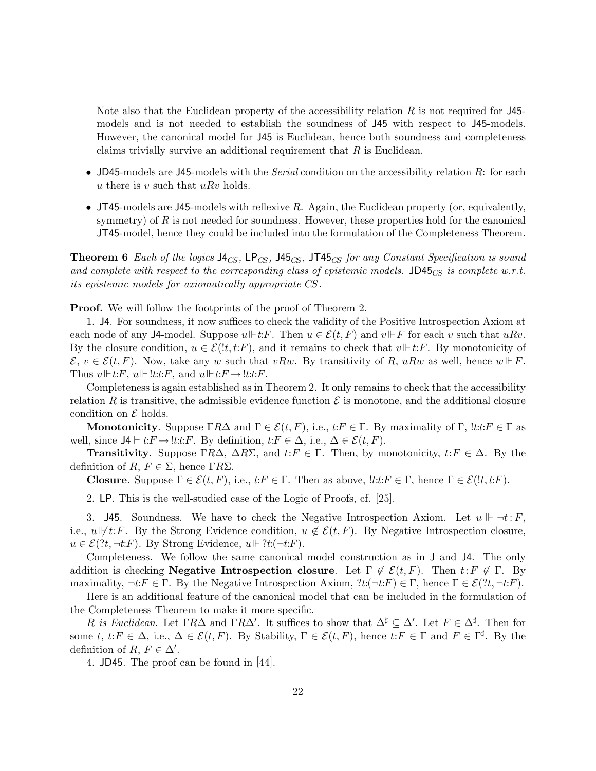Note also that the Euclidean property of the accessibility relation $R$ is not required for J45-models and is not needed to establish the soundness of J45 with respect to J45-models. However, the canonical model for J45 is Euclidean, hence both soundness and completeness claims trivially survive an additional requirement that $R$ is Euclidean.

- JD45-models are J45-models with the *Serial* condition on the accessibility relation $R$: for each $u$ there is $v$ such that $uRv$ holds.
- JT45-models are J45-models with reflexive $R$. Again, the Euclidean property (or, equivalently, symmetry) of $R$ is not needed for soundness. However, these properties hold for the canonical JT45-model, hence they could be included into the formulation of the Completeness Theorem.

**Theorem 6** *Each of the logics $\mathsf{J4}_{CS}$, $\mathsf{LP}_{CS}$, $\mathsf{J45}_{CS}$, $\mathsf{JT45}_{CS}$ for any Constant Specification is sound and complete with respect to the corresponding class of epistemic models. $\mathsf{JD45}_{CS}$ is complete w.r.t. its epistemic models for axiomatically appropriate CS.*

**Proof.** We will follow the footprints of the proof of Theorem 2.

1. J4. For soundness, it now suffices to check the validity of the Positive Introspection Axiom at each node of any J4-model. Suppose $u \Vdash t{:}F$. Then $u \in \mathcal{E}(t, F)$ and $v \Vdash F$ for each $v$ such that $uRv$. By the closure condition, $u \in \mathcal{E}(!t, t{:}F)$, and it remains to check that $v \Vdash t{:}F$. By monotonicity of $\mathcal{E}$, $v \in \mathcal{E}(t, F)$. Now, take any $w$ such that $vRw$. By transitivity of $R$, $uRw$ as well, hence $w \Vdash F$. Thus $v \Vdash t{:}F$, $u \Vdash !t{:}t{:}F$, and $u \Vdash t{:}F \rightarrow !t{:}t{:}F$.

Completeness is again established as in Theorem 2. It only remains to check that the accessibility relation $R$ is transitive, the admissible evidence function $\mathcal{E}$ is monotone, and the additional closure condition on $\mathcal{E}$ holds.

**Monotonicity**. Suppose $\Gamma R \Delta$ and $\Gamma \in \mathcal{E}(t, F)$, i.e., $t{:}F \in \Gamma$. By maximality of $\Gamma$, $!t{:}t{:}F \in \Gamma$ as well, since $\mathsf{J4} \vdash t{:}F \rightarrow !t{:}t{:}F$. By definition, $t{:}F \in \Delta$, i.e., $\Delta \in \mathcal{E}(t, F)$.

**Transitivity**. Suppose $\Gamma R \Delta$, $\Delta R \Sigma$, and $t{:}F \in \Gamma$. Then, by monotonicity, $t{:}F \in \Delta$. By the definition of $R$, $F \in \Sigma$, hence $\Gamma R \Sigma$.

**Closure**. Suppose $\Gamma \in \mathcal{E}(t, F)$, i.e., $t{:}F \in \Gamma$. Then as above, $!t{:}t{:}F \in \Gamma$, hence $\Gamma \in \mathcal{E}(!t, t{:}F)$.

2. LP. This is the well-studied case of the Logic of Proofs, cf. [25].

3. J45. Soundness. We have to check the Negative Introspection Axiom. Let $u \Vdash \neg t : F$, i.e., $u \nVdash t{:}F$. By the Strong Evidence condition, $u \notin \mathcal{E}(t, F)$. By Negative Introspection closure, $u \in \mathcal{E}(?t, \neg t{:}F)$. By Strong Evidence, $u \Vdash ?t{:}(\neg t{:}F)$.

Completeness. We follow the same canonical model construction as in J and J4. The only addition is checking **Negative Introspection closure**. Let $\Gamma \notin \mathcal{E}(t, F)$. Then $t : F \notin \Gamma$. By maximality, $\neg t{:}F \in \Gamma$. By the Negative Introspection Axiom, $?t{:}(\neg t{:}F) \in \Gamma$, hence $\Gamma \in \mathcal{E}(?t, \neg t{:}F)$.

Here is an additional feature of the canonical model that can be included in the formulation of the Completeness Theorem to make it more specific.

*$R$ is Euclidean.* Let $\Gamma R \Delta$ and $\Gamma R \Delta'$. It suffices to show that $\Delta^\sharp \subseteq \Delta'$. Let $F \in \Delta^\sharp$. Then for some $t$, $t{:}F \in \Delta$, i.e., $\Delta \in \mathcal{E}(t, F)$. By Stability, $\Gamma \in \mathcal{E}(t, F)$, hence $t{:}F \in \Gamma$ and $F \in \Gamma^\sharp$. By the definition of $R$, $F \in \Delta'$.

4. JD45. The proof can be found in [44].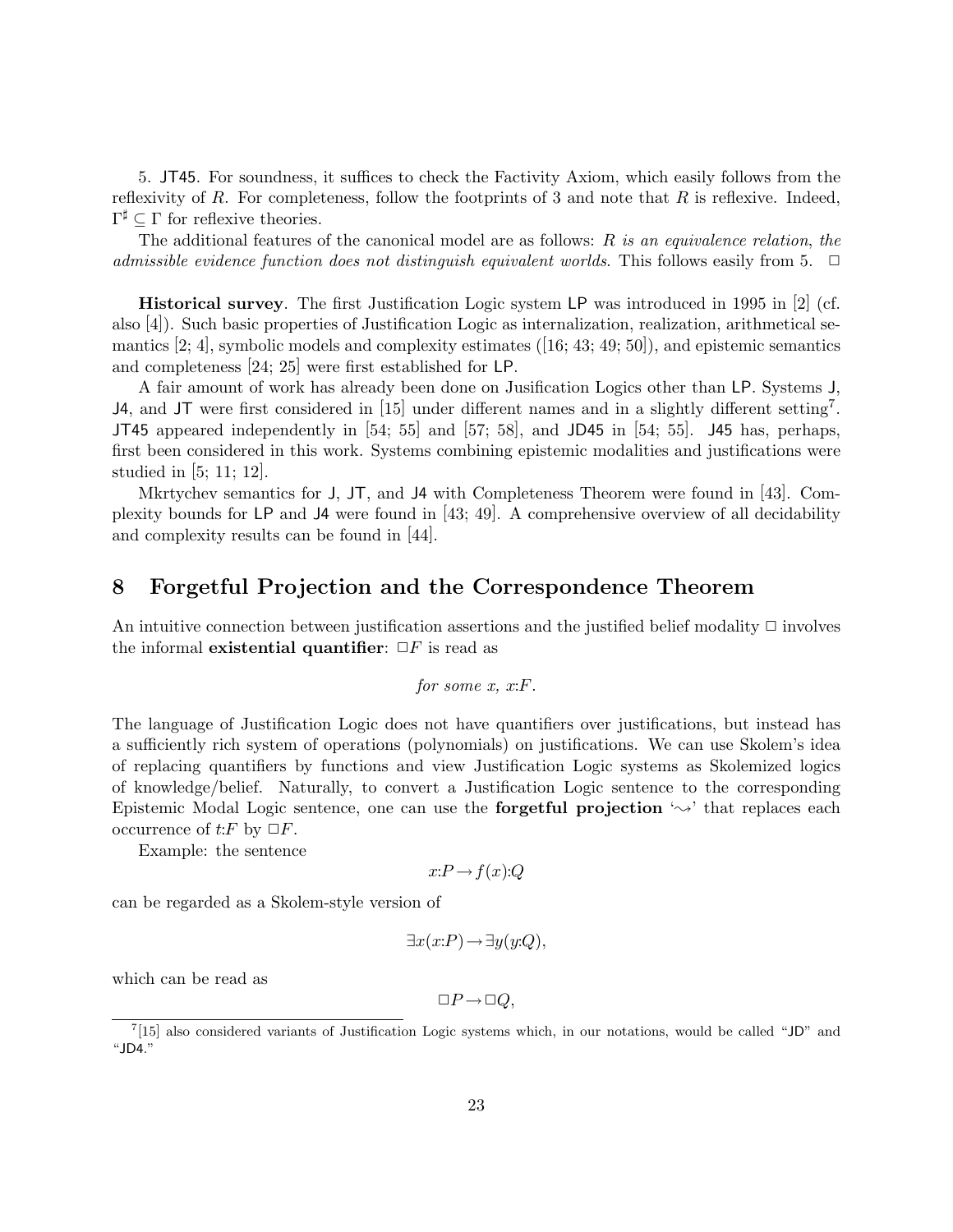5. JT45. For soundness, it suffices to check the Factivity Axiom, which easily follows from the reflexivity of $R$. For completeness, follow the footprints of 3 and note that $R$ is reflexive. Indeed, $\Gamma^\sharp \subseteq \Gamma$ for reflexive theories.

The additional features of the canonical model are as follows: *$R$ is an equivalence relation, the admissible evidence function does not distinguish equivalent worlds*. This follows easily from 5. $\Box$

**Historical survey**. The first Justification Logic system LP was introduced in 1995 in [2] (cf. also [4]). Such basic properties of Justification Logic as internalization, realization, arithmetical semantics [2; 4], symbolic models and complexity estimates ([16; 43; 49; 50]), and epistemic semantics and completeness [24; 25] were first established for LP.

A fair amount of work has already been done on Jusification Logics other than LP. Systems J, J4, and JT were first considered in [15] under different names and in a slightly different setting[7]. JT45 appeared independently in [54; 55] and [57; 58], and JD45 in [54; 55]. J45 has, perhaps, first been considered in this work. Systems combining epistemic modalities and justifications were studied in [5; 11; 12].

Mkrtychev semantics for J, JT, and J4 with Completeness Theorem were found in [43]. Complexity bounds for LP and J4 were found in [43; 49]. A comprehensive overview of all decidability and complexity results can be found in [44].

## 8 Forgetful Projection and the Correspondence Theorem

An intuitive connection between justification assertions and the justified belief modality $\Box$ involves the informal **existential quantifier**: $\Box F$ is read as

$$\textit{for some } x,\ x{:}F.$$

The language of Justification Logic does not have quantifiers over justifications, but instead has a sufficiently rich system of operations (polynomials) on justifications. We can use Skolem's idea of replacing quantifiers by functions and view Justification Logic systems as Skolemized logics of knowledge/belief. Naturally, to convert a Justification Logic sentence to the corresponding Epistemic Modal Logic sentence, one can use the **forgetful projection** '$\rightsquigarrow$' that replaces each occurrence of $t{:}F$ by $\Box F$.

Example: the sentence

$$x{:}P \rightarrow f(x){:}Q$$

can be regarded as a Skolem-style version of

$$\exists x(x{:}P) \rightarrow \exists y(y{:}Q),$$

which can be read as

$$\Box P \rightarrow \Box Q,$$

[7] [15] also considered variants of Justification Logic systems which, in our notations, would be called "JD" and "JD4."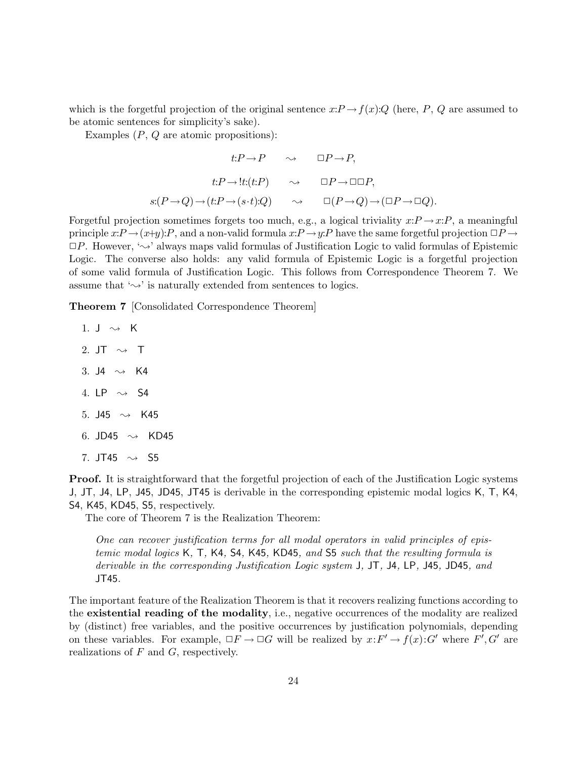which is the forgetful projection of the original sentence $x{:}P \to f(x){:}Q$ (here, $P$, $Q$ are assumed to be atomic sentences for simplicity's sake).

Examples ($P$, $Q$ are atomic propositions):

$$t{:}P \to P \qquad \rightsquigarrow \qquad \Box P \to P,$$

$$t{:}P \to !t{:}(t{:}P) \qquad \rightsquigarrow \qquad \Box P \to \Box\Box P,$$

$$s{:}(P \to Q) \to (t{:}P \to (s \cdot t){:}Q) \qquad \rightsquigarrow \qquad \Box(P \to Q) \to (\Box P \to \Box Q).$$

Forgetful projection sometimes forgets too much, e.g., a logical triviality $x{:}P \to x{:}P$, a meaningful principle $x{:}P \to (x+y){:}P$, and a non-valid formula $x{:}P \to y{:}P$ have the same forgetful projection $\Box P \to \Box P$. However, '$\rightsquigarrow$' always maps valid formulas of Justification Logic to valid formulas of Epistemic Logic. The converse also holds: any valid formula of Epistemic Logic is a forgetful projection of some valid formula of Justification Logic. This follows from Correspondence Theorem 7. We assume that '$\rightsquigarrow$' is naturally extended from sentences to logics.

**Theorem 7** [Consolidated Correspondence Theorem]

1. J $\rightsquigarrow$ K
2. JT $\rightsquigarrow$ T
3. J4 $\rightsquigarrow$ K4
4. LP $\rightsquigarrow$ S4
5. J45 $\rightsquigarrow$ K45
6. JD45 $\rightsquigarrow$ KD45
7. JT45 $\rightsquigarrow$ S5

**Proof.** It is straightforward that the forgetful projection of each of the Justification Logic systems J, JT, J4, LP, J45, JD45, JT45 is derivable in the corresponding epistemic modal logics K, T, K4, S4, K45, KD45, S5, respectively.

The core of Theorem 7 is the Realization Theorem:

> *One can recover justification terms for all modal operators in valid principles of epistemic modal logics* K, T, K4, S4, K45, KD45, *and* S5 *such that the resulting formula is derivable in the corresponding Justification Logic system* J, JT, J4, LP, J45, JD45, *and* JT45.

The important feature of the Realization Theorem is that it recovers realizing functions according to the **existential reading of the modality**, i.e., negative occurrences of the modality are realized by (distinct) free variables, and the positive occurrences by justification polynomials, depending on these variables. For example, $\Box F \to \Box G$ will be realized by $x{:}F' \to f(x){:}G'$ where $F', G'$ are realizations of $F$ and $G$, respectively.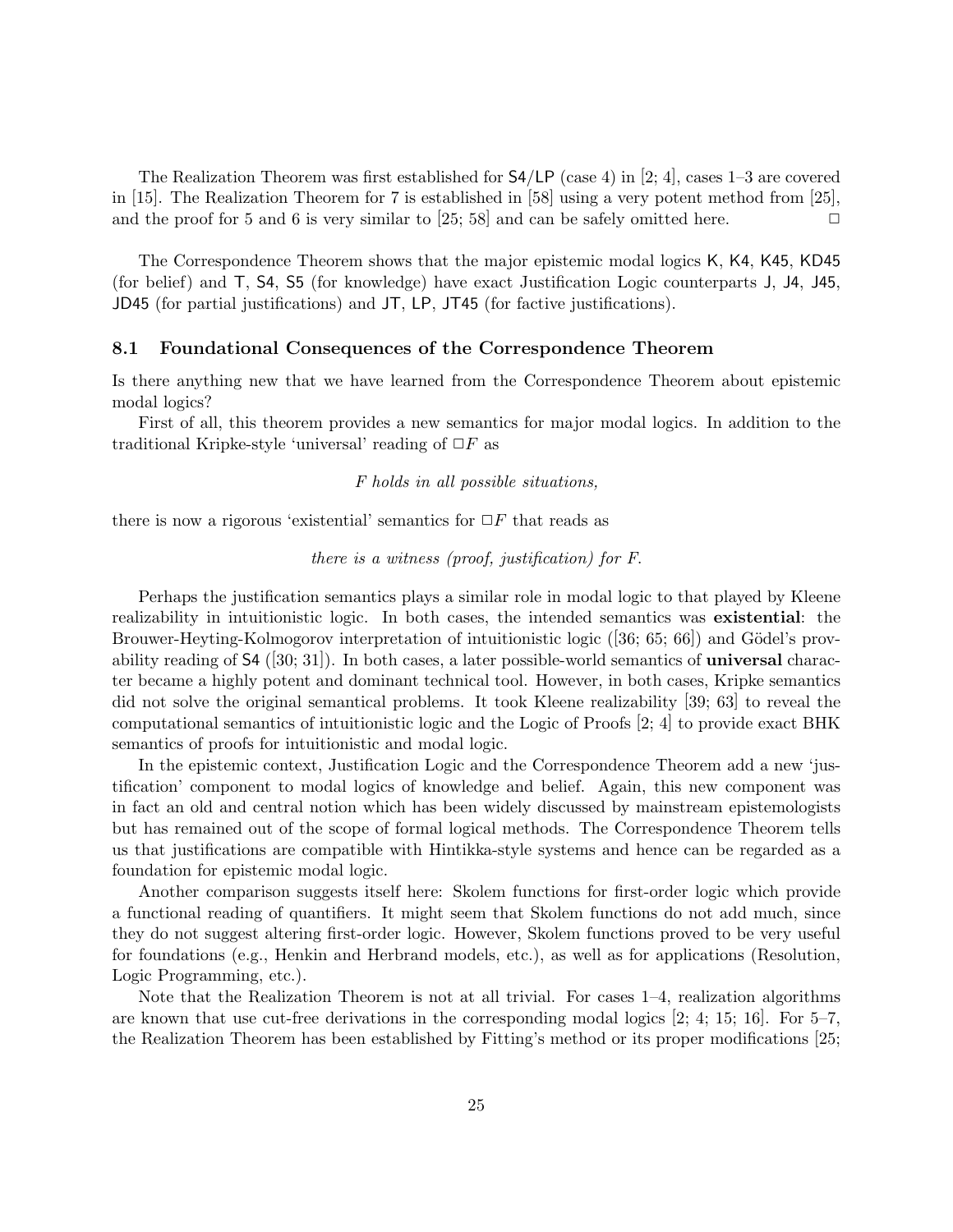The Realization Theorem was first established for S4/LP (case 4) in [2; 4], cases 1–3 are covered in [15]. The Realization Theorem for 7 is established in [58] using a very potent method from [25], and the proof for 5 and 6 is very similar to [25; 58] and can be safely omitted here. $\Box$

The Correspondence Theorem shows that the major epistemic modal logics K, K4, K45, KD45 (for belief) and T, S4, S5 (for knowledge) have exact Justification Logic counterparts J, J4, J45, JD45 (for partial justifications) and JT, LP, JT45 (for factive justifications).

### 8.1 Foundational Consequences of the Correspondence Theorem

Is there anything new that we have learned from the Correspondence Theorem about epistemic modal logics?

First of all, this theorem provides a new semantics for major modal logics. In addition to the traditional Kripke-style 'universal' reading of $\Box F$ as

*F holds in all possible situations,*

there is now a rigorous 'existential' semantics for $\Box F$ that reads as

*there is a witness (proof, justification) for F.*

Perhaps the justification semantics plays a similar role in modal logic to that played by Kleene realizability in intuitionistic logic. In both cases, the intended semantics was **existential**: the Brouwer-Heyting-Kolmogorov interpretation of intuitionistic logic ([36; 65; 66]) and Gödel's provability reading of S4 ([30; 31]). In both cases, a later possible-world semantics of **universal** character became a highly potent and dominant technical tool. However, in both cases, Kripke semantics did not solve the original semantical problems. It took Kleene realizability [39; 63] to reveal the computational semantics of intuitionistic logic and the Logic of Proofs [2; 4] to provide exact BHK semantics of proofs for intuitionistic and modal logic.

In the epistemic context, Justification Logic and the Correspondence Theorem add a new 'justification' component to modal logics of knowledge and belief. Again, this new component was in fact an old and central notion which has been widely discussed by mainstream epistemologists but has remained out of the scope of formal logical methods. The Correspondence Theorem tells us that justifications are compatible with Hintikka-style systems and hence can be regarded as a foundation for epistemic modal logic.

Another comparison suggests itself here: Skolem functions for first-order logic which provide a functional reading of quantifiers. It might seem that Skolem functions do not add much, since they do not suggest altering first-order logic. However, Skolem functions proved to be very useful for foundations (e.g., Henkin and Herbrand models, etc.), as well as for applications (Resolution, Logic Programming, etc.).

Note that the Realization Theorem is not at all trivial. For cases 1–4, realization algorithms are known that use cut-free derivations in the corresponding modal logics [2; 4; 15; 16]. For 5–7, the Realization Theorem has been established by Fitting's method or its proper modifications [25;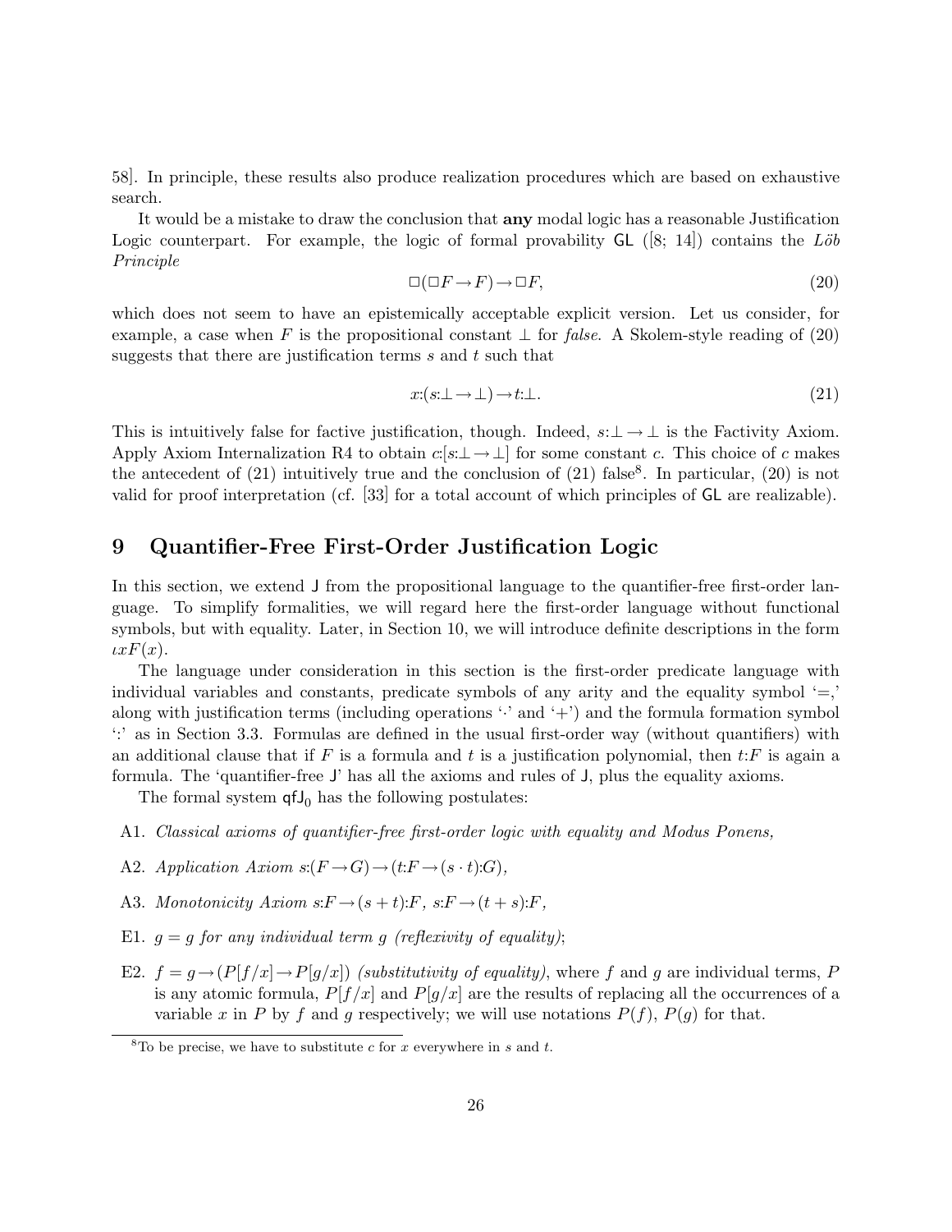58]. In principle, these results also produce realization procedures which are based on exhaustive search.

It would be a mistake to draw the conclusion that **any** modal logic has a reasonable Justification Logic counterpart. For example, the logic of formal provability $\mathsf{GL}$ ([8; 14]) contains the *Löb Principle*

$$\Box(\Box F \rightarrow F) \rightarrow \Box F, \tag{20}$$

which does not seem to have an epistemically acceptable explicit version. Let us consider, for example, a case when $F$ is the propositional constant $\perp$ for *false*. A Skolem-style reading of (20) suggests that there are justification terms $s$ and $t$ such that

$$x{:}(s{:}\perp \rightarrow \perp) \rightarrow t{:}\perp. \tag{21}$$

This is intuitively false for factive justification, though. Indeed, $s{:}\perp \rightarrow \perp$ is the Factivity Axiom. Apply Axiom Internalization R4 to obtain $c{:}[s{:}\perp \rightarrow \perp]$ for some constant $c$. This choice of $c$ makes the antecedent of (21) intuitively true and the conclusion of (21) false[8]. In particular, (20) is not valid for proof interpretation (cf. [33] for a total account of which principles of $\mathsf{GL}$ are realizable).

# 9 Quantifier-Free First-Order Justification Logic

In this section, we extend $\mathsf{J}$ from the propositional language to the quantifier-free first-order language. To simplify formalities, we will regard here the first-order language without functional symbols, but with equality. Later, in Section 10, we will introduce definite descriptions in the form $\iota x F(x)$.

The language under consideration in this section is the first-order predicate language with individual variables and constants, predicate symbols of any arity and the equality symbol '$=$,' along with justification terms (including operations '$\cdot$' and '$+$') and the formula formation symbol '$:$' as in Section 3.3. Formulas are defined in the usual first-order way (without quantifiers) with an additional clause that if $F$ is a formula and $t$ is a justification polynomial, then $t{:}F$ is again a formula. The 'quantifier-free $\mathsf{J}$' has all the axioms and rules of $\mathsf{J}$, plus the equality axioms.

The formal system $\mathsf{qfJ}_0$ has the following postulates:

- A1. *Classical axioms of quantifier-free first-order logic with equality and Modus Ponens,*
- A2. *Application Axiom* $s{:}(F \rightarrow G) \rightarrow (t{:}F \rightarrow (s \cdot t){:}G)$,
- A3. *Monotonicity Axiom* $s{:}F \rightarrow (s+t){:}F$, $s{:}F \rightarrow (t+s){:}F$,
- E1. $g = g$ *for any individual term* $g$ *(reflexivity of equality)*;
- E2. $f = g \rightarrow (P[f/x] \rightarrow P[g/x])$ *(substitutivity of equality)*, where $f$ and $g$ are individual terms, $P$ is any atomic formula, $P[f/x]$ and $P[g/x]$ are the results of replacing all the occurrences of a variable $x$ in $P$ by $f$ and $g$ respectively; we will use notations $P(f)$, $P(g)$ for that.

[8] To be precise, we have to substitute $c$ for $x$ everywhere in $s$ and $t$.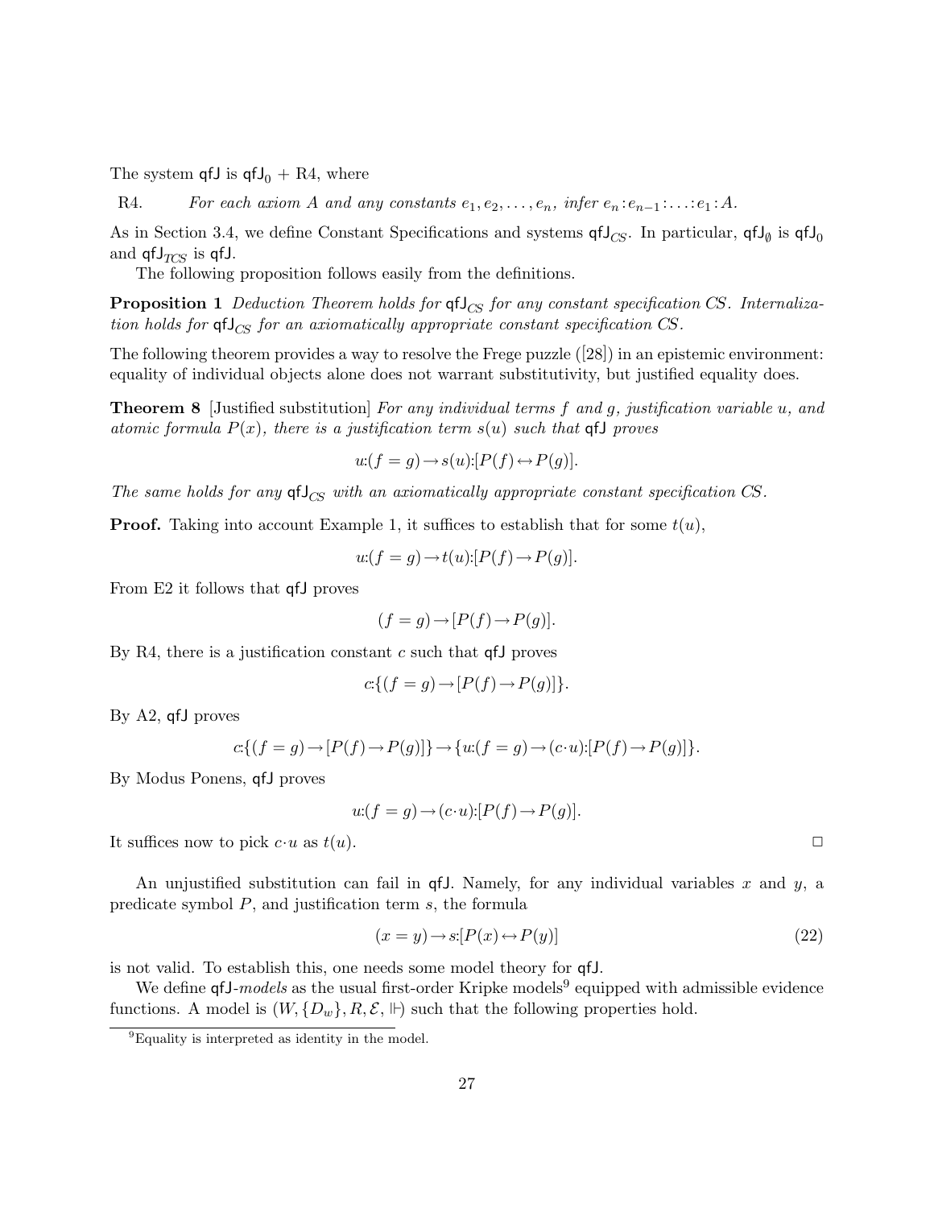The system $\mathsf{qfJ}$ is $\mathsf{qfJ}_0$ + R4, where

R4. *For each axiom $A$ and any constants $e_1, e_2, \ldots, e_n$, infer $e_n\!:\!e_{n-1}\!:\!\ldots\!:\!e_1\!:\!A$.*

As in Section 3.4, we define Constant Specifications and systems $\mathsf{qfJ}_{CS}$. In particular, $\mathsf{qfJ}_{\emptyset}$ is $\mathsf{qfJ}_0$ and $\mathsf{qfJ}_{\mathcal{TCS}}$ is $\mathsf{qfJ}$.

The following proposition follows easily from the definitions.

**Proposition 1** *Deduction Theorem holds for $\mathsf{qfJ}_{CS}$ for any constant specification CS. Internalization holds for $\mathsf{qfJ}_{CS}$ for an axiomatically appropriate constant specification CS.*

The following theorem provides a way to resolve the Frege puzzle ([28]) in an epistemic environment: equality of individual objects alone does not warrant substitutivity, but justified equality does.

**Theorem 8** [Justified substitution] *For any individual terms $f$ and $g$, justification variable $u$, and atomic formula $P(x)$, there is a justification term $s(u)$ such that $\mathsf{qfJ}$ proves*

$$u{:}(f = g) \rightarrow s(u){:}[P(f) \leftrightarrow P(g)].$$

*The same holds for any $\mathsf{qfJ}_{CS}$ with an axiomatically appropriate constant specification CS.*

**Proof.** Taking into account Example 1, it suffices to establish that for some $t(u)$,

$$u{:}(f = g) \rightarrow t(u){:}[P(f) \rightarrow P(g)].$$

From E2 it follows that $\mathsf{qfJ}$ proves

$$(f = g) \rightarrow [P(f) \rightarrow P(g)].$$

By R4, there is a justification constant $c$ such that $\mathsf{qfJ}$ proves

$$c{:}\{(f = g) \rightarrow [P(f) \rightarrow P(g)]\}.$$

By A2, $\mathsf{qfJ}$ proves

$$c{:}\{(f = g) \rightarrow [P(f) \rightarrow P(g)]\} \rightarrow \{u{:}(f = g) \rightarrow (c\cdot u){:}[P(f) \rightarrow P(g)]\}.$$

By Modus Ponens, $\mathsf{qfJ}$ proves

$$u{:}(f = g) \rightarrow (c\cdot u){:}[P(f) \rightarrow P(g)].$$

It suffices now to pick $c\cdot u$ as $t(u)$. $\square$

An unjustified substitution can fail in $\mathsf{qfJ}$. Namely, for any individual variables $x$ and $y$, a predicate symbol $P$, and justification term $s$, the formula

$$(x = y) \rightarrow s{:}[P(x) \leftrightarrow P(y)] \tag{22}$$

is not valid. To establish this, one needs some model theory for $\mathsf{qfJ}$.

We define $\mathsf{qfJ}$-*models* as the usual first-order Kripke models[9] equipped with admissible evidence functions. A model is $(W, \{D_w\}, R, \mathcal{E}, \Vdash)$ such that the following properties hold.

[9] Equality is interpreted as identity in the model.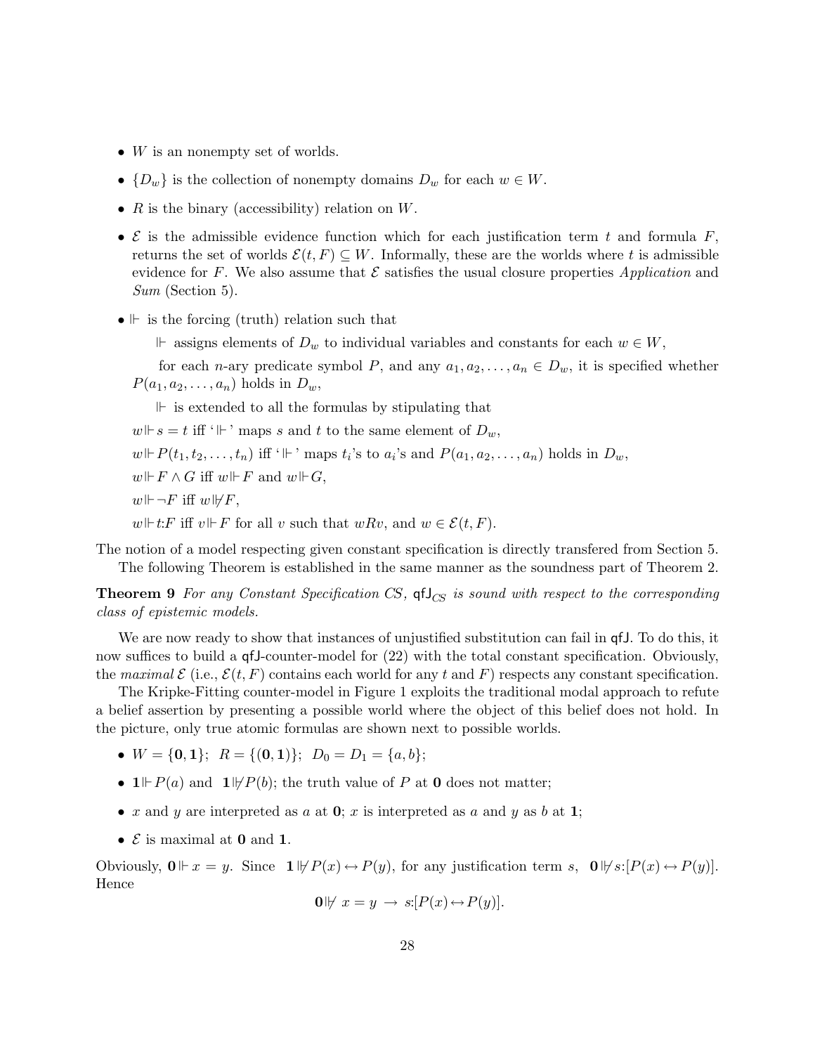- $W$ is an nonempty set of worlds.
- $\{D_w\}$ is the collection of nonempty domains $D_w$ for each $w \in W$.
- $R$ is the binary (accessibility) relation on $W$.
- $\mathcal{E}$ is the admissible evidence function which for each justification term $t$ and formula $F$, returns the set of worlds $\mathcal{E}(t, F) \subseteq W$. Informally, these are the worlds where $t$ is admissible evidence for $F$. We also assume that $\mathcal{E}$ satisfies the usual closure properties *Application* and *Sum* (Section 5).
- $\Vdash$ is the forcing (truth) relation such that

  $\Vdash$ assigns elements of $D_w$ to individual variables and constants for each $w \in W$,

  for each $n$-ary predicate symbol $P$, and any $a_1, a_2, \ldots, a_n \in D_w$, it is specified whether $P(a_1, a_2, \ldots, a_n)$ holds in $D_w$,

  $\Vdash$ is extended to all the formulas by stipulating that

  $w \Vdash s = t$ iff '$\Vdash$' maps $s$ and $t$ to the same element of $D_w$,

  $w \Vdash P(t_1, t_2, \ldots, t_n)$ iff '$\Vdash$' maps $t_i$'s to $a_i$'s and $P(a_1, a_2, \ldots, a_n)$ holds in $D_w$,

  $w \Vdash F \wedge G$ iff $w \Vdash F$ and $w \Vdash G$,

  $w \Vdash \neg F$ iff $w \not\Vdash F$,

  $w \Vdash t{:}F$ iff $v \Vdash F$ for all $v$ such that $wRv$, and $w \in \mathcal{E}(t, F)$.

The notion of a model respecting given constant specification is directly transfered from Section 5.

The following Theorem is established in the same manner as the soundness part of Theorem 2.

**Theorem 9** *For any Constant Specification CS,* $\mathsf{qfJ}_{CS}$ *is sound with respect to the corresponding class of epistemic models.*

We are now ready to show that instances of unjustified substitution can fail in $\mathsf{qfJ}$. To do this, it now suffices to build a $\mathsf{qfJ}$-counter-model for (22) with the total constant specification. Obviously, the *maximal* $\mathcal{E}$ (i.e., $\mathcal{E}(t, F)$ contains each world for any $t$ and $F$) respects any constant specification.

The Kripke-Fitting counter-model in Figure 1 exploits the traditional modal approach to refute a belief assertion by presenting a possible world where the object of this belief does not hold. In the picture, only true atomic formulas are shown next to possible worlds.

- $W = \{\mathbf{0}, \mathbf{1}\}$; $R = \{(\mathbf{0}, \mathbf{1})\}$; $D_0 = D_1 = \{a, b\}$;
- $\mathbf{1} \Vdash P(a)$ and $\mathbf{1} \not\Vdash P(b)$; the truth value of $P$ at $\mathbf{0}$ does not matter;
- $x$ and $y$ are interpreted as $a$ at $\mathbf{0}$; $x$ is interpreted as $a$ and $y$ as $b$ at $\mathbf{1}$;
- $\mathcal{E}$ is maximal at $\mathbf{0}$ and $\mathbf{1}$.

Obviously, $\mathbf{0} \Vdash x = y$. Since $\mathbf{1} \not\Vdash P(x) \leftrightarrow P(y)$, for any justification term $s$, $\mathbf{0} \not\Vdash s{:}[P(x) \leftrightarrow P(y)]$. Hence

$$\mathbf{0} \not\Vdash x = y \rightarrow s{:}[P(x) \leftrightarrow P(y)].$$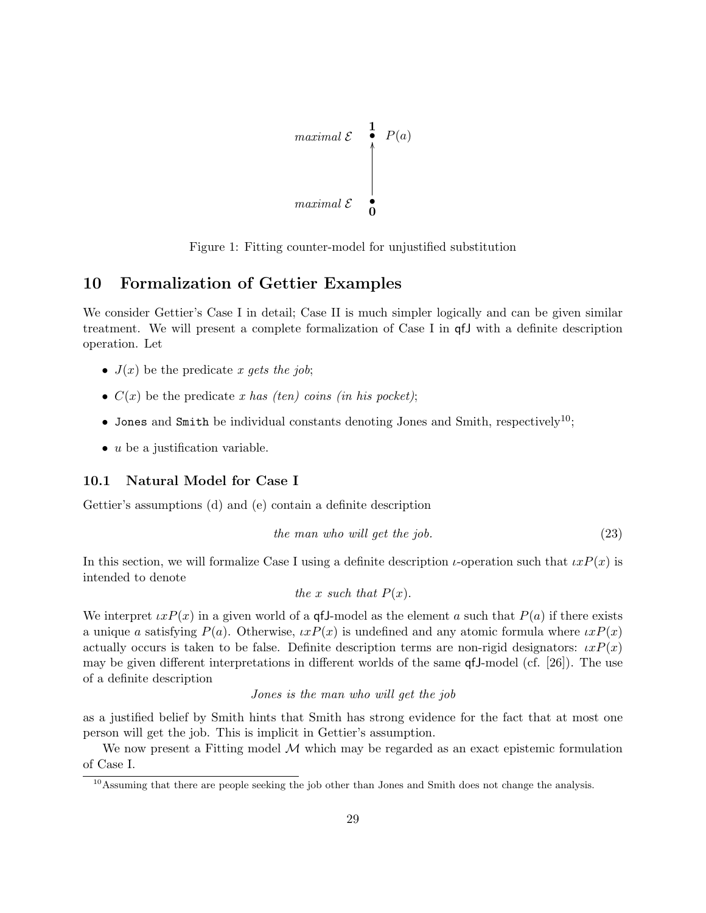maximal $\mathcal{E}$ $\overset{\mathbf{1}}{\bullet}$ $P(a)$

maximal $\mathcal{E}$ $\underset{\mathbf{0}}{\bullet}$

Figure 1: Fitting counter-model for unjustified substitution

# 10 Formalization of Gettier Examples

We consider Gettier's Case I in detail; Case II is much simpler logically and can be given similar treatment. We will present a complete formalization of Case I in qfJ with a definite description operation. Let

- $J(x)$ be the predicate *x gets the job*;
- $C(x)$ be the predicate *x has (ten) coins (in his pocket)*;
- `Jones` and `Smith` be individual constants denoting Jones and Smith, respectively[10];
- $u$ be a justification variable.

## 10.1 Natural Model for Case I

Gettier's assumptions (d) and (e) contain a definite description

$$\textit{the man who will get the job.} \tag{23}$$

In this section, we will formalize Case I using a definite description $\iota$-operation such that $\iota x P(x)$ is intended to denote

$$\textit{the } x \textit{ such that } P(x).$$

We interpret $\iota x P(x)$ in a given world of a qfJ-model as the element $a$ such that $P(a)$ if there exists a unique $a$ satisfying $P(a)$. Otherwise, $\iota x P(x)$ is undefined and any atomic formula where $\iota x P(x)$ actually occurs is taken to be false. Definite description terms are non-rigid designators: $\iota x P(x)$ may be given different interpretations in different worlds of the same qfJ-model (cf. [26]). The use of a definite description

*Jones is the man who will get the job*

as a justified belief by Smith hints that Smith has strong evidence for the fact that at most one person will get the job. This is implicit in Gettier's assumption.

We now present a Fitting model $\mathcal{M}$ which may be regarded as an exact epistemic formulation of Case I.

[10] Assuming that there are people seeking the job other than Jones and Smith does not change the analysis.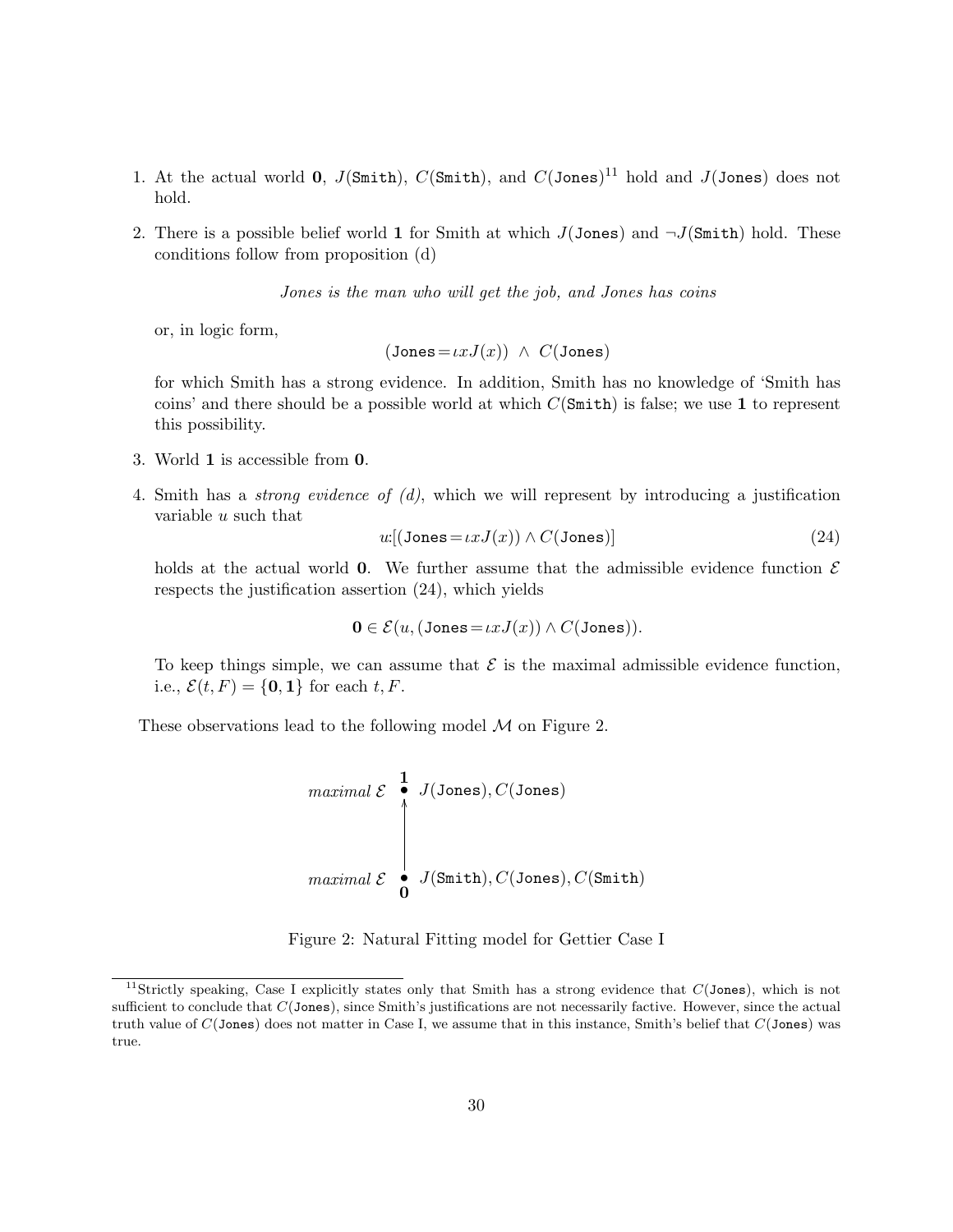1. At the actual world $\mathbf{0}$, $J(\texttt{Smith})$, $C(\texttt{Smith})$, and $C(\texttt{Jones})$[11] hold and $J(\texttt{Jones})$ does not hold.

2. There is a possible belief world $\mathbf{1}$ for Smith at which $J(\texttt{Jones})$ and $\neg J(\texttt{Smith})$ hold. These conditions follow from proposition (d)

   *Jones is the man who will get the job, and Jones has coins*

   or, in logic form,

   $$(\texttt{Jones} = \iota x J(x)) \;\wedge\; C(\texttt{Jones})$$

   for which Smith has a strong evidence. In addition, Smith has no knowledge of 'Smith has coins' and there should be a possible world at which $C(\texttt{Smith})$ is false; we use $\mathbf{1}$ to represent this possibility.

3. World $\mathbf{1}$ is accessible from $\mathbf{0}$.

4. Smith has a *strong evidence of (d)*, which we will represent by introducing a justification variable $u$ such that

   $$u{:}[(\texttt{Jones} = \iota x J(x)) \wedge C(\texttt{Jones})] \tag{24}$$

   holds at the actual world $\mathbf{0}$. We further assume that the admissible evidence function $\mathcal{E}$ respects the justification assertion (24), which yields

   $$\mathbf{0} \in \mathcal{E}(u, (\texttt{Jones} = \iota x J(x)) \wedge C(\texttt{Jones})).$$

   To keep things simple, we can assume that $\mathcal{E}$ is the maximal admissible evidence function, i.e., $\mathcal{E}(t, F) = \{\mathbf{0}, \mathbf{1}\}$ for each $t, F$.

These observations lead to the following model $\mathcal{M}$ on Figure 2.

*maximal* $\mathcal{E}$ $\;\mathbf{1}\;\bullet$ $J(\texttt{Jones}), C(\texttt{Jones})$

↑

*maximal* $\mathcal{E}$ $\;\mathbf{0}\;\bullet$ $J(\texttt{Smith}), C(\texttt{Jones}), C(\texttt{Smith})$

Figure 2: Natural Fitting model for Gettier Case I

---

[11] Strictly speaking, Case I explicitly states only that Smith has a strong evidence that $C(\texttt{Jones})$, which is not sufficient to conclude that $C(\texttt{Jones})$, since Smith's justifications are not necessarily factive. However, since the actual truth value of $C(\texttt{Jones})$ does not matter in Case I, we assume that in this instance, Smith's belief that $C(\texttt{Jones})$ was true.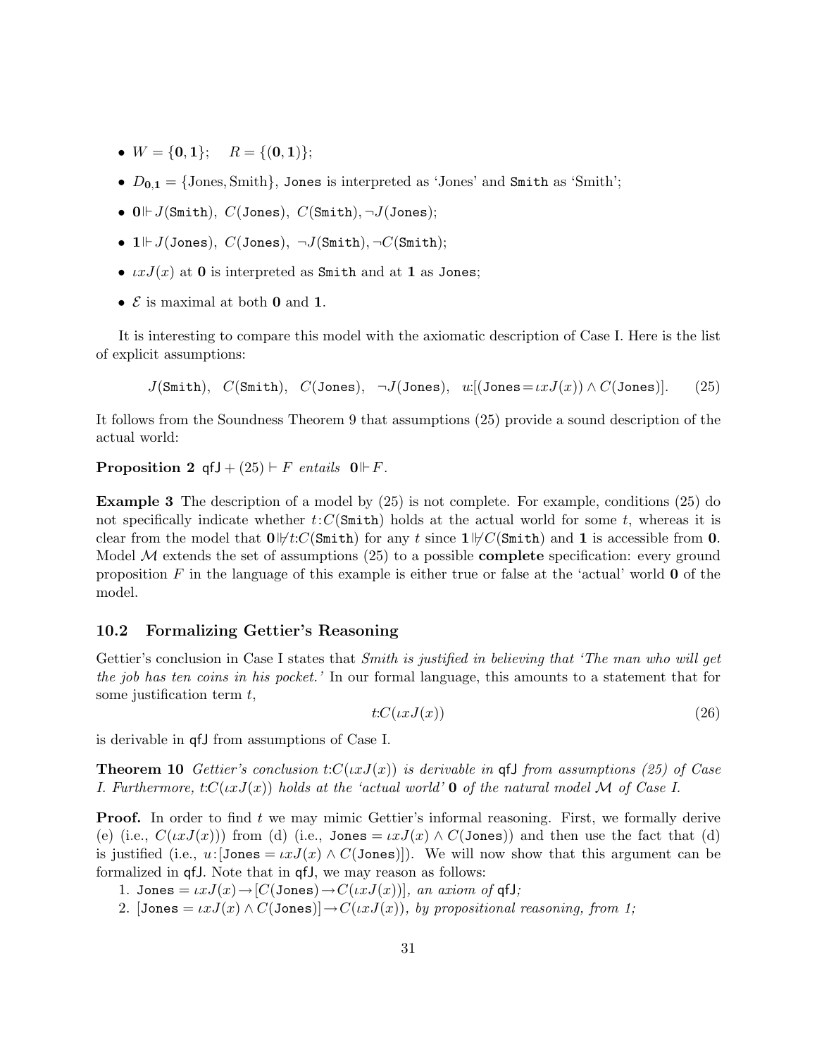- $W = \{\mathbf{0}, \mathbf{1}\}$; $\quad R = \{(\mathbf{0}, \mathbf{1})\}$;
- $D_{\mathbf{0},\mathbf{1}} = \{\text{Jones}, \text{Smith}\}$, Jones is interpreted as 'Jones' and Smith as 'Smith';
- $\mathbf{0} \Vdash J(\mathtt{Smith}),\ C(\mathtt{Jones}),\ C(\mathtt{Smith}), \neg J(\mathtt{Jones})$;
- $\mathbf{1} \Vdash J(\mathtt{Jones}),\ C(\mathtt{Jones}),\ \neg J(\mathtt{Smith}), \neg C(\mathtt{Smith})$;
- $\iota x J(x)$ at $\mathbf{0}$ is interpreted as Smith and at $\mathbf{1}$ as Jones;
- $\mathcal{E}$ is maximal at both $\mathbf{0}$ and $\mathbf{1}$.

It is interesting to compare this model with the axiomatic description of Case I. Here is the list of explicit assumptions:

$$J(\mathtt{Smith}),\quad C(\mathtt{Smith}),\quad C(\mathtt{Jones}),\quad \neg J(\mathtt{Jones}),\quad u{:}[(\mathtt{Jones}{=}\iota x J(x)) \wedge C(\mathtt{Jones})]. \tag{25}$$

It follows from the Soundness Theorem 9 that assumptions (25) provide a sound description of the actual world:

**Proposition 2** *$\mathsf{qfJ} + (25) \vdash F$ entails $\mathbf{0} \Vdash F$.*

**Example 3** The description of a model by (25) is not complete. For example, conditions (25) do not specifically indicate whether $t{:}C(\mathtt{Smith})$ holds at the actual world for some $t$, whereas it is clear from the model that $\mathbf{0} \not\Vdash t{:}C(\mathtt{Smith})$ for any $t$ since $\mathbf{1} \not\Vdash C(\mathtt{Smith})$ and $\mathbf{1}$ is accessible from $\mathbf{0}$. Model $\mathcal{M}$ extends the set of assumptions (25) to a possible **complete** specification: every ground proposition $F$ in the language of this example is either true or false at the 'actual' world $\mathbf{0}$ of the model.

### 10.2 Formalizing Gettier's Reasoning

Gettier's conclusion in Case I states that *Smith is justified in believing that 'The man who will get the job has ten coins in his pocket.'* In our formal language, this amounts to a statement that for some justification term $t$,

$$t{:}C(\iota x J(x)) \tag{26}$$

is derivable in $\mathsf{qfJ}$ from assumptions of Case I.

**Theorem 10** *Gettier's conclusion $t{:}C(\iota x J(x))$ is derivable in $\mathsf{qfJ}$ from assumptions (25) of Case I. Furthermore, $t{:}C(\iota x J(x))$ holds at the 'actual world' $\mathbf{0}$ of the natural model $\mathcal{M}$ of Case I.*

**Proof.** In order to find $t$ we may mimic Gettier's informal reasoning. First, we formally derive (e) (i.e., $C(\iota x J(x))$) from (d) (i.e., $\mathtt{Jones} = \iota x J(x) \wedge C(\mathtt{Jones})$) and then use the fact that (d) is justified (i.e., $u{:}[\mathtt{Jones} = \iota x J(x) \wedge C(\mathtt{Jones})]$). We will now show that this argument can be formalized in $\mathsf{qfJ}$. Note that in $\mathsf{qfJ}$, we may reason as follows:

1. $\mathtt{Jones} = \iota x J(x) \rightarrow [C(\mathtt{Jones}) \rightarrow C(\iota x J(x))]$, *an axiom of* $\mathsf{qfJ}$;
2. $[\mathtt{Jones} = \iota x J(x) \wedge C(\mathtt{Jones})] \rightarrow C(\iota x J(x))$, *by propositional reasoning, from 1;*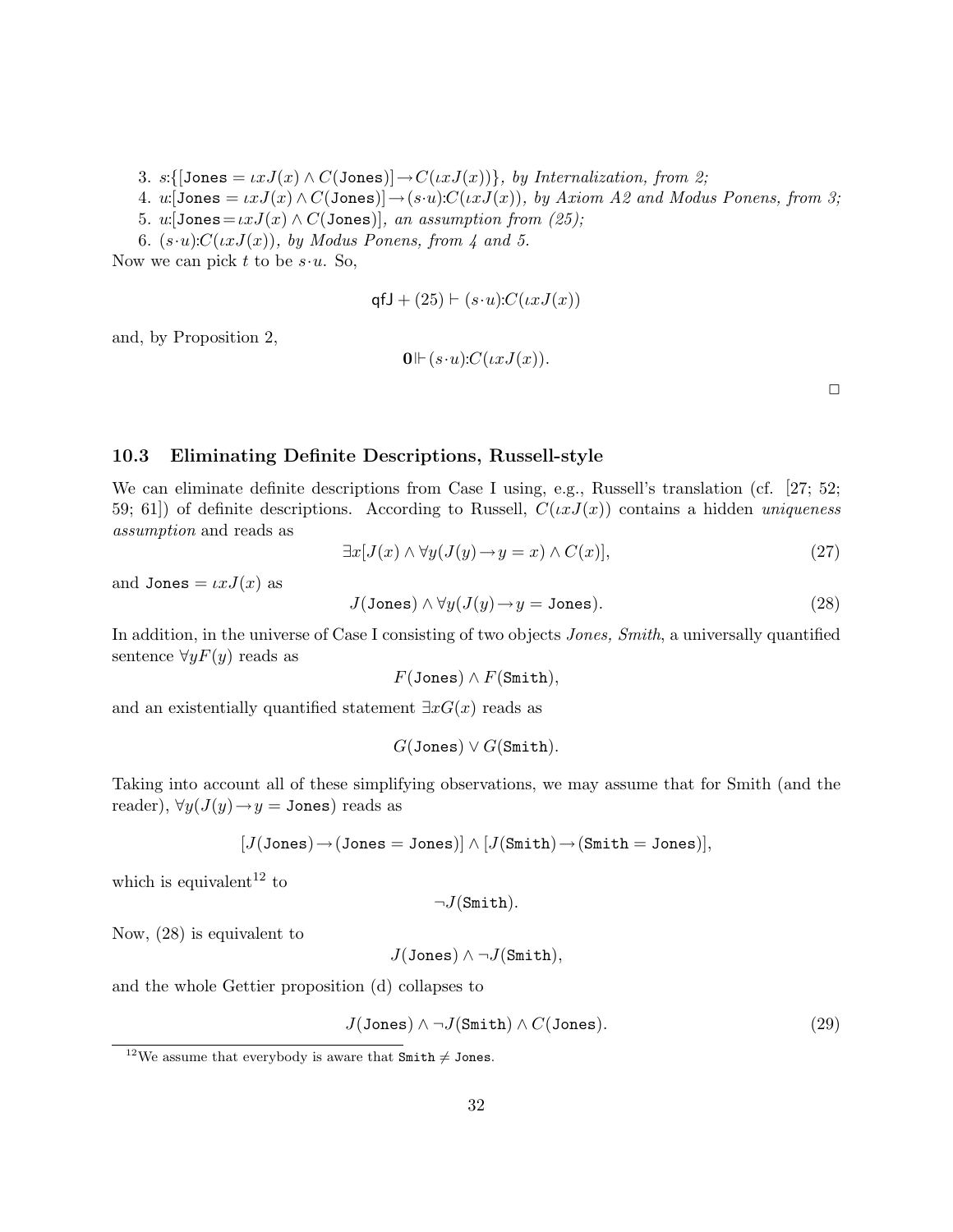3. $s{:}\{[\texttt{Jones} = \iota x J(x) \wedge C(\texttt{Jones})] \rightarrow C(\iota x J(x))\}$, *by Internalization, from 2;*

4. $u{:}[\texttt{Jones} = \iota x J(x) \wedge C(\texttt{Jones})] \rightarrow (s{\cdot}u){:}C(\iota x J(x))$, *by Axiom A2 and Modus Ponens, from 3;*

5. $u{:}[\texttt{Jones} = \iota x J(x) \wedge C(\texttt{Jones})]$, *an assumption from (25);*

6. $(s{\cdot}u){:}C(\iota x J(x))$, *by Modus Ponens, from 4 and 5.*

Now we can pick $t$ to be $s{\cdot}u$. So,

$$\mathsf{qfJ} + (25) \vdash (s{\cdot}u){:}C(\iota x J(x))$$

and, by Proposition 2,

$$\mathbf{0} \Vdash (s{\cdot}u){:}C(\iota x J(x)).$$

□

### 10.3 Eliminating Definite Descriptions, Russell-style

We can eliminate definite descriptions from Case I using, e.g., Russell's translation (cf. [27; 52; 59; 61]) of definite descriptions. According to Russell, $C(\iota x J(x))$ contains a hidden *uniqueness assumption* and reads as

$$\exists x[J(x) \wedge \forall y(J(y) \rightarrow y = x) \wedge C(x)], \tag{27}$$

and $\texttt{Jones} = \iota x J(x)$ as

$$J(\texttt{Jones}) \wedge \forall y(J(y) \rightarrow y = \texttt{Jones}). \tag{28}$$

In addition, in the universe of Case I consisting of two objects *Jones, Smith*, a universally quantified sentence $\forall y F(y)$ reads as

$$F(\texttt{Jones}) \wedge F(\texttt{Smith}),$$

and an existentially quantified statement $\exists x G(x)$ reads as

$$G(\texttt{Jones}) \vee G(\texttt{Smith}).$$

Taking into account all of these simplifying observations, we may assume that for Smith (and the reader), $\forall y(J(y) \rightarrow y = \texttt{Jones})$ reads as

$$[J(\texttt{Jones}) \rightarrow (\texttt{Jones} = \texttt{Jones})] \wedge [J(\texttt{Smith}) \rightarrow (\texttt{Smith} = \texttt{Jones})],$$

which is equivalent[12] to

$$\neg J(\texttt{Smith}).$$

Now, (28) is equivalent to

$$J(\texttt{Jones}) \wedge \neg J(\texttt{Smith}),$$

and the whole Gettier proposition (d) collapses to

$$J(\texttt{Jones}) \wedge \neg J(\texttt{Smith}) \wedge C(\texttt{Jones}). \tag{29}$$

[12] We assume that everybody is aware that $\texttt{Smith} \neq \texttt{Jones}$.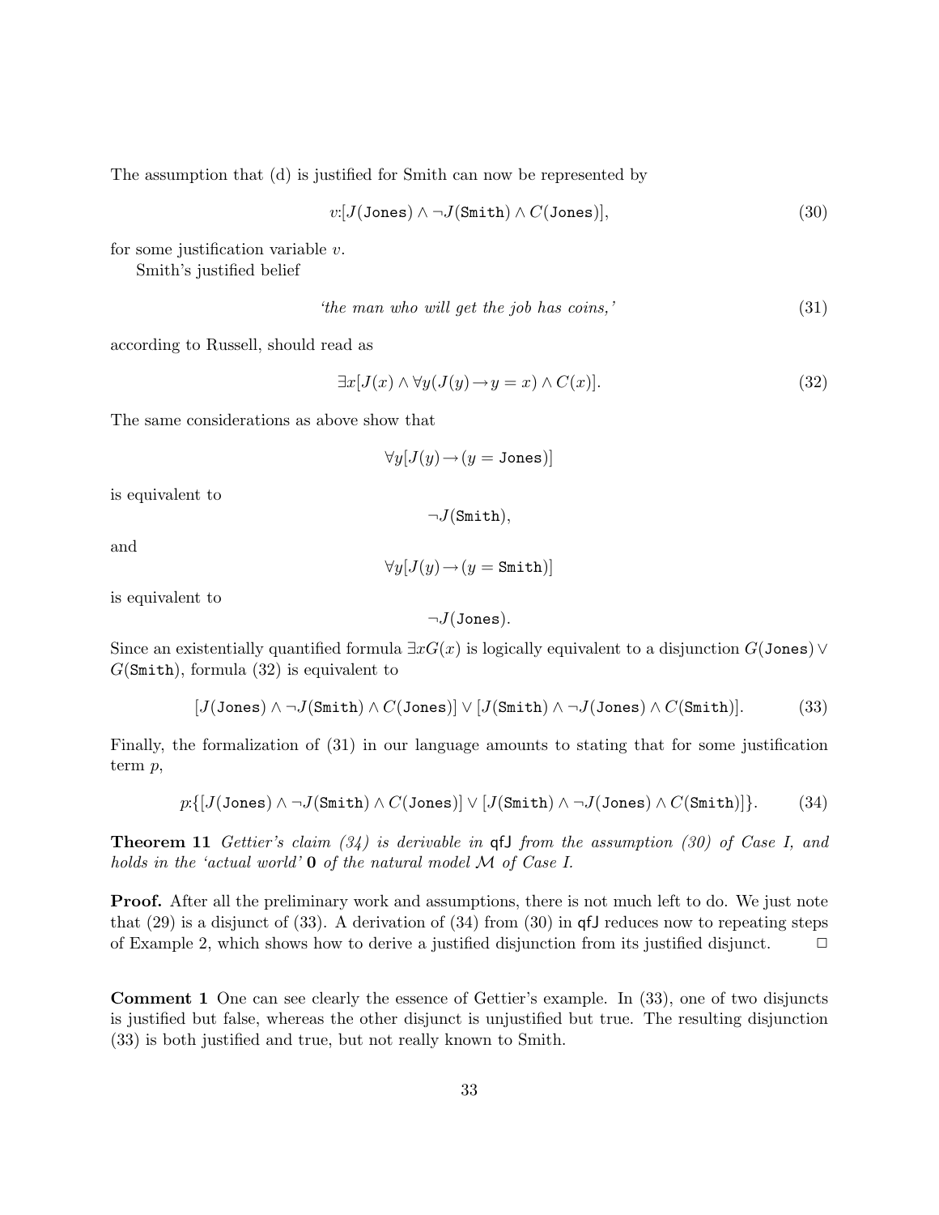The assumption that (d) is justified for Smith can now be represented by

$$v{:}[J(\texttt{Jones}) \wedge \neg J(\texttt{Smith}) \wedge C(\texttt{Jones})], \tag{30}$$

for some justification variable $v$.

Smith's justified belief

$$\textit{`the man who will get the job has coins,'} \tag{31}$$

according to Russell, should read as

$$\exists x[J(x) \wedge \forall y(J(y) \rightarrow y = x) \wedge C(x)]. \tag{32}$$

The same considerations as above show that

$$\forall y[J(y) \rightarrow (y = \texttt{Jones})]$$

is equivalent to

$$\neg J(\texttt{Smith}),$$

and

$$\forall y[J(y) \rightarrow (y = \texttt{Smith})]$$

is equivalent to

$$\neg J(\texttt{Jones}).$$

Since an existentially quantified formula $\exists x G(x)$ is logically equivalent to a disjunction $G(\texttt{Jones}) \vee G(\texttt{Smith})$, formula (32) is equivalent to

$$[J(\texttt{Jones}) \wedge \neg J(\texttt{Smith}) \wedge C(\texttt{Jones})] \vee [J(\texttt{Smith}) \wedge \neg J(\texttt{Jones}) \wedge C(\texttt{Smith})]. \tag{33}$$

Finally, the formalization of (31) in our language amounts to stating that for some justification term $p$,

$$p{:}\{[J(\texttt{Jones}) \wedge \neg J(\texttt{Smith}) \wedge C(\texttt{Jones})] \vee [J(\texttt{Smith}) \wedge \neg J(\texttt{Jones}) \wedge C(\texttt{Smith})]\}. \tag{34}$$

**Theorem 11** *Gettier's claim (34) is derivable in* qfJ *from the assumption (30) of Case I, and holds in the 'actual world'* $\mathbf{0}$ *of the natural model* $\mathcal{M}$ *of Case I.*

**Proof.** After all the preliminary work and assumptions, there is not much left to do. We just note that (29) is a disjunct of (33). A derivation of (34) from (30) in qfJ reduces now to repeating steps of Example 2, which shows how to derive a justified disjunction from its justified disjunct. $\Box$

**Comment 1** One can see clearly the essence of Gettier's example. In (33), one of two disjuncts is justified but false, whereas the other disjunct is unjustified but true. The resulting disjunction (33) is both justified and true, but not really known to Smith.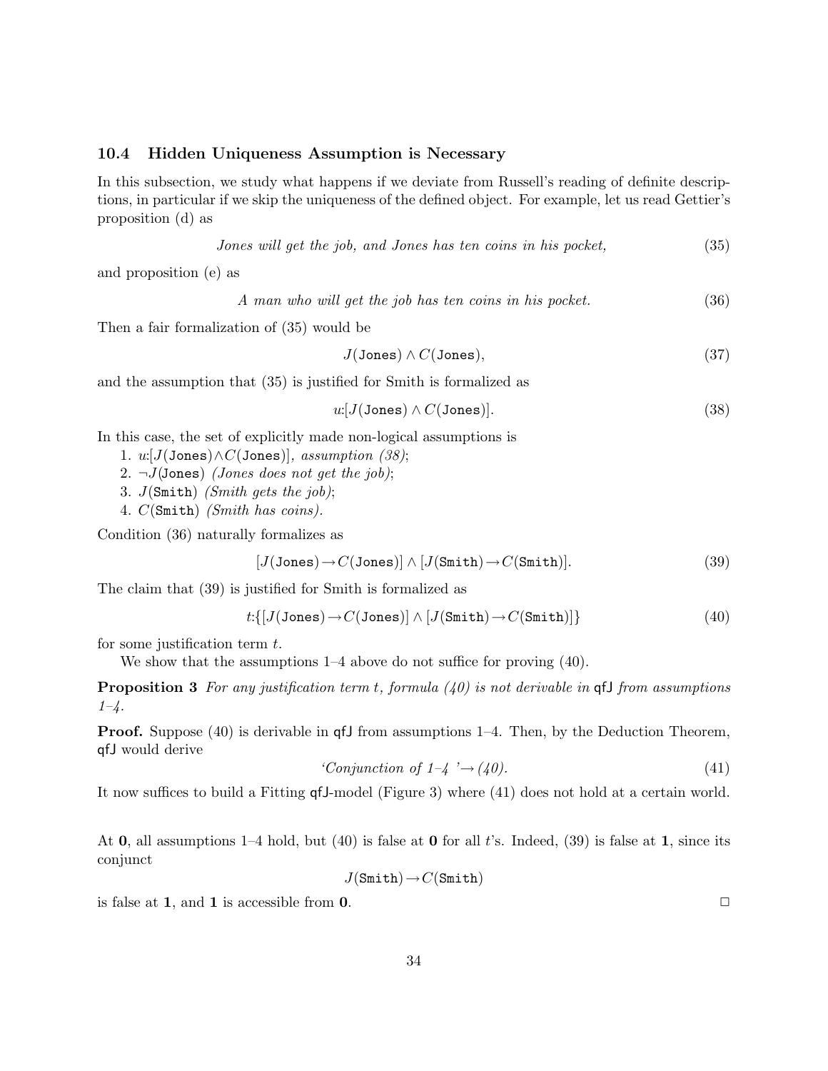### 10.4 Hidden Uniqueness Assumption is Necessary

In this subsection, we study what happens if we deviate from Russell's reading of definite descriptions, in particular if we skip the uniqueness of the defined object. For example, let us read Gettier's proposition (d) as

$$\textit{Jones will get the job, and Jones has ten coins in his pocket,} \tag{35}$$

and proposition (e) as

$$\textit{A man who will get the job has ten coins in his pocket.} \tag{36}$$

Then a fair formalization of (35) would be

$$J(\texttt{Jones}) \wedge C(\texttt{Jones}), \tag{37}$$

and the assumption that (35) is justified for Smith is formalized as

$$u{:}[J(\texttt{Jones}) \wedge C(\texttt{Jones})]. \tag{38}$$

In this case, the set of explicitly made non-logical assumptions is

1. $u{:}[J(\texttt{Jones}) \wedge C(\texttt{Jones})]$, *assumption (38)*;
2. $\neg J(\texttt{Jones})$ *(Jones does not get the job)*;
3. $J(\texttt{Smith})$ *(Smith gets the job)*;
4. $C(\texttt{Smith})$ *(Smith has coins).*

Condition (36) naturally formalizes as

$$[J(\texttt{Jones}) \rightarrow C(\texttt{Jones})] \wedge [J(\texttt{Smith}) \rightarrow C(\texttt{Smith})]. \tag{39}$$

The claim that (39) is justified for Smith is formalized as

$$t{:}\{[J(\texttt{Jones}) \rightarrow C(\texttt{Jones})] \wedge [J(\texttt{Smith}) \rightarrow C(\texttt{Smith})]\} \tag{40}$$

for some justification term $t$.

We show that the assumptions 1–4 above do not suffice for proving (40).

**Proposition 3** *For any justification term $t$, formula (40) is not derivable in* qfJ *from assumptions 1–4.*

**Proof.** Suppose (40) is derivable in qfJ from assumptions 1–4. Then, by the Deduction Theorem, qfJ would derive

$$\textit{`Conjunction of 1–4'} \rightarrow (40). \tag{41}$$

It now suffices to build a Fitting qfJ-model (Figure 3) where (41) does not hold at a certain world.

At $\mathbf{0}$, all assumptions 1–4 hold, but (40) is false at $\mathbf{0}$ for all $t$'s. Indeed, (39) is false at $\mathbf{1}$, since its conjunct

$$J(\texttt{Smith}) \rightarrow C(\texttt{Smith})$$

is false at $\mathbf{1}$, and $\mathbf{1}$ is accessible from $\mathbf{0}$. □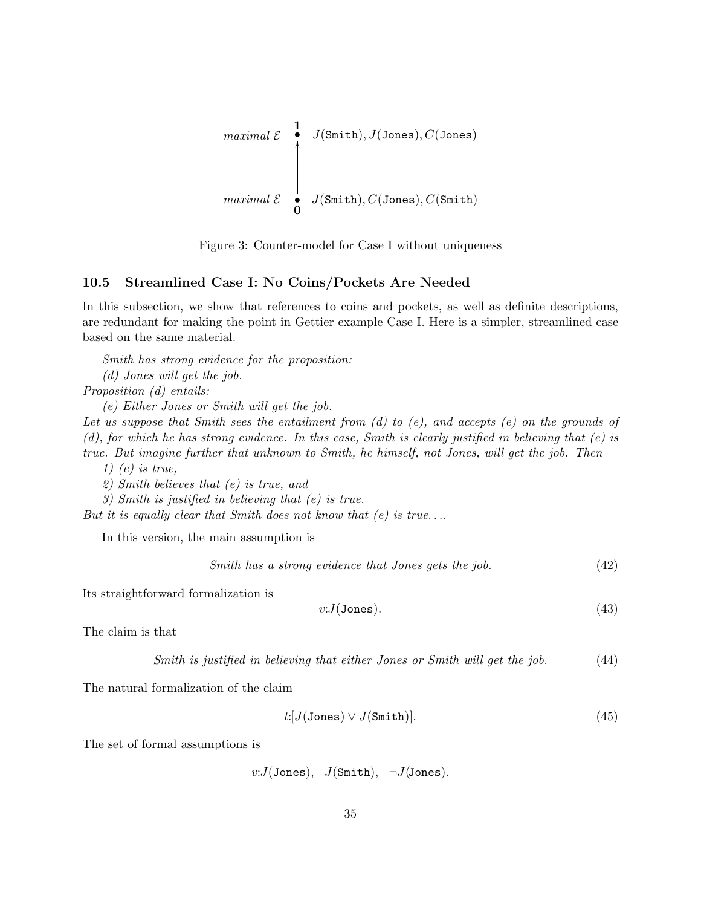$$
\begin{array}{lcl}
\textit{maximal } \mathcal{E} & \overset{\mathbf{1}}{\bullet} & J(\texttt{Smith}), J(\texttt{Jones}), C(\texttt{Jones}) \\
 & \uparrow & \\
\textit{maximal } \mathcal{E} & \underset{\mathbf{0}}{\bullet} & J(\texttt{Smith}), C(\texttt{Jones}), C(\texttt{Smith})
\end{array}
$$

Figure 3: Counter-model for Case I without uniqueness

### 10.5 Streamlined Case I: No Coins/Pockets Are Needed

In this subsection, we show that references to coins and pockets, as well as definite descriptions, are redundant for making the point in Gettier example Case I. Here is a simpler, streamlined case based on the same material.

*Smith has strong evidence for the proposition:*

*(d) Jones will get the job.*

*Proposition (d) entails:*

*(e) Either Jones or Smith will get the job.*

*Let us suppose that Smith sees the entailment from (d) to (e), and accepts (e) on the grounds of (d), for which he has strong evidence. In this case, Smith is clearly justified in believing that (e) is true. But imagine further that unknown to Smith, he himself, not Jones, will get the job. Then*

*1) (e) is true,*

*2) Smith believes that (e) is true, and*

*3) Smith is justified in believing that (e) is true.*

*But it is equally clear that Smith does not know that (e) is true....*

In this version, the main assumption is

$$\textit{Smith has a strong evidence that Jones gets the job.} \tag{42}$$

Its straightforward formalization is

$$v{:}J(\texttt{Jones}). \tag{43}$$

The claim is that

$$\textit{Smith is justified in believing that either Jones or Smith will get the job.} \tag{44}$$

The natural formalization of the claim

$$t{:}[J(\texttt{Jones}) \vee J(\texttt{Smith})]. \tag{45}$$

The set of formal assumptions is

$$v{:}J(\texttt{Jones}), \quad J(\texttt{Smith}), \quad \neg J(\texttt{Jones}).$$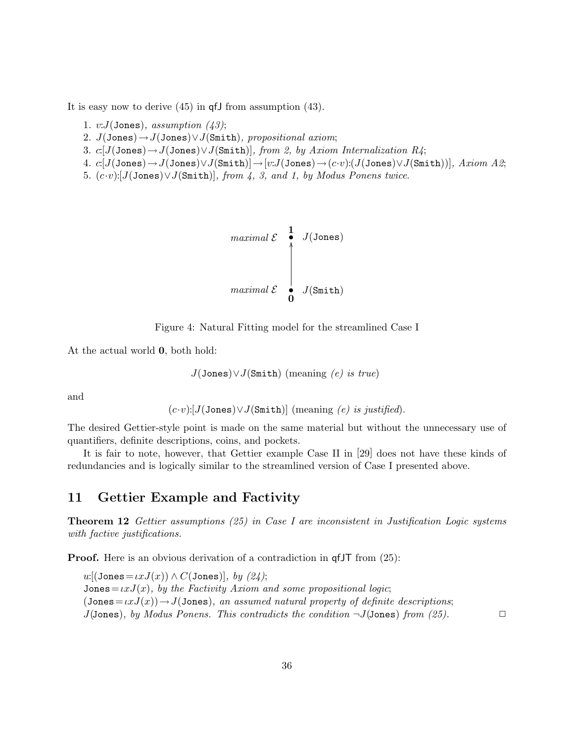It is easy now to derive (45) in $\mathsf{qfJ}$ from assumption (43).

1. $v{:}J(\mathtt{Jones})$, *assumption (43)*;
2. $J(\mathtt{Jones}) \rightarrow J(\mathtt{Jones}) \vee J(\mathtt{Smith})$, *propositional axiom*;
3. $c{:}[J(\mathtt{Jones}) \rightarrow J(\mathtt{Jones}) \vee J(\mathtt{Smith})]$, *from 2, by Axiom Internalization R4*;
4. $c{:}[J(\mathtt{Jones}) \rightarrow J(\mathtt{Jones}) \vee J(\mathtt{Smith})] \rightarrow [v{:}J(\mathtt{Jones}) \rightarrow (c{\cdot}v){:}(J(\mathtt{Jones}) \vee J(\mathtt{Smith}))]$, *Axiom A2*;
5. $(c{\cdot}v){:}[J(\mathtt{Jones}) \vee J(\mathtt{Smith})]$, *from 4, 3, and 1, by Modus Ponens twice.*

*maximal* $\mathcal{E}$ **1** • $J(\mathtt{Jones})$

*maximal* $\mathcal{E}$ **0** • $J(\mathtt{Smith})$

Figure 4: Natural Fitting model for the streamlined Case I

At the actual world **0**, both hold:

$$J(\mathtt{Jones}) \vee J(\mathtt{Smith}) \text{ (meaning } \textit{(e) is true}\text{)}$$

and

$$(c{\cdot}v){:}[J(\mathtt{Jones}) \vee J(\mathtt{Smith})] \text{ (meaning } \textit{(e) is justified}\text{)}.$$

The desired Gettier-style point is made on the same material but without the unnecessary use of quantifiers, definite descriptions, coins, and pockets.

It is fair to note, however, that Gettier example Case II in [29] does not have these kinds of redundancies and is logically similar to the streamlined version of Case I presented above.

## 11 Gettier Example and Factivity

**Theorem 12** *Gettier assumptions (25) in Case I are inconsistent in Justification Logic systems with factive justifications.*

**Proof.** Here is an obvious derivation of a contradiction in $\mathsf{qfJT}$ from (25):

$u{:}[(\mathtt{Jones} = \iota x J(x)) \wedge C(\mathtt{Jones})]$, *by (24)*;
$\mathtt{Jones} = \iota x J(x)$, *by the Factivity Axiom and some propositional logic*;
$(\mathtt{Jones} = \iota x J(x)) \rightarrow J(\mathtt{Jones})$, *an assumed natural property of definite descriptions*;
$J(\mathtt{Jones})$, *by Modus Ponens. This contradicts the condition* $\neg J(\mathtt{Jones})$ *from (25).* □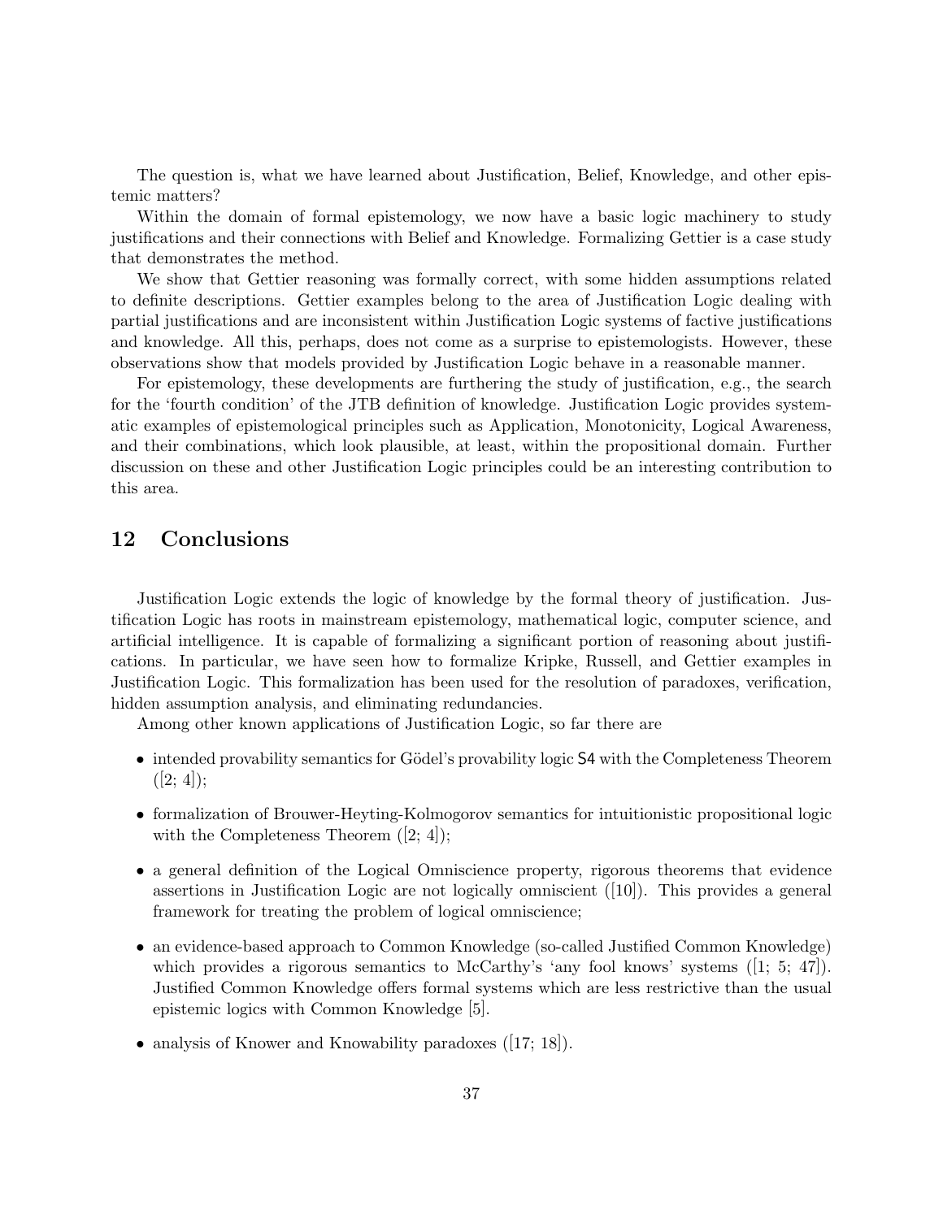The question is, what we have learned about Justification, Belief, Knowledge, and other epistemic matters?

Within the domain of formal epistemology, we now have a basic logic machinery to study justifications and their connections with Belief and Knowledge. Formalizing Gettier is a case study that demonstrates the method.

We show that Gettier reasoning was formally correct, with some hidden assumptions related to definite descriptions. Gettier examples belong to the area of Justification Logic dealing with partial justifications and are inconsistent within Justification Logic systems of factive justifications and knowledge. All this, perhaps, does not come as a surprise to epistemologists. However, these observations show that models provided by Justification Logic behave in a reasonable manner.

For epistemology, these developments are furthering the study of justification, e.g., the search for the 'fourth condition' of the JTB definition of knowledge. Justification Logic provides systematic examples of epistemological principles such as Application, Monotonicity, Logical Awareness, and their combinations, which look plausible, at least, within the propositional domain. Further discussion on these and other Justification Logic principles could be an interesting contribution to this area.

## 12 Conclusions

Justification Logic extends the logic of knowledge by the formal theory of justification. Justification Logic has roots in mainstream epistemology, mathematical logic, computer science, and artificial intelligence. It is capable of formalizing a significant portion of reasoning about justifications. In particular, we have seen how to formalize Kripke, Russell, and Gettier examples in Justification Logic. This formalization has been used for the resolution of paradoxes, verification, hidden assumption analysis, and eliminating redundancies.

Among other known applications of Justification Logic, so far there are

- intended provability semantics for Gödel's provability logic S4 with the Completeness Theorem ([2; 4]);
- formalization of Brouwer-Heyting-Kolmogorov semantics for intuitionistic propositional logic with the Completeness Theorem ([2; 4]);
- a general definition of the Logical Omniscience property, rigorous theorems that evidence assertions in Justification Logic are not logically omniscient ([10]). This provides a general framework for treating the problem of logical omniscience;
- an evidence-based approach to Common Knowledge (so-called Justified Common Knowledge) which provides a rigorous semantics to McCarthy's 'any fool knows' systems ([1; 5; 47]). Justified Common Knowledge offers formal systems which are less restrictive than the usual epistemic logics with Common Knowledge [5].
- analysis of Knower and Knowability paradoxes ([17; 18]).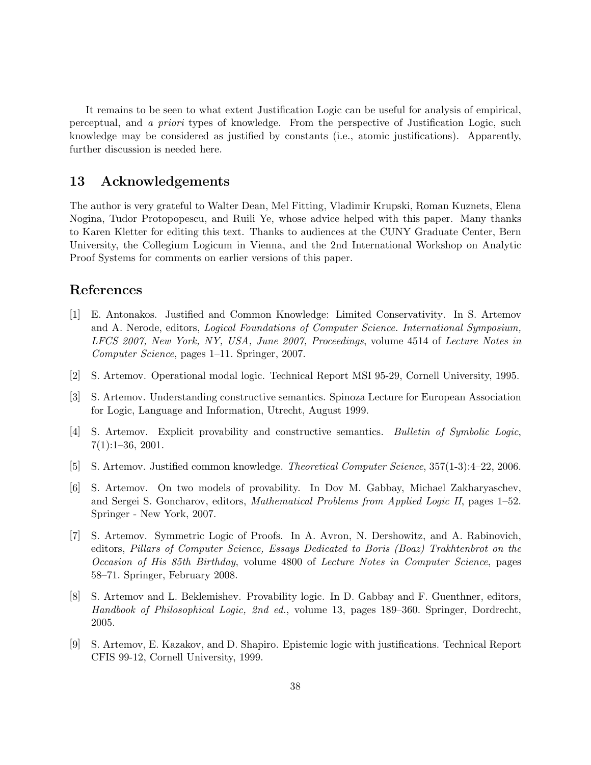It remains to be seen to what extent Justification Logic can be useful for analysis of empirical, perceptual, and *a priori* types of knowledge. From the perspective of Justification Logic, such knowledge may be considered as justified by constants (i.e., atomic justifications). Apparently, further discussion is needed here.

## 13 Acknowledgements

The author is very grateful to Walter Dean, Mel Fitting, Vladimir Krupski, Roman Kuznets, Elena Nogina, Tudor Protopopescu, and Ruili Ye, whose advice helped with this paper. Many thanks to Karen Kletter for editing this text. Thanks to audiences at the CUNY Graduate Center, Bern University, the Collegium Logicum in Vienna, and the 2nd International Workshop on Analytic Proof Systems for comments on earlier versions of this paper.

## References

[1] E. Antonakos. Justified and Common Knowledge: Limited Conservativity. In S. Artemov and A. Nerode, editors, *Logical Foundations of Computer Science. International Symposium, LFCS 2007, New York, NY, USA, June 2007, Proceedings*, volume 4514 of *Lecture Notes in Computer Science*, pages 1–11. Springer, 2007.

[2] S. Artemov. Operational modal logic. Technical Report MSI 95-29, Cornell University, 1995.

[3] S. Artemov. Understanding constructive semantics. Spinoza Lecture for European Association for Logic, Language and Information, Utrecht, August 1999.

[4] S. Artemov. Explicit provability and constructive semantics. *Bulletin of Symbolic Logic*, 7(1):1–36, 2001.

[5] S. Artemov. Justified common knowledge. *Theoretical Computer Science*, 357(1-3):4–22, 2006.

[6] S. Artemov. On two models of provability. In Dov M. Gabbay, Michael Zakharyaschev, and Sergei S. Goncharov, editors, *Mathematical Problems from Applied Logic II*, pages 1–52. Springer - New York, 2007.

[7] S. Artemov. Symmetric Logic of Proofs. In A. Avron, N. Dershowitz, and A. Rabinovich, editors, *Pillars of Computer Science, Essays Dedicated to Boris (Boaz) Trakhtenbrot on the Occasion of His 85th Birthday*, volume 4800 of *Lecture Notes in Computer Science*, pages 58–71. Springer, February 2008.

[8] S. Artemov and L. Beklemishev. Provability logic. In D. Gabbay and F. Guenthner, editors, *Handbook of Philosophical Logic, 2nd ed.*, volume 13, pages 189–360. Springer, Dordrecht, 2005.

[9] S. Artemov, E. Kazakov, and D. Shapiro. Epistemic logic with justifications. Technical Report CFIS 99-12, Cornell University, 1999.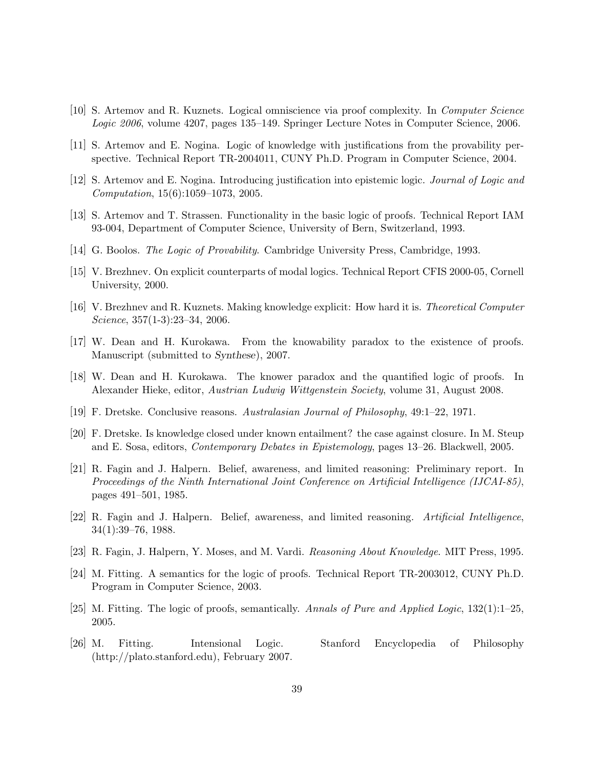[10] S. Artemov and R. Kuznets. Logical omniscience via proof complexity. In *Computer Science Logic 2006*, volume 4207, pages 135–149. Springer Lecture Notes in Computer Science, 2006.

[11] S. Artemov and E. Nogina. Logic of knowledge with justifications from the provability perspective. Technical Report TR-2004011, CUNY Ph.D. Program in Computer Science, 2004.

[12] S. Artemov and E. Nogina. Introducing justification into epistemic logic. *Journal of Logic and Computation*, 15(6):1059–1073, 2005.

[13] S. Artemov and T. Strassen. Functionality in the basic logic of proofs. Technical Report IAM 93-004, Department of Computer Science, University of Bern, Switzerland, 1993.

[14] G. Boolos. *The Logic of Provability*. Cambridge University Press, Cambridge, 1993.

[15] V. Brezhnev. On explicit counterparts of modal logics. Technical Report CFIS 2000-05, Cornell University, 2000.

[16] V. Brezhnev and R. Kuznets. Making knowledge explicit: How hard it is. *Theoretical Computer Science*, 357(1-3):23–34, 2006.

[17] W. Dean and H. Kurokawa. From the knowability paradox to the existence of proofs. Manuscript (submitted to *Synthese*), 2007.

[18] W. Dean and H. Kurokawa. The knower paradox and the quantified logic of proofs. In Alexander Hieke, editor, *Austrian Ludwig Wittgenstein Society*, volume 31, August 2008.

[19] F. Dretske. Conclusive reasons. *Australasian Journal of Philosophy*, 49:1–22, 1971.

[20] F. Dretske. Is knowledge closed under known entailment? the case against closure. In M. Steup and E. Sosa, editors, *Contemporary Debates in Epistemology*, pages 13–26. Blackwell, 2005.

[21] R. Fagin and J. Halpern. Belief, awareness, and limited reasoning: Preliminary report. In *Proceedings of the Ninth International Joint Conference on Artificial Intelligence (IJCAI-85)*, pages 491–501, 1985.

[22] R. Fagin and J. Halpern. Belief, awareness, and limited reasoning. *Artificial Intelligence*, 34(1):39–76, 1988.

[23] R. Fagin, J. Halpern, Y. Moses, and M. Vardi. *Reasoning About Knowledge*. MIT Press, 1995.

[24] M. Fitting. A semantics for the logic of proofs. Technical Report TR-2003012, CUNY Ph.D. Program in Computer Science, 2003.

[25] M. Fitting. The logic of proofs, semantically. *Annals of Pure and Applied Logic*, 132(1):1–25, 2005.

[26] M. Fitting. Intensional Logic. Stanford Encyclopedia of Philosophy (http://plato.stanford.edu), February 2007.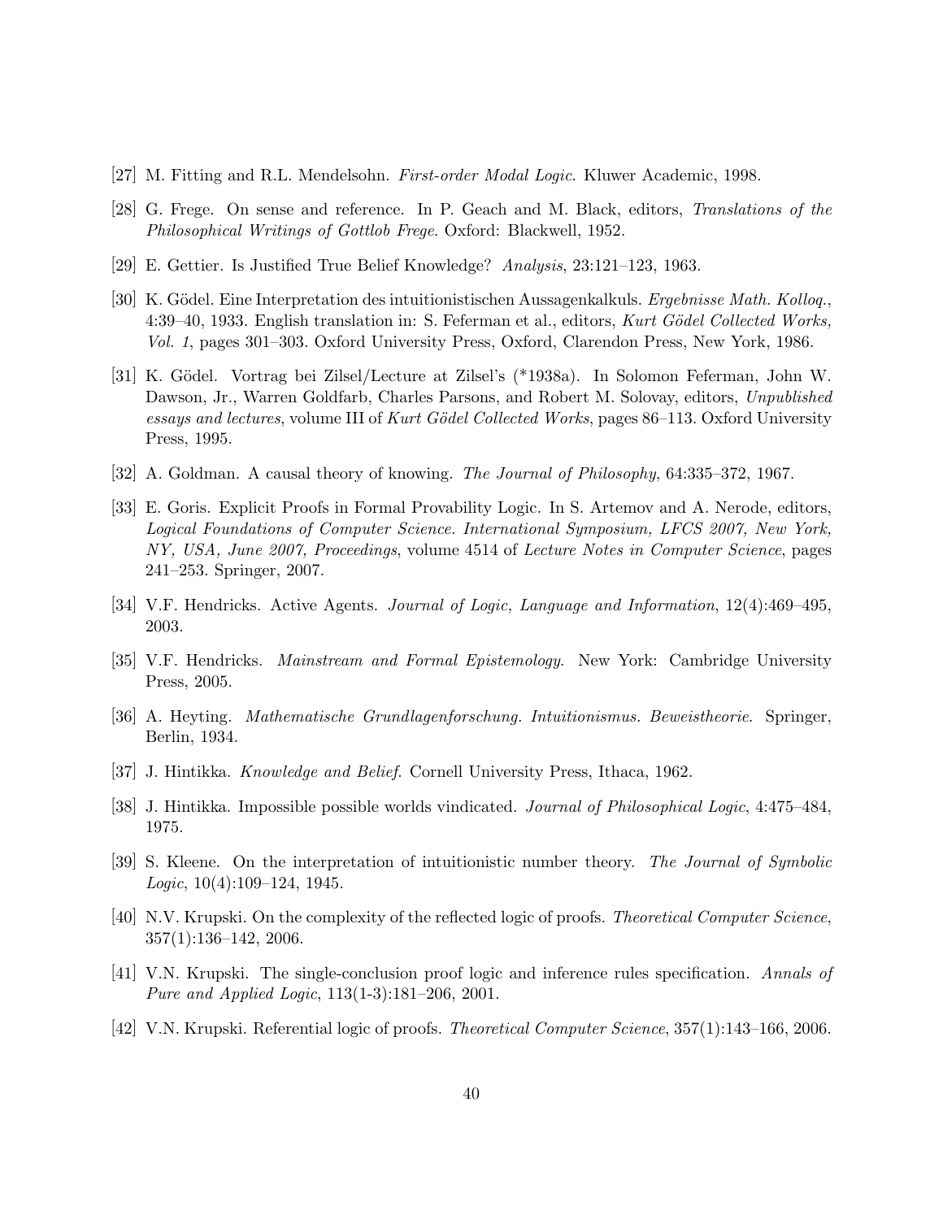[27] M. Fitting and R.L. Mendelsohn. *First-order Modal Logic*. Kluwer Academic, 1998.

[28] G. Frege. On sense and reference. In P. Geach and M. Black, editors, *Translations of the Philosophical Writings of Gottlob Frege*. Oxford: Blackwell, 1952.

[29] E. Gettier. Is Justified True Belief Knowledge? *Analysis*, 23:121–123, 1963.

[30] K. Gödel. Eine Interpretation des intuitionistischen Aussagenkalkuls. *Ergebnisse Math. Kolloq.*, 4:39–40, 1933. English translation in: S. Feferman et al., editors, *Kurt Gödel Collected Works, Vol. 1*, pages 301–303. Oxford University Press, Oxford, Clarendon Press, New York, 1986.

[31] K. Gödel. Vortrag bei Zilsel/Lecture at Zilsel's (*1938a). In Solomon Feferman, John W. Dawson, Jr., Warren Goldfarb, Charles Parsons, and Robert M. Solovay, editors, *Unpublished essays and lectures*, volume III of *Kurt Gödel Collected Works*, pages 86–113. Oxford University Press, 1995.

[32] A. Goldman. A causal theory of knowing. *The Journal of Philosophy*, 64:335–372, 1967.

[33] E. Goris. Explicit Proofs in Formal Provability Logic. In S. Artemov and A. Nerode, editors, *Logical Foundations of Computer Science. International Symposium, LFCS 2007, New York, NY, USA, June 2007, Proceedings*, volume 4514 of *Lecture Notes in Computer Science*, pages 241–253. Springer, 2007.

[34] V.F. Hendricks. Active Agents. *Journal of Logic, Language and Information*, 12(4):469–495, 2003.

[35] V.F. Hendricks. *Mainstream and Formal Epistemology*. New York: Cambridge University Press, 2005.

[36] A. Heyting. *Mathematische Grundlagenforschung. Intuitionismus. Beweistheorie*. Springer, Berlin, 1934.

[37] J. Hintikka. *Knowledge and Belief*. Cornell University Press, Ithaca, 1962.

[38] J. Hintikka. Impossible possible worlds vindicated. *Journal of Philosophical Logic*, 4:475–484, 1975.

[39] S. Kleene. On the interpretation of intuitionistic number theory. *The Journal of Symbolic Logic*, 10(4):109–124, 1945.

[40] N.V. Krupski. On the complexity of the reflected logic of proofs. *Theoretical Computer Science*, 357(1):136–142, 2006.

[41] V.N. Krupski. The single-conclusion proof logic and inference rules specification. *Annals of Pure and Applied Logic*, 113(1-3):181–206, 2001.

[42] V.N. Krupski. Referential logic of proofs. *Theoretical Computer Science*, 357(1):143–166, 2006.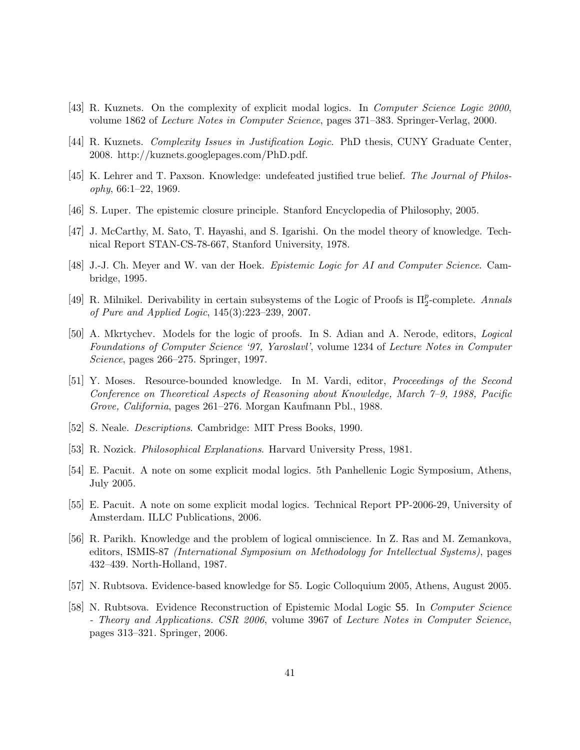[43] R. Kuznets. On the complexity of explicit modal logics. In *Computer Science Logic 2000*, volume 1862 of *Lecture Notes in Computer Science*, pages 371–383. Springer-Verlag, 2000.

[44] R. Kuznets. *Complexity Issues in Justification Logic*. PhD thesis, CUNY Graduate Center, 2008. http://kuznets.googlepages.com/PhD.pdf.

[45] K. Lehrer and T. Paxson. Knowledge: undefeated justified true belief. *The Journal of Philosophy*, 66:1–22, 1969.

[46] S. Luper. The epistemic closure principle. Stanford Encyclopedia of Philosophy, 2005.

[47] J. McCarthy, M. Sato, T. Hayashi, and S. Igarishi. On the model theory of knowledge. Technical Report STAN-CS-78-667, Stanford University, 1978.

[48] J.-J. Ch. Meyer and W. van der Hoek. *Epistemic Logic for AI and Computer Science*. Cambridge, 1995.

[49] R. Milnikel. Derivability in certain subsystems of the Logic of Proofs is $\Pi_2^p$-complete. *Annals of Pure and Applied Logic*, 145(3):223–239, 2007.

[50] A. Mkrtychev. Models for the logic of proofs. In S. Adian and A. Nerode, editors, *Logical Foundations of Computer Science '97, Yaroslavl'*, volume 1234 of *Lecture Notes in Computer Science*, pages 266–275. Springer, 1997.

[51] Y. Moses. Resource-bounded knowledge. In M. Vardi, editor, *Proceedings of the Second Conference on Theoretical Aspects of Reasoning about Knowledge, March 7–9, 1988, Pacific Grove, California*, pages 261–276. Morgan Kaufmann Pbl., 1988.

[52] S. Neale. *Descriptions*. Cambridge: MIT Press Books, 1990.

[53] R. Nozick. *Philosophical Explanations*. Harvard University Press, 1981.

[54] E. Pacuit. A note on some explicit modal logics. 5th Panhellenic Logic Symposium, Athens, July 2005.

[55] E. Pacuit. A note on some explicit modal logics. Technical Report PP-2006-29, University of Amsterdam. ILLC Publications, 2006.

[56] R. Parikh. Knowledge and the problem of logical omniscience. In Z. Ras and M. Zemankova, editors, ISMIS-87 *(International Symposium on Methodology for Intellectual Systems)*, pages 432–439. North-Holland, 1987.

[57] N. Rubtsova. Evidence-based knowledge for S5. Logic Colloquium 2005, Athens, August 2005.

[58] N. Rubtsova. Evidence Reconstruction of Epistemic Modal Logic S5. In *Computer Science - Theory and Applications. CSR 2006*, volume 3967 of *Lecture Notes in Computer Science*, pages 313–321. Springer, 2006.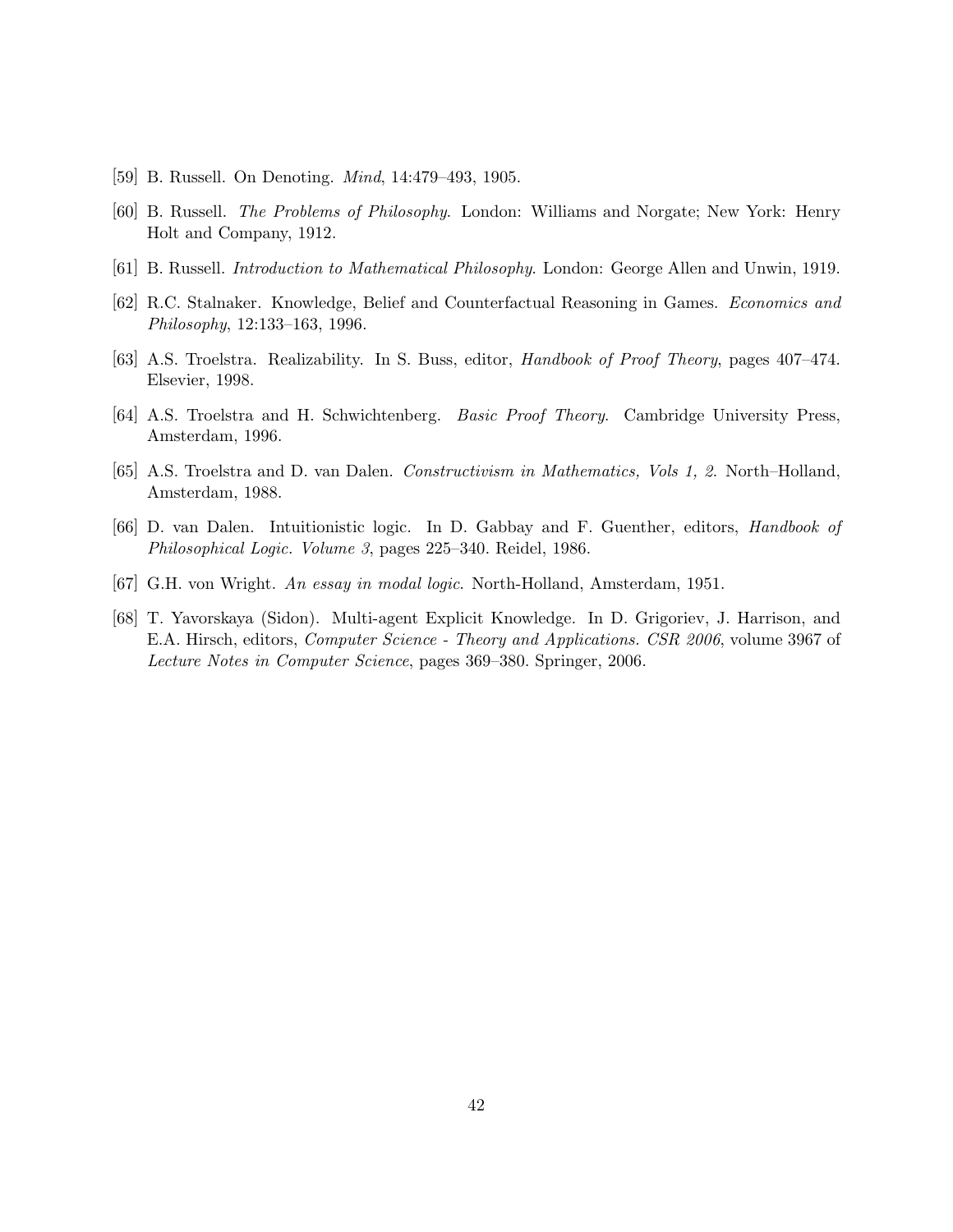[59] B. Russell. On Denoting. *Mind*, 14:479–493, 1905.

[60] B. Russell. *The Problems of Philosophy*. London: Williams and Norgate; New York: Henry Holt and Company, 1912.

[61] B. Russell. *Introduction to Mathematical Philosophy*. London: George Allen and Unwin, 1919.

[62] R.C. Stalnaker. Knowledge, Belief and Counterfactual Reasoning in Games. *Economics and Philosophy*, 12:133–163, 1996.

[63] A.S. Troelstra. Realizability. In S. Buss, editor, *Handbook of Proof Theory*, pages 407–474. Elsevier, 1998.

[64] A.S. Troelstra and H. Schwichtenberg. *Basic Proof Theory*. Cambridge University Press, Amsterdam, 1996.

[65] A.S. Troelstra and D. van Dalen. *Constructivism in Mathematics, Vols 1, 2*. North–Holland, Amsterdam, 1988.

[66] D. van Dalen. Intuitionistic logic. In D. Gabbay and F. Guenther, editors, *Handbook of Philosophical Logic. Volume 3*, pages 225–340. Reidel, 1986.

[67] G.H. von Wright. *An essay in modal logic*. North-Holland, Amsterdam, 1951.

[68] T. Yavorskaya (Sidon). Multi-agent Explicit Knowledge. In D. Grigoriev, J. Harrison, and E.A. Hirsch, editors, *Computer Science - Theory and Applications. CSR 2006*, volume 3967 of *Lecture Notes in Computer Science*, pages 369–380. Springer, 2006.